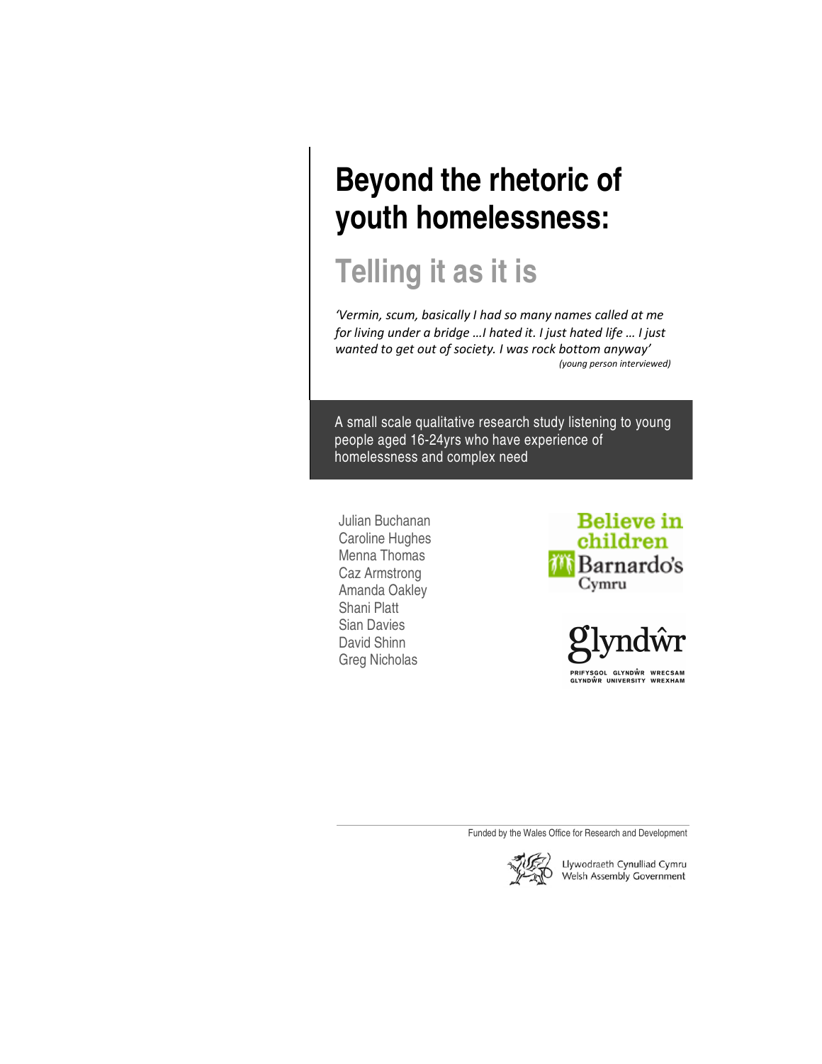# Beyond the rhetoric of youth homelessness:

## Telling it as it is

*'Vermin, scum, basically I had so many names called at me for living under a bridge …I hated it. I just hated life … I just wanted to get out of society. I was rock bottom anyway'*
*(young person interviewed)*

A small scale qualitative research study listening to young people aged 16-24yrs who have experience of homelessness and complex need

Julian Buchanan
Caroline Hughes
Menna Thomas
Caz Armstrong
Amanda Oakley
Shani Platt
Sian Davies
David Shinn
Greg Nicholas

Believe in children
Barnardo's
Cymru

glyndŵr
PRIFYSGOL GLYNDŴR WRECSAM
GLYNDŴR UNIVERSITY WREXHAM

Funded by the Wales Office for Research and Development

Llywodraeth Cynulliad Cymru
Welsh Assembly Government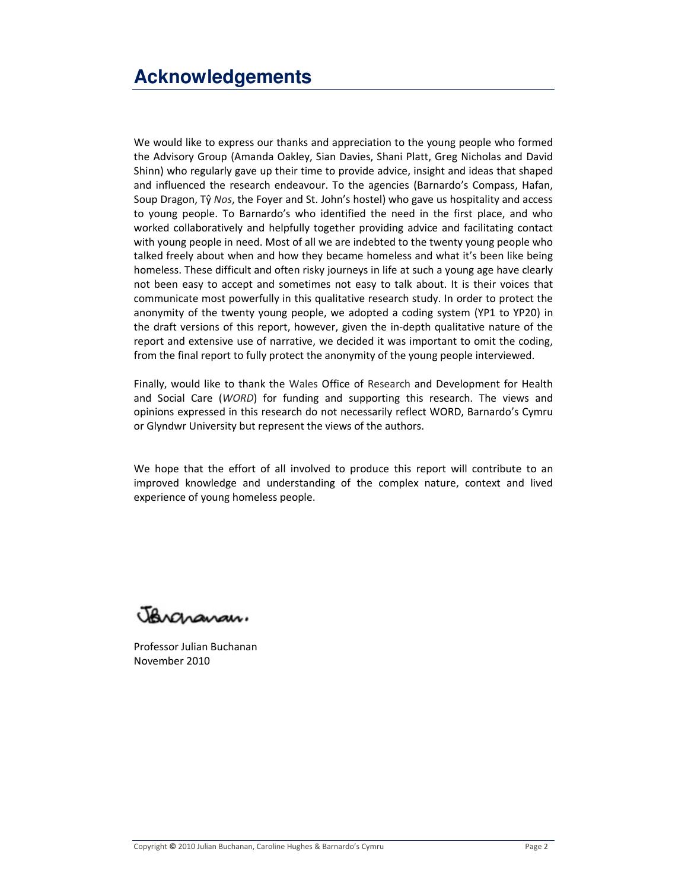# Acknowledgements

We would like to express our thanks and appreciation to the young people who formed the Advisory Group (Amanda Oakley, Sian Davies, Shani Platt, Greg Nicholas and David Shinn) who regularly gave up their time to provide advice, insight and ideas that shaped and influenced the research endeavour. To the agencies (Barnardo's Compass, Hafan, Soup Dragon, Tŷ *Nos*, the Foyer and St. John's hostel) who gave us hospitality and access to young people. To Barnardo's who identified the need in the first place, and who worked collaboratively and helpfully together providing advice and facilitating contact with young people in need. Most of all we are indebted to the twenty young people who talked freely about when and how they became homeless and what it's been like being homeless. These difficult and often risky journeys in life at such a young age have clearly not been easy to accept and sometimes not easy to talk about. It is their voices that communicate most powerfully in this qualitative research study. In order to protect the anonymity of the twenty young people, we adopted a coding system (YP1 to YP20) in the draft versions of this report, however, given the in-depth qualitative nature of the report and extensive use of narrative, we decided it was important to omit the coding, from the final report to fully protect the anonymity of the young people interviewed.

Finally, would like to thank the Wales Office of Research and Development for Health and Social Care (*WORD*) for funding and supporting this research. The views and opinions expressed in this research do not necessarily reflect WORD, Barnardo's Cymru or Glyndwr University but represent the views of the authors.

We hope that the effort of all involved to produce this report will contribute to an improved knowledge and understanding of the complex nature, context and lived experience of young homeless people.

JBuchanan.

Professor Julian Buchanan
November 2010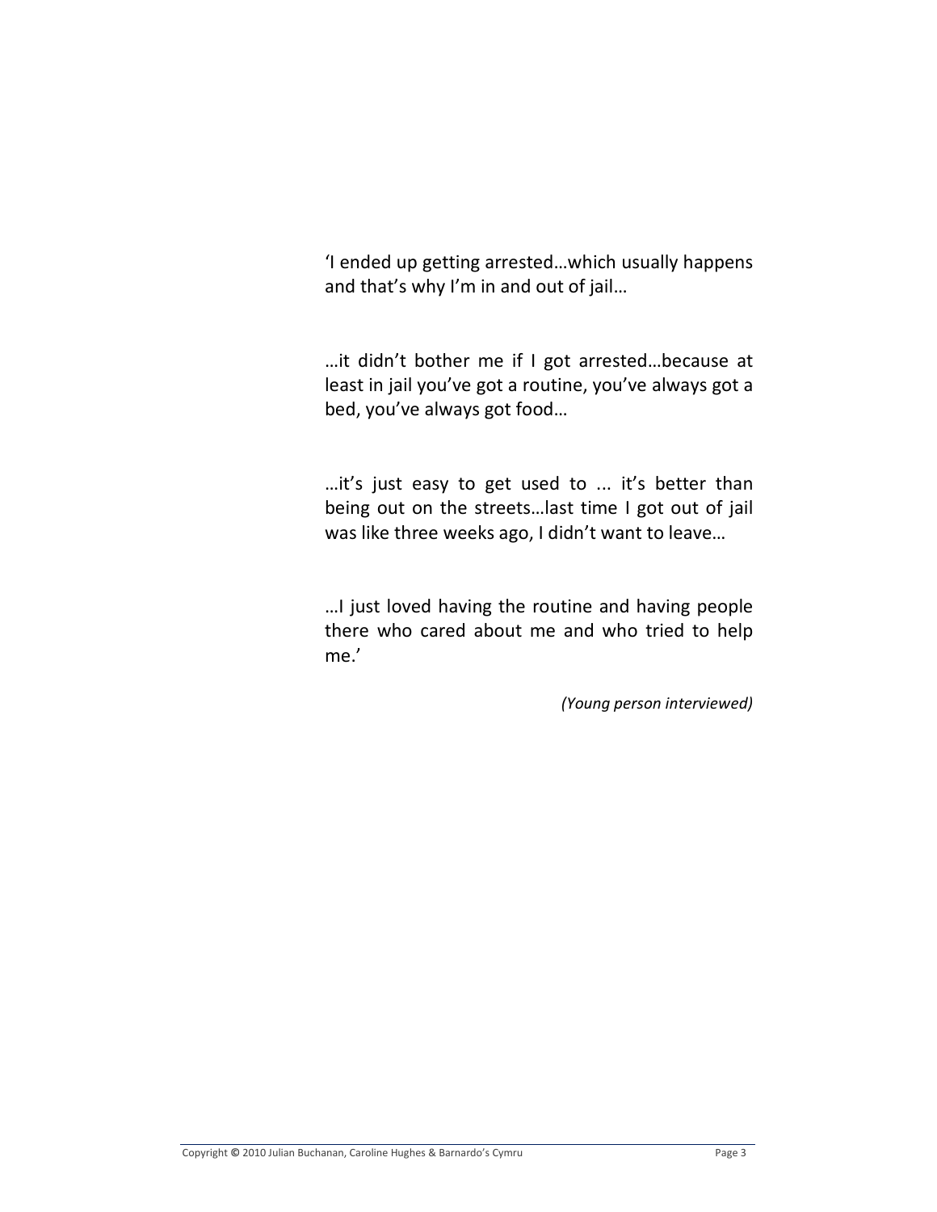'I ended up getting arrested…which usually happens and that's why I'm in and out of jail…

…it didn't bother me if I got arrested…because at least in jail you've got a routine, you've always got a bed, you've always got food…

…it's just easy to get used to ... it's better than being out on the streets…last time I got out of jail was like three weeks ago, I didn't want to leave…

…I just loved having the routine and having people there who cared about me and who tried to help me.'

*(Young person interviewed)*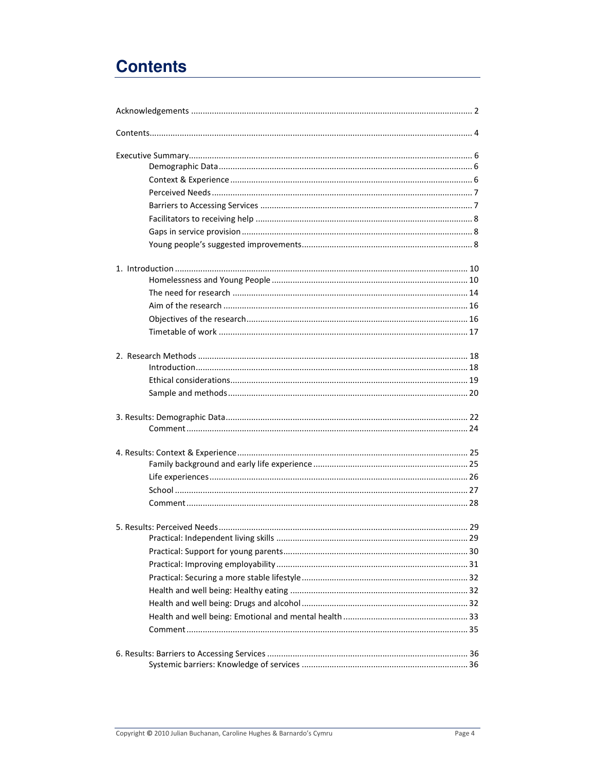# Contents

Acknowledgements ........................................................................................................................ 2

Contents........................................................................................................................................ 4

Executive Summary......................................................................................................................... 6
- Demographic Data ............................................................................................................. 6
- Context & Experience ........................................................................................................ 6
- Perceived Needs ................................................................................................................ 7
- Barriers to Accessing Services ........................................................................................... 7
- Facilitators to receiving help ............................................................................................. 8
- Gaps in service provision ................................................................................................... 8
- Young people's suggested improvements.......................................................................... 8

1. Introduction ............................................................................................................................. 10
- Homelessness and Young People .................................................................................... 10
- The need for research ...................................................................................................... 14
- Aim of the research ......................................................................................................... 16
- Objectives of the research................................................................................................ 16
- Timetable of work ........................................................................................................... 17

2. Research Methods ................................................................................................................... 18
- Introduction..................................................................................................................... 18
- Ethical considerations...................................................................................................... 19
- Sample and methods ....................................................................................................... 20

3. Results: Demographic Data...................................................................................................... 22
- Comment ......................................................................................................................... 24

4. Results: Context & Experience .................................................................................................. 25
- Family background and early life experience ................................................................... 25
- Life experiences............................................................................................................... 26
- School .............................................................................................................................. 27
- Comment ......................................................................................................................... 28

5. Results: Perceived Needs.......................................................................................................... 29
- Practical: Independent living skills ................................................................................... 29
- Practical: Support for young parents................................................................................ 30
- Practical: Improving employability ................................................................................... 31
- Practical: Securing a more stable lifestyle ........................................................................ 32
- Health and well being: Healthy eating ............................................................................. 32
- Health and well being: Drugs and alcohol ........................................................................ 32
- Health and well being: Emotional and mental health ...................................................... 33
- Comment ......................................................................................................................... 35

6. Results: Barriers to Accessing Services ...................................................................................... 36
- Systemic barriers: Knowledge of services ........................................................................ 36

Copyright © 2010 Julian Buchanan, Caroline Hughes & Barnardo's Cymru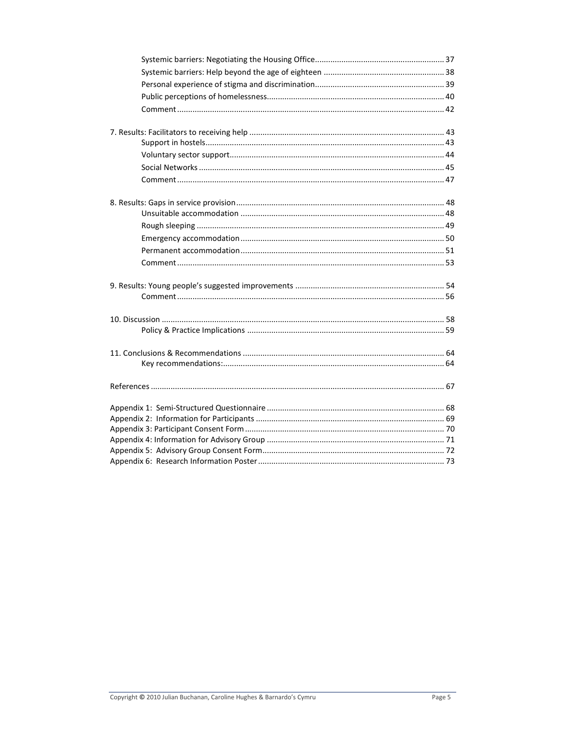Systemic barriers: Negotiating the Housing Office .......... 37
Systemic barriers: Help beyond the age of eighteen .......... 38
Personal experience of stigma and discrimination .......... 39
Public perceptions of homelessness .......... 40
Comment .......... 42

7. Results: Facilitators to receiving help .......... 43
Support in hostels .......... 43
Voluntary sector support .......... 44
Social Networks .......... 45
Comment .......... 47

8. Results: Gaps in service provision .......... 48
Unsuitable accommodation .......... 48
Rough sleeping .......... 49
Emergency accommodation .......... 50
Permanent accommodation .......... 51
Comment .......... 53

9. Results: Young people's suggested improvements .......... 54
Comment .......... 56

10. Discussion .......... 58
Policy & Practice Implications .......... 59

11. Conclusions & Recommendations .......... 64
Key recommendations: .......... 64

References .......... 67

Appendix 1: Semi-Structured Questionnaire .......... 68
Appendix 2: Information for Participants .......... 69
Appendix 3: Participant Consent Form .......... 70
Appendix 4: Information for Advisory Group .......... 71
Appendix 5: Advisory Group Consent Form .......... 72
Appendix 6: Research Information Poster .......... 73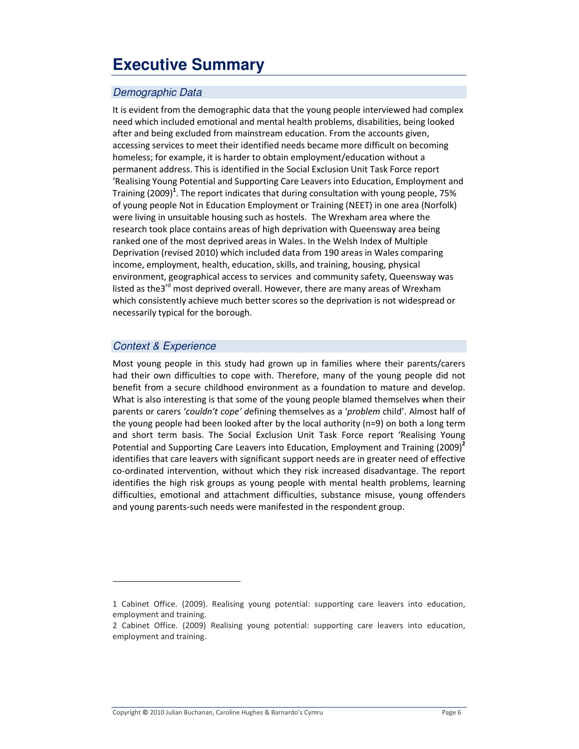# Executive Summary

## *Demographic Data*

It is evident from the demographic data that the young people interviewed had complex need which included emotional and mental health problems, disabilities, being looked after and being excluded from mainstream education. From the accounts given, accessing services to meet their identified needs became more difficult on becoming homeless; for example, it is harder to obtain employment/education without a permanent address. This is identified in the Social Exclusion Unit Task Force report 'Realising Young Potential and Supporting Care Leavers into Education, Employment and Training (2009)[1]. The report indicates that during consultation with young people, 75% of young people Not in Education Employment or Training (NEET) in one area (Norfolk) were living in unsuitable housing such as hostels. The Wrexham area where the research took place contains areas of high deprivation with Queensway area being ranked one of the most deprived areas in Wales. In the Welsh Index of Multiple Deprivation (revised 2010) which included data from 190 areas in Wales comparing income, employment, health, education, skills, and training, housing, physical environment, geographical access to services and community safety, Queensway was listed as the3rd most deprived overall. However, there are many areas of Wrexham which consistently achieve much better scores so the deprivation is not widespread or necessarily typical for the borough.

## *Context & Experience*

Most young people in this study had grown up in families where their parents/carers had their own difficulties to cope with. Therefore, many of the young people did not benefit from a secure childhood environment as a foundation to mature and develop. What is also interesting is that some of the young people blamed themselves when their parents or carers '*couldn't cope' d*efining themselves as a '*problem* child'. Almost half of the young people had been looked after by the local authority (n=9) on both a long term and short term basis. The Social Exclusion Unit Task Force report 'Realising Young Potential and Supporting Care Leavers into Education, Employment and Training (2009)[2] identifies that care leavers with significant support needs are in greater need of effective co-ordinated intervention, without which they risk increased disadvantage. The report identifies the high risk groups as young people with mental health problems, learning difficulties, emotional and attachment difficulties, substance misuse, young offenders and young parents-such needs were manifested in the respondent group.

---

1 Cabinet Office. (2009). Realising young potential: supporting care leavers into education, employment and training.

2 Cabinet Office. (2009) Realising young potential: supporting care leavers into education, employment and training.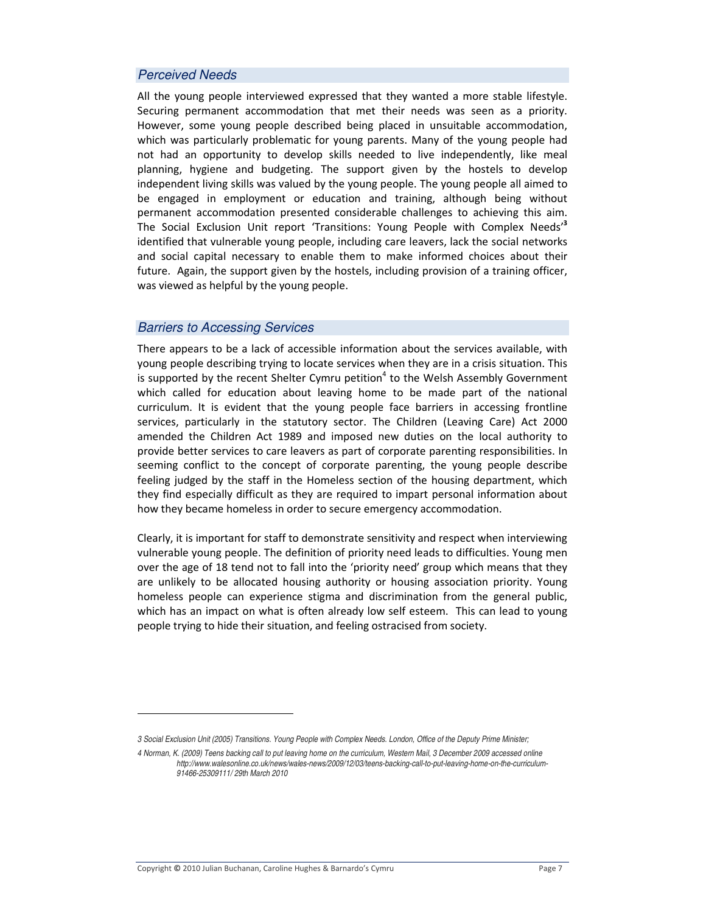### *Perceived Needs*

All the young people interviewed expressed that they wanted a more stable lifestyle. Securing permanent accommodation that met their needs was seen as a priority. However, some young people described being placed in unsuitable accommodation, which was particularly problematic for young parents. Many of the young people had not had an opportunity to develop skills needed to live independently, like meal planning, hygiene and budgeting. The support given by the hostels to develop independent living skills was valued by the young people. The young people all aimed to be engaged in employment or education and training, although being without permanent accommodation presented considerable challenges to achieving this aim. The Social Exclusion Unit report 'Transitions: Young People with Complex Needs'[3] identified that vulnerable young people, including care leavers, lack the social networks and social capital necessary to enable them to make informed choices about their future. Again, the support given by the hostels, including provision of a training officer, was viewed as helpful by the young people.

### *Barriers to Accessing Services*

There appears to be a lack of accessible information about the services available, with young people describing trying to locate services when they are in a crisis situation. This is supported by the recent Shelter Cymru petition[4] to the Welsh Assembly Government which called for education about leaving home to be made part of the national curriculum. It is evident that the young people face barriers in accessing frontline services, particularly in the statutory sector. The Children (Leaving Care) Act 2000 amended the Children Act 1989 and imposed new duties on the local authority to provide better services to care leavers as part of corporate parenting responsibilities. In seeming conflict to the concept of corporate parenting, the young people describe feeling judged by the staff in the Homeless section of the housing department, which they find especially difficult as they are required to impart personal information about how they became homeless in order to secure emergency accommodation.

Clearly, it is important for staff to demonstrate sensitivity and respect when interviewing vulnerable young people. The definition of priority need leads to difficulties. Young men over the age of 18 tend not to fall into the 'priority need' group which means that they are unlikely to be allocated housing authority or housing association priority. Young homeless people can experience stigma and discrimination from the general public, which has an impact on what is often already low self esteem. This can lead to young people trying to hide their situation, and feeling ostracised from society.

---

*3 Social Exclusion Unit (2005) Transitions. Young People with Complex Needs. London, Office of the Deputy Prime Minister;*

*4 Norman, K. (2009) Teens backing call to put leaving home on the curriculum, Western Mail, 3 December 2009 accessed online http://www.walesonline.co.uk/news/wales-news/2009/12/03/teens-backing-call-to-put-leaving-home-on-the-curriculum-91466-25309111/ 29th March 2010*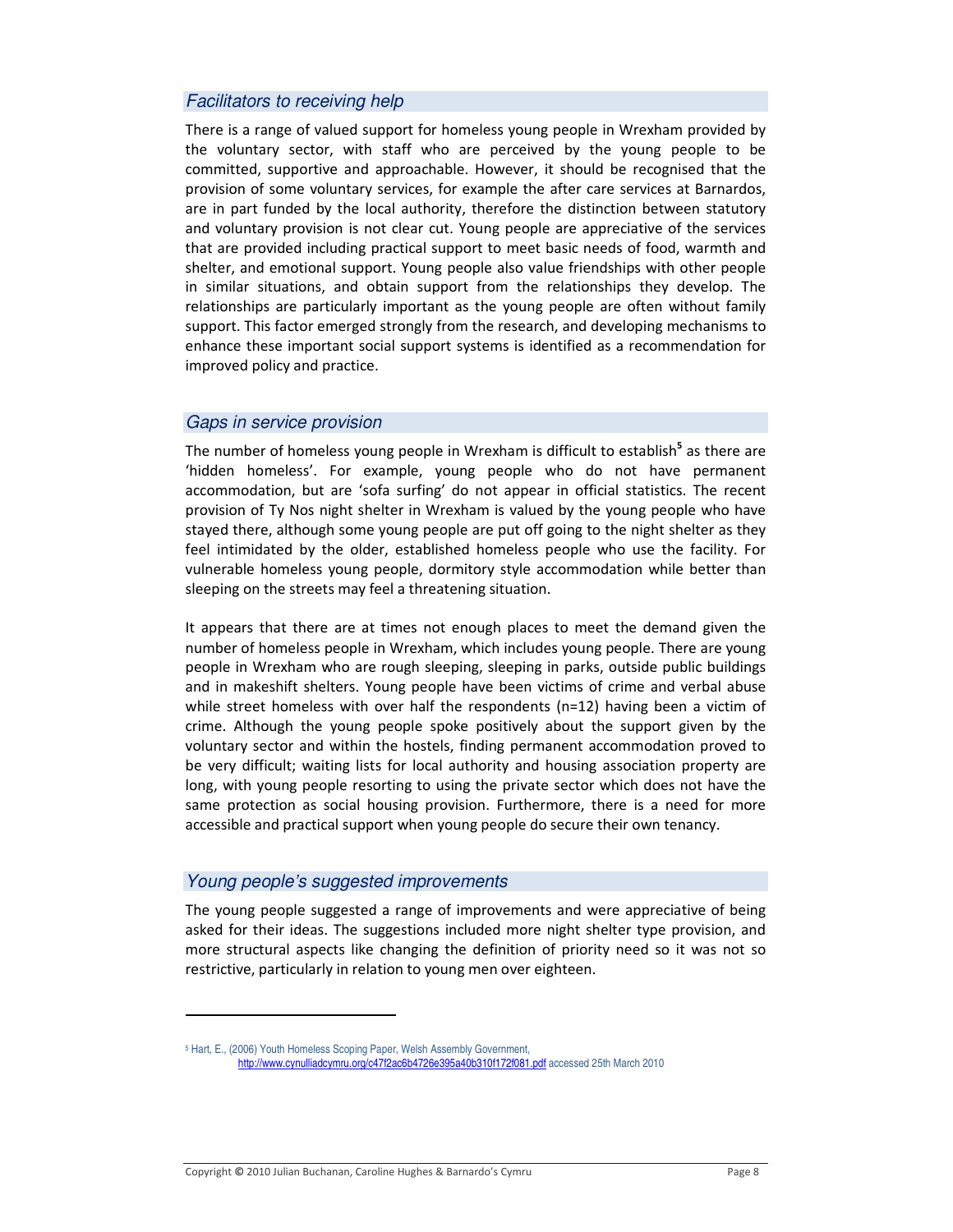### *Facilitators to receiving help*

There is a range of valued support for homeless young people in Wrexham provided by the voluntary sector, with staff who are perceived by the young people to be committed, supportive and approachable. However, it should be recognised that the provision of some voluntary services, for example the after care services at Barnardos, are in part funded by the local authority, therefore the distinction between statutory and voluntary provision is not clear cut. Young people are appreciative of the services that are provided including practical support to meet basic needs of food, warmth and shelter, and emotional support. Young people also value friendships with other people in similar situations, and obtain support from the relationships they develop. The relationships are particularly important as the young people are often without family support. This factor emerged strongly from the research, and developing mechanisms to enhance these important social support systems is identified as a recommendation for improved policy and practice.

### *Gaps in service provision*

The number of homeless young people in Wrexham is difficult to establish[5] as there are 'hidden homeless'. For example, young people who do not have permanent accommodation, but are 'sofa surfing' do not appear in official statistics. The recent provision of Ty Nos night shelter in Wrexham is valued by the young people who have stayed there, although some young people are put off going to the night shelter as they feel intimidated by the older, established homeless people who use the facility. For vulnerable homeless young people, dormitory style accommodation while better than sleeping on the streets may feel a threatening situation.

It appears that there are at times not enough places to meet the demand given the number of homeless people in Wrexham, which includes young people. There are young people in Wrexham who are rough sleeping, sleeping in parks, outside public buildings and in makeshift shelters. Young people have been victims of crime and verbal abuse while street homeless with over half the respondents (n=12) having been a victim of crime. Although the young people spoke positively about the support given by the voluntary sector and within the hostels, finding permanent accommodation proved to be very difficult; waiting lists for local authority and housing association property are long, with young people resorting to using the private sector which does not have the same protection as social housing provision. Furthermore, there is a need for more accessible and practical support when young people do secure their own tenancy.

### *Young people's suggested improvements*

The young people suggested a range of improvements and were appreciative of being asked for their ideas. The suggestions included more night shelter type provision, and more structural aspects like changing the definition of priority need so it was not so restrictive, particularly in relation to young men over eighteen.

---

[5] Hart, E., (2006) Youth Homeless Scoping Paper, Welsh Assembly Government, http://www.cynulliadcymru.org/c47f2ac6b4726e395a40b310f172f081.pdf accessed 25th March 2010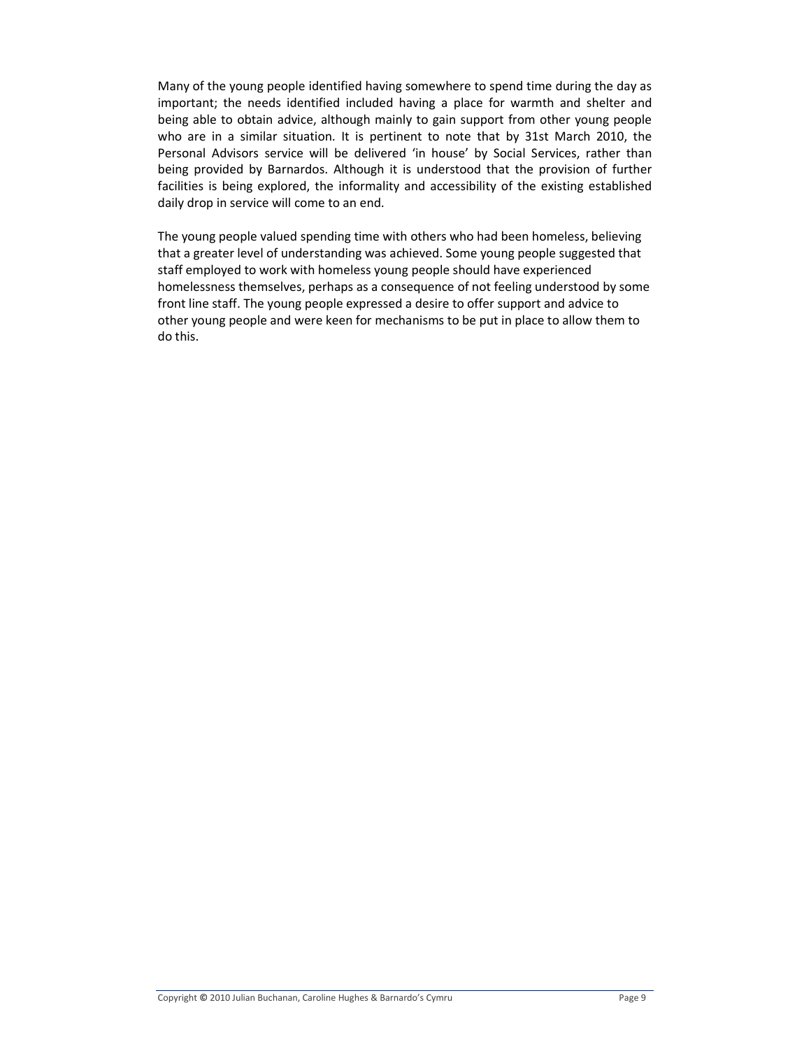Many of the young people identified having somewhere to spend time during the day as important; the needs identified included having a place for warmth and shelter and being able to obtain advice, although mainly to gain support from other young people who are in a similar situation. It is pertinent to note that by 31st March 2010, the Personal Advisors service will be delivered 'in house' by Social Services, rather than being provided by Barnardos. Although it is understood that the provision of further facilities is being explored, the informality and accessibility of the existing established daily drop in service will come to an end.

The young people valued spending time with others who had been homeless, believing that a greater level of understanding was achieved. Some young people suggested that staff employed to work with homeless young people should have experienced homelessness themselves, perhaps as a consequence of not feeling understood by some front line staff. The young people expressed a desire to offer support and advice to other young people and were keen for mechanisms to be put in place to allow them to do this.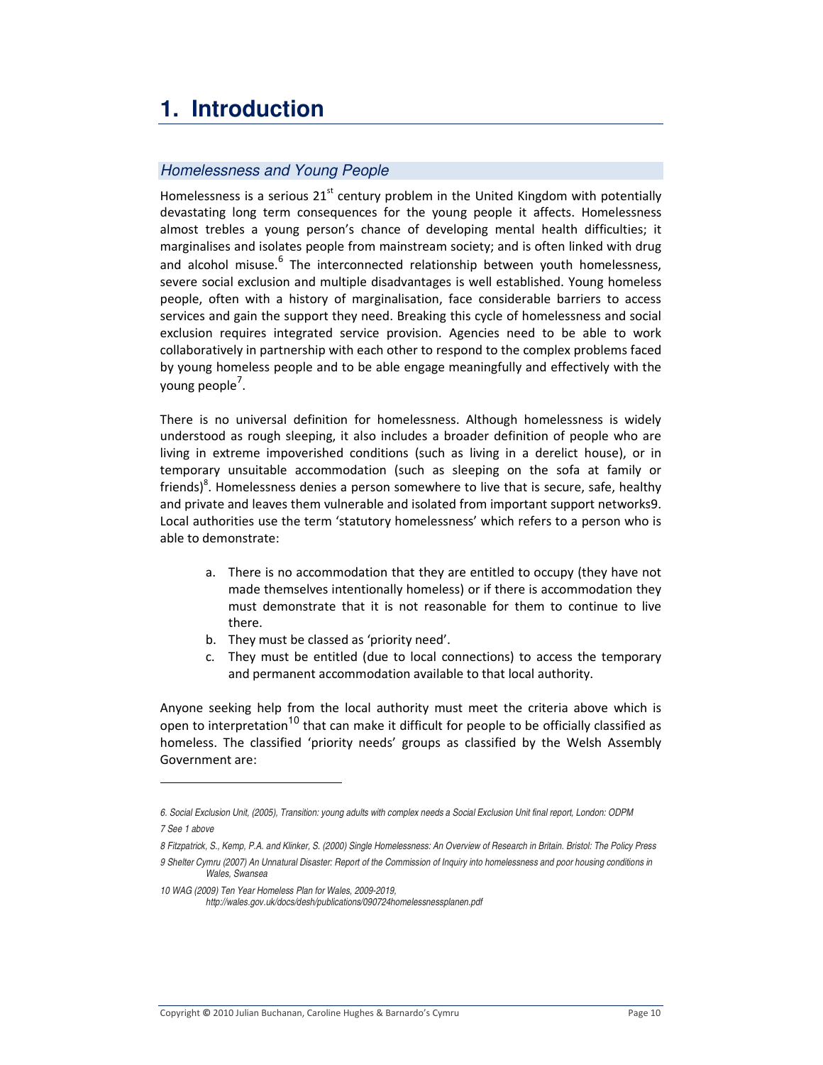# 1. Introduction

## *Homelessness and Young People*

Homelessness is a serious 21st century problem in the United Kingdom with potentially devastating long term consequences for the young people it affects. Homelessness almost trebles a young person's chance of developing mental health difficulties; it marginalises and isolates people from mainstream society; and is often linked with drug and alcohol misuse.[6] The interconnected relationship between youth homelessness, severe social exclusion and multiple disadvantages is well established. Young homeless people, often with a history of marginalisation, face considerable barriers to access services and gain the support they need. Breaking this cycle of homelessness and social exclusion requires integrated service provision. Agencies need to be able to work collaboratively in partnership with each other to respond to the complex problems faced by young homeless people and to be able engage meaningfully and effectively with the young people[7].

There is no universal definition for homelessness. Although homelessness is widely understood as rough sleeping, it also includes a broader definition of people who are living in extreme impoverished conditions (such as living in a derelict house), or in temporary unsuitable accommodation (such as sleeping on the sofa at family or friends)[8]. Homelessness denies a person somewhere to live that is secure, safe, healthy and private and leaves them vulnerable and isolated from important support networks9. Local authorities use the term 'statutory homelessness' which refers to a person who is able to demonstrate:

a. There is no accommodation that they are entitled to occupy (they have not made themselves intentionally homeless) or if there is accommodation they must demonstrate that it is not reasonable for them to continue to live there.
b. They must be classed as 'priority need'.
c. They must be entitled (due to local connections) to access the temporary and permanent accommodation available to that local authority.

Anyone seeking help from the local authority must meet the criteria above which is open to interpretation[10] that can make it difficult for people to be officially classified as homeless. The classified 'priority needs' groups as classified by the Welsh Assembly Government are:

---

*6. Social Exclusion Unit, (2005), Transition: young adults with complex needs a Social Exclusion Unit final report, London: ODPM*

*7 See 1 above*

*8 Fitzpatrick, S., Kemp, P.A. and Klinker, S. (2000) Single Homelessness: An Overview of Research in Britain. Bristol: The Policy Press*

*9 Shelter Cymru (2007) An Unnatural Disaster: Report of the Commission of Inquiry into homelessness and poor housing conditions in Wales, Swansea*

*10 WAG (2009) Ten Year Homeless Plan for Wales, 2009-2019, http://wales.gov.uk/docs/desh/publications/090724homelessnessplanen.pdf*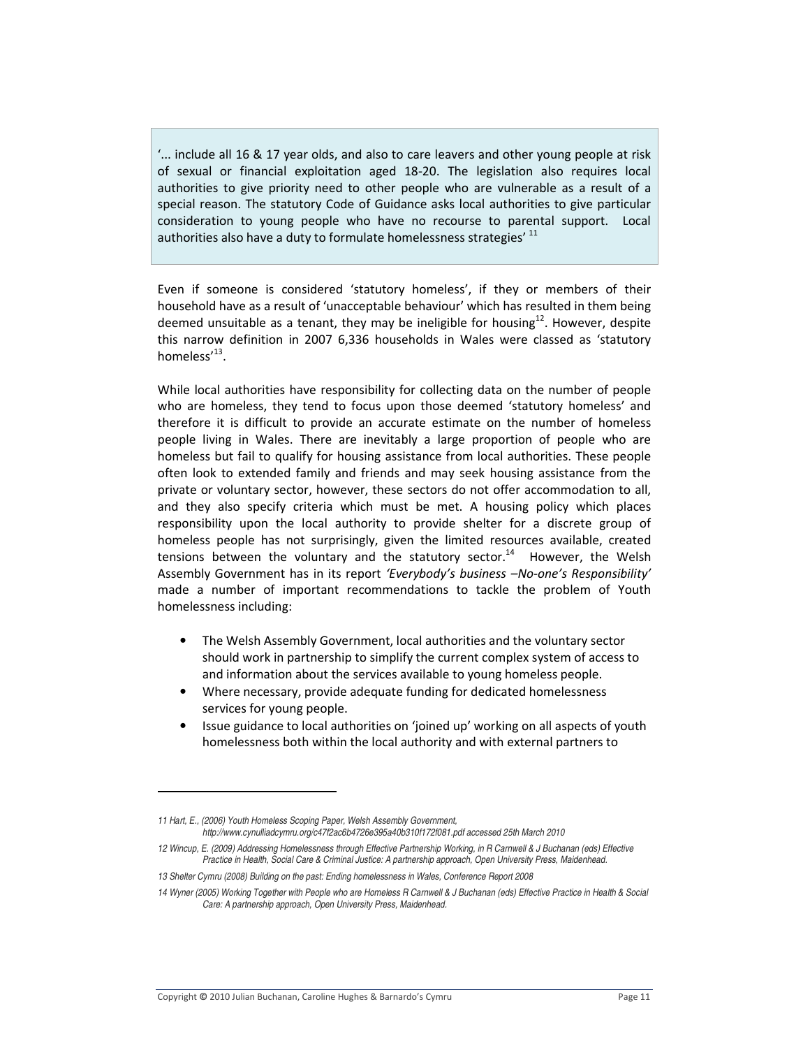> '... include all 16 & 17 year olds, and also to care leavers and other young people at risk of sexual or financial exploitation aged 18-20. The legislation also requires local authorities to give priority need to other people who are vulnerable as a result of a special reason. The statutory Code of Guidance asks local authorities to give particular consideration to young people who have no recourse to parental support. Local authorities also have a duty to formulate homelessness strategies' [11]

Even if someone is considered 'statutory homeless', if they or members of their household have as a result of 'unacceptable behaviour' which has resulted in them being deemed unsuitable as a tenant, they may be ineligible for housing[12]. However, despite this narrow definition in 2007 6,336 households in Wales were classed as 'statutory homeless'[13].

While local authorities have responsibility for collecting data on the number of people who are homeless, they tend to focus upon those deemed 'statutory homeless' and therefore it is difficult to provide an accurate estimate on the number of homeless people living in Wales. There are inevitably a large proportion of people who are homeless but fail to qualify for housing assistance from local authorities. These people often look to extended family and friends and may seek housing assistance from the private or voluntary sector, however, these sectors do not offer accommodation to all, and they also specify criteria which must be met. A housing policy which places responsibility upon the local authority to provide shelter for a discrete group of homeless people has not surprisingly, given the limited resources available, created tensions between the voluntary and the statutory sector.[14] However, the Welsh Assembly Government has in its report *'Everybody's business –No-one's Responsibility'* made a number of important recommendations to tackle the problem of Youth homelessness including:

- The Welsh Assembly Government, local authorities and the voluntary sector should work in partnership to simplify the current complex system of access to and information about the services available to young homeless people.
- Where necessary, provide adequate funding for dedicated homelessness services for young people.
- Issue guidance to local authorities on 'joined up' working on all aspects of youth homelessness both within the local authority and with external partners to

---

*11 Hart, E., (2006) Youth Homeless Scoping Paper, Welsh Assembly Government, http://www.cynulliadcymru.org/c47f2ac6b4726e395a40b310f172f081.pdf accessed 25th March 2010*

*12 Wincup, E. (2009) Addressing Homelessness through Effective Partnership Working, in R Carnwell & J Buchanan (eds) Effective Practice in Health, Social Care & Criminal Justice: A partnership approach, Open University Press, Maidenhead.*

*13 Shelter Cymru (2008) Building on the past: Ending homelessness in Wales, Conference Report 2008*

*14 Wyner (2005) Working Together with People who are Homeless R Carnwell & J Buchanan (eds) Effective Practice in Health & Social Care: A partnership approach, Open University Press, Maidenhead.*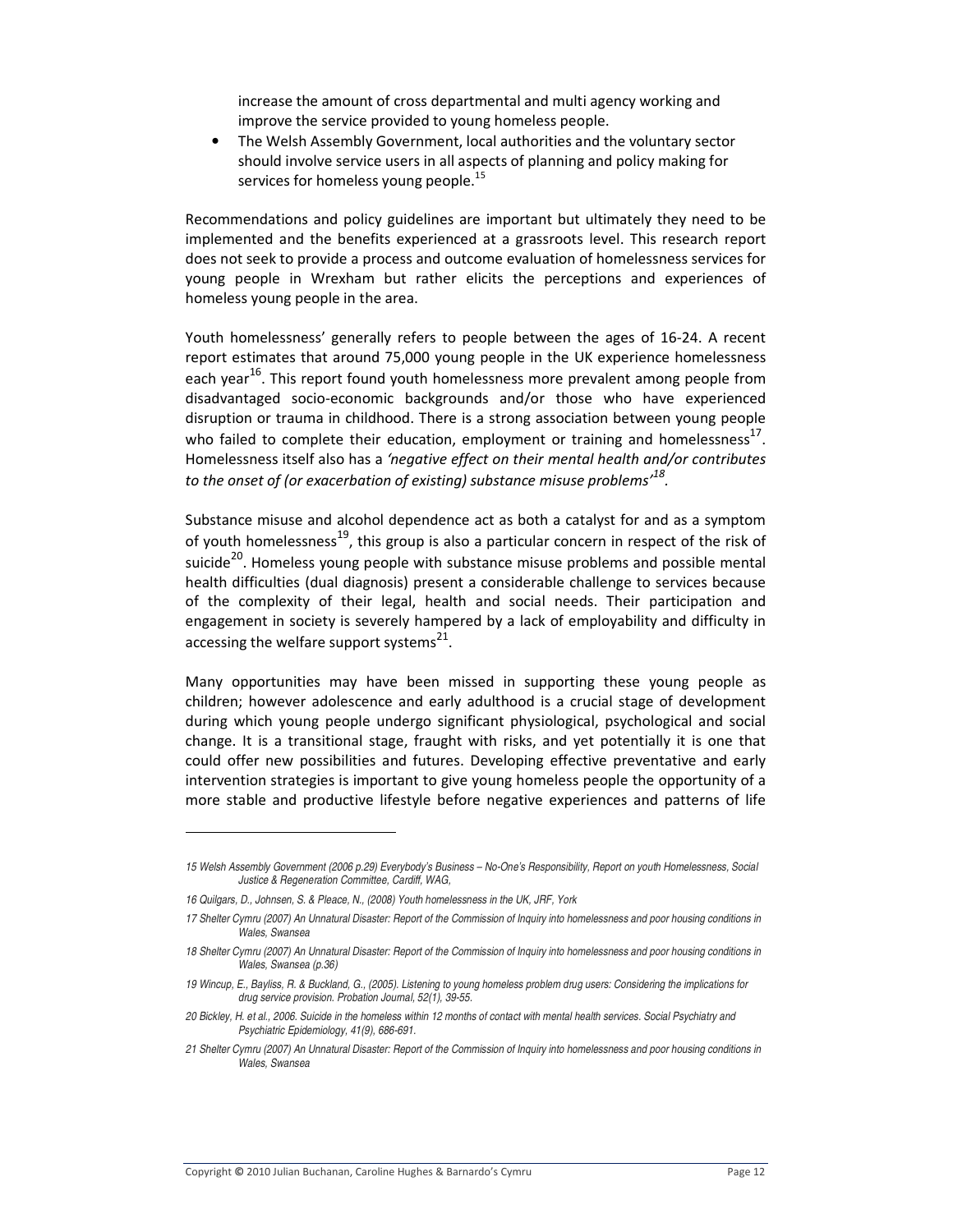increase the amount of cross departmental and multi agency working and improve the service provided to young homeless people.

- The Welsh Assembly Government, local authorities and the voluntary sector should involve service users in all aspects of planning and policy making for services for homeless young people.[15]

Recommendations and policy guidelines are important but ultimately they need to be implemented and the benefits experienced at a grassroots level. This research report does not seek to provide a process and outcome evaluation of homelessness services for young people in Wrexham but rather elicits the perceptions and experiences of homeless young people in the area.

Youth homelessness' generally refers to people between the ages of 16-24. A recent report estimates that around 75,000 young people in the UK experience homelessness each year[16]. This report found youth homelessness more prevalent among people from disadvantaged socio-economic backgrounds and/or those who have experienced disruption or trauma in childhood. There is a strong association between young people who failed to complete their education, employment or training and homelessness[17]. Homelessness itself also has a *'negative effect on their mental health and/or contributes to the onset of (or exacerbation of existing) substance misuse problems'*[18].

Substance misuse and alcohol dependence act as both a catalyst for and as a symptom of youth homelessness[19], this group is also a particular concern in respect of the risk of suicide[20]. Homeless young people with substance misuse problems and possible mental health difficulties (dual diagnosis) present a considerable challenge to services because of the complexity of their legal, health and social needs. Their participation and engagement in society is severely hampered by a lack of employability and difficulty in accessing the welfare support systems[21].

Many opportunities may have been missed in supporting these young people as children; however adolescence and early adulthood is a crucial stage of development during which young people undergo significant physiological, psychological and social change. It is a transitional stage, fraught with risks, and yet potentially it is one that could offer new possibilities and futures. Developing effective preventative and early intervention strategies is important to give young homeless people the opportunity of a more stable and productive lifestyle before negative experiences and patterns of life

---

*15 Welsh Assembly Government (2006 p.29) Everybody's Business – No-One's Responsibility, Report on youth Homelessness, Social Justice & Regeneration Committee, Cardiff, WAG,*

*16 Quilgars, D., Johnsen, S. & Pleace, N., (2008) Youth homelessness in the UK, JRF, York*

*17 Shelter Cymru (2007) An Unnatural Disaster: Report of the Commission of Inquiry into homelessness and poor housing conditions in Wales, Swansea*

*18 Shelter Cymru (2007) An Unnatural Disaster: Report of the Commission of Inquiry into homelessness and poor housing conditions in Wales, Swansea (p.36)*

*19 Wincup, E., Bayliss, R. & Buckland, G., (2005). Listening to young homeless problem drug users: Considering the implications for drug service provision. Probation Journal, 52(1), 39-55.*

*20 Bickley, H. et al., 2006. Suicide in the homeless within 12 months of contact with mental health services. Social Psychiatry and Psychiatric Epidemiology, 41(9), 686-691.*

*21 Shelter Cymru (2007) An Unnatural Disaster: Report of the Commission of Inquiry into homelessness and poor housing conditions in Wales, Swansea*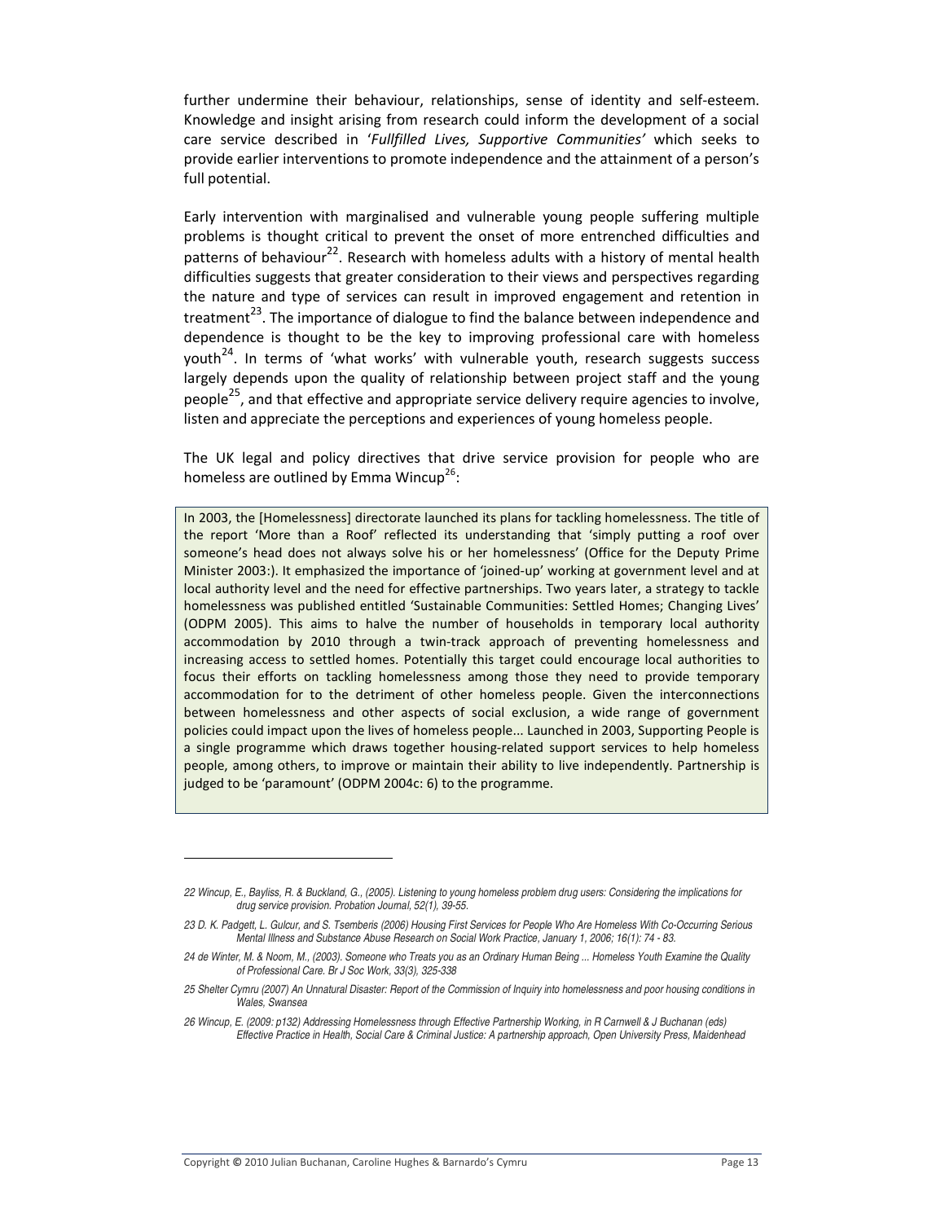further undermine their behaviour, relationships, sense of identity and self-esteem. Knowledge and insight arising from research could inform the development of a social care service described in '*Fullfilled Lives, Supportive Communities'* which seeks to provide earlier interventions to promote independence and the attainment of a person's full potential.

Early intervention with marginalised and vulnerable young people suffering multiple problems is thought critical to prevent the onset of more entrenched difficulties and patterns of behaviour[22]. Research with homeless adults with a history of mental health difficulties suggests that greater consideration to their views and perspectives regarding the nature and type of services can result in improved engagement and retention in treatment[23]. The importance of dialogue to find the balance between independence and dependence is thought to be the key to improving professional care with homeless youth[24]. In terms of 'what works' with vulnerable youth, research suggests success largely depends upon the quality of relationship between project staff and the young people[25], and that effective and appropriate service delivery require agencies to involve, listen and appreciate the perceptions and experiences of young homeless people.

The UK legal and policy directives that drive service provision for people who are homeless are outlined by Emma Wincup[26]:

> In 2003, the [Homelessness] directorate launched its plans for tackling homelessness. The title of the report 'More than a Roof' reflected its understanding that 'simply putting a roof over someone's head does not always solve his or her homelessness' (Office for the Deputy Prime Minister 2003:). It emphasized the importance of 'joined-up' working at government level and at local authority level and the need for effective partnerships. Two years later, a strategy to tackle homelessness was published entitled 'Sustainable Communities: Settled Homes; Changing Lives' (ODPM 2005). This aims to halve the number of households in temporary local authority accommodation by 2010 through a twin-track approach of preventing homelessness and increasing access to settled homes. Potentially this target could encourage local authorities to focus their efforts on tackling homelessness among those they need to provide temporary accommodation for to the detriment of other homeless people. Given the interconnections between homelessness and other aspects of social exclusion, a wide range of government policies could impact upon the lives of homeless people... Launched in 2003, Supporting People is a single programme which draws together housing-related support services to help homeless people, among others, to improve or maintain their ability to live independently. Partnership is judged to be 'paramount' (ODPM 2004c: 6) to the programme.

---

22 *Wincup, E., Bayliss, R. & Buckland, G., (2005). Listening to young homeless problem drug users: Considering the implications for drug service provision. Probation Journal, 52(1), 39-55.*

23 *D. K. Padgett, L. Gulcur, and S. Tsemberis (2006) Housing First Services for People Who Are Homeless With Co-Occurring Serious Mental Illness and Substance Abuse Research on Social Work Practice, January 1, 2006; 16(1): 74 - 83.*

24 *de Winter, M. & Noom, M., (2003). Someone who Treats you as an Ordinary Human Being ... Homeless Youth Examine the Quality of Professional Care. Br J Soc Work, 33(3), 325-338*

25 *Shelter Cymru (2007) An Unnatural Disaster: Report of the Commission of Inquiry into homelessness and poor housing conditions in Wales, Swansea*

26 *Wincup, E. (2009: p132) Addressing Homelessness through Effective Partnership Working, in R Carnwell & J Buchanan (eds) Effective Practice in Health, Social Care & Criminal Justice: A partnership approach, Open University Press, Maidenhead*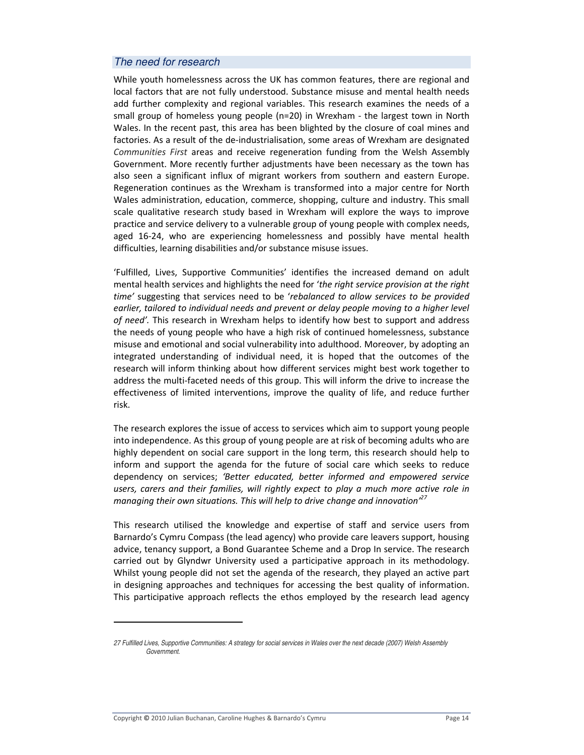## *The need for research*

While youth homelessness across the UK has common features, there are regional and local factors that are not fully understood. Substance misuse and mental health needs add further complexity and regional variables. This research examines the needs of a small group of homeless young people (n=20) in Wrexham - the largest town in North Wales. In the recent past, this area has been blighted by the closure of coal mines and factories. As a result of the de-industrialisation, some areas of Wrexham are designated *Communities First* areas and receive regeneration funding from the Welsh Assembly Government. More recently further adjustments have been necessary as the town has also seen a significant influx of migrant workers from southern and eastern Europe. Regeneration continues as the Wrexham is transformed into a major centre for North Wales administration, education, commerce, shopping, culture and industry. This small scale qualitative research study based in Wrexham will explore the ways to improve practice and service delivery to a vulnerable group of young people with complex needs, aged 16-24, who are experiencing homelessness and possibly have mental health difficulties, learning disabilities and/or substance misuse issues.

'Fulfilled, Lives, Supportive Communities' identifies the increased demand on adult mental health services and highlights the need for '*the right service provision at the right time'* suggesting that services need to be '*rebalanced to allow services to be provided earlier, tailored to individual needs and prevent or delay people moving to a higher level of need'.* This research in Wrexham helps to identify how best to support and address the needs of young people who have a high risk of continued homelessness, substance misuse and emotional and social vulnerability into adulthood. Moreover, by adopting an integrated understanding of individual need, it is hoped that the outcomes of the research will inform thinking about how different services might best work together to address the multi-faceted needs of this group. This will inform the drive to increase the effectiveness of limited interventions, improve the quality of life, and reduce further risk.

The research explores the issue of access to services which aim to support young people into independence. As this group of young people are at risk of becoming adults who are highly dependent on social care support in the long term, this research should help to inform and support the agenda for the future of social care which seeks to reduce dependency on services; *'Better educated, better informed and empowered service users, carers and their families, will rightly expect to play a much more active role in managing their own situations. This will help to drive change and innovation'*[27]

This research utilised the knowledge and expertise of staff and service users from Barnardo's Cymru Compass (the lead agency) who provide care leavers support, housing advice, tenancy support, a Bond Guarantee Scheme and a Drop In service. The research carried out by Glyndwr University used a participative approach in its methodology. Whilst young people did not set the agenda of the research, they played an active part in designing approaches and techniques for accessing the best quality of information. This participative approach reflects the ethos employed by the research lead agency

---

*27 Fulfilled Lives, Supportive Communities: A strategy for social services in Wales over the next decade (2007) Welsh Assembly Government.*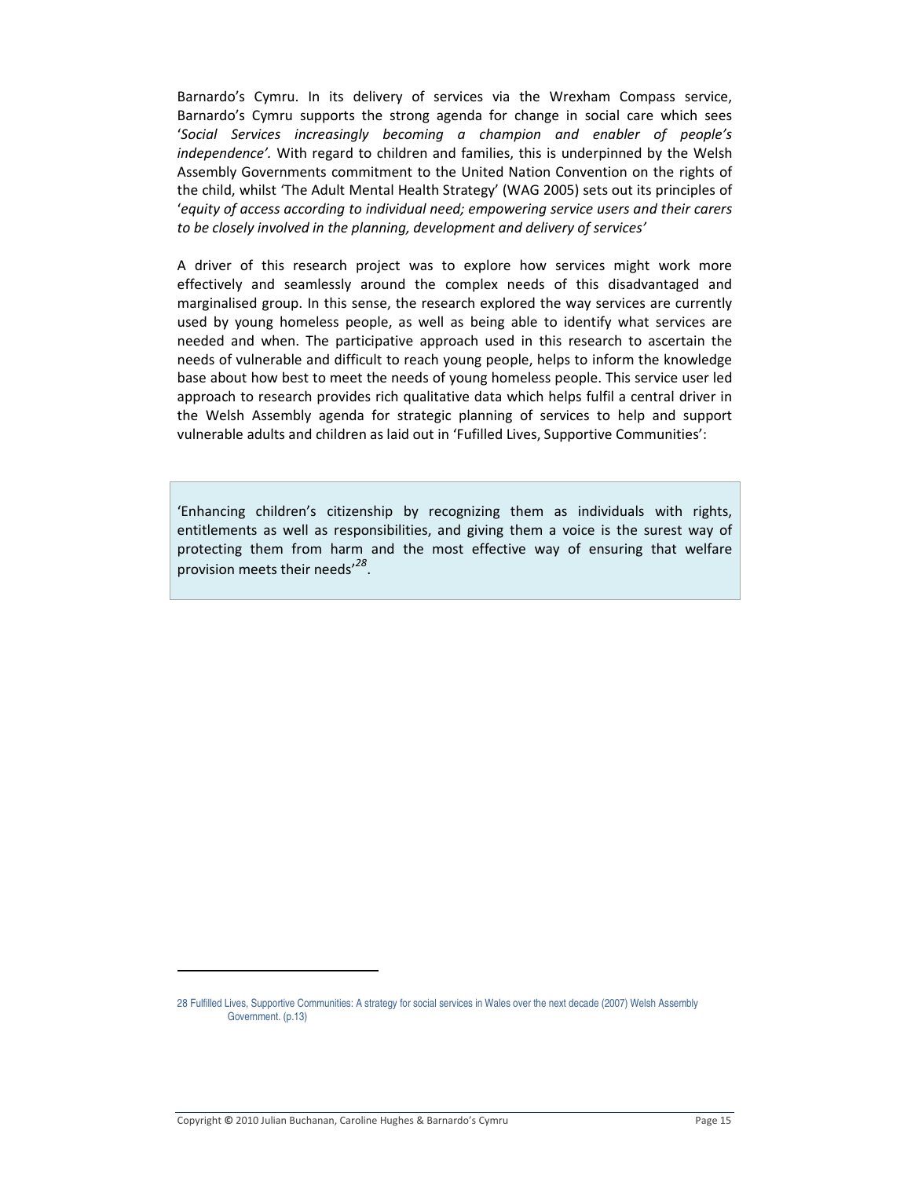Barnardo's Cymru. In its delivery of services via the Wrexham Compass service, Barnardo's Cymru supports the strong agenda for change in social care which sees '*Social Services increasingly becoming a champion and enabler of people's independence'.* With regard to children and families, this is underpinned by the Welsh Assembly Governments commitment to the United Nation Convention on the rights of the child, whilst 'The Adult Mental Health Strategy' (WAG 2005) sets out its principles of '*equity of access according to individual need; empowering service users and their carers to be closely involved in the planning, development and delivery of services'*

A driver of this research project was to explore how services might work more effectively and seamlessly around the complex needs of this disadvantaged and marginalised group. In this sense, the research explored the way services are currently used by young homeless people, as well as being able to identify what services are needed and when. The participative approach used in this research to ascertain the needs of vulnerable and difficult to reach young people, helps to inform the knowledge base about how best to meet the needs of young homeless people. This service user led approach to research provides rich qualitative data which helps fulfil a central driver in the Welsh Assembly agenda for strategic planning of services to help and support vulnerable adults and children as laid out in 'Fufilled Lives, Supportive Communities':

> 'Enhancing children's citizenship by recognizing them as individuals with rights, entitlements as well as responsibilities, and giving them a voice is the surest way of protecting them from harm and the most effective way of ensuring that welfare provision meets their needs'[28].

28 Fulfilled Lives, Supportive Communities: A strategy for social services in Wales over the next decade (2007) Welsh Assembly Government. (p.13)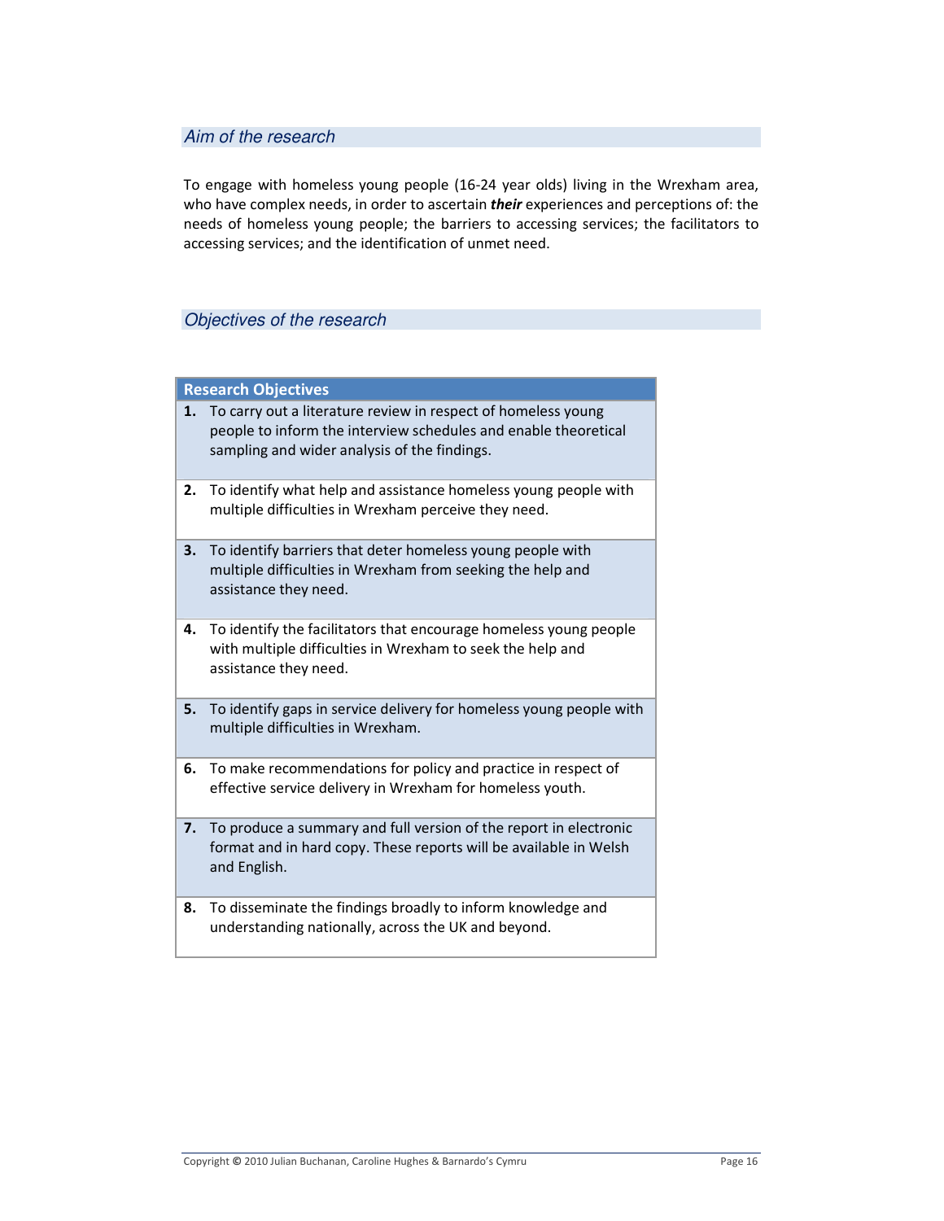## *Aim of the research*

To engage with homeless young people (16-24 year olds) living in the Wrexham area, who have complex needs, in order to ascertain ***their*** experiences and perceptions of: the needs of homeless young people; the barriers to accessing services; the facilitators to accessing services; and the identification of unmet need.

## *Objectives of the research*

| | **Research Objectives** |
|---|---|
| **1.** | To carry out a literature review in respect of homeless young people to inform the interview schedules and enable theoretical sampling and wider analysis of the findings. |
| **2.** | To identify what help and assistance homeless young people with multiple difficulties in Wrexham perceive they need. |
| **3.** | To identify barriers that deter homeless young people with multiple difficulties in Wrexham from seeking the help and assistance they need. |
| **4.** | To identify the facilitators that encourage homeless young people with multiple difficulties in Wrexham to seek the help and assistance they need. |
| **5.** | To identify gaps in service delivery for homeless young people with multiple difficulties in Wrexham. |
| **6.** | To make recommendations for policy and practice in respect of effective service delivery in Wrexham for homeless youth. |
| **7.** | To produce a summary and full version of the report in electronic format and in hard copy. These reports will be available in Welsh and English. |
| **8.** | To disseminate the findings broadly to inform knowledge and understanding nationally, across the UK and beyond. |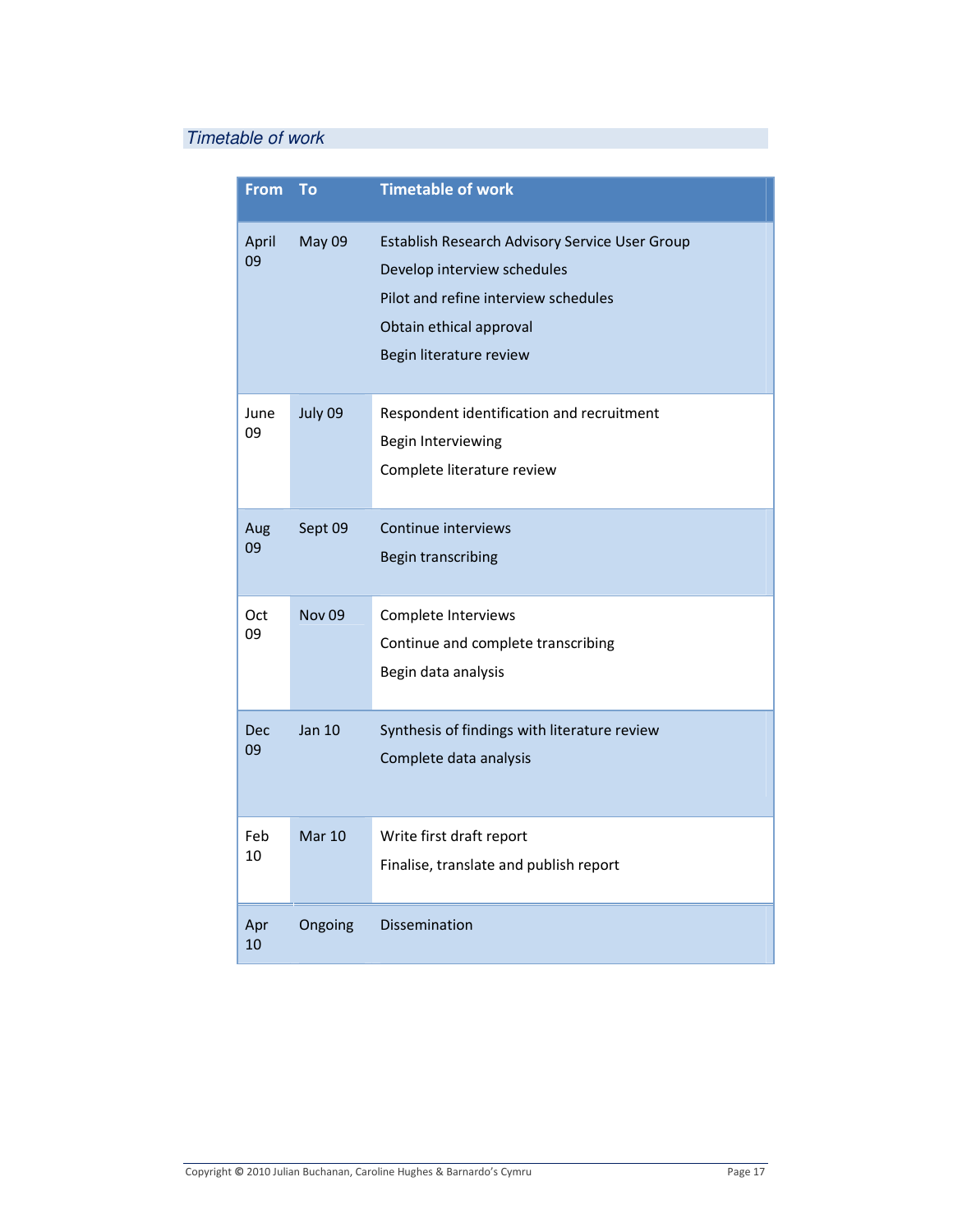## *Timetable of work*

| From | To | Timetable of work |
|---|---|---|
| April 09 | May 09 | Establish Research Advisory Service User Group<br>Develop interview schedules<br>Pilot and refine interview schedules<br>Obtain ethical approval<br>Begin literature review |
| June 09 | July 09 | Respondent identification and recruitment<br>Begin Interviewing<br>Complete literature review |
| Aug 09 | Sept 09 | Continue interviews<br>Begin transcribing |
| Oct 09 | Nov 09 | Complete Interviews<br>Continue and complete transcribing<br>Begin data analysis |
| Dec 09 | Jan 10 | Synthesis of findings with literature review<br>Complete data analysis |
| Feb 10 | Mar 10 | Write first draft report<br>Finalise, translate and publish report |
| Apr 10 | Ongoing | Dissemination |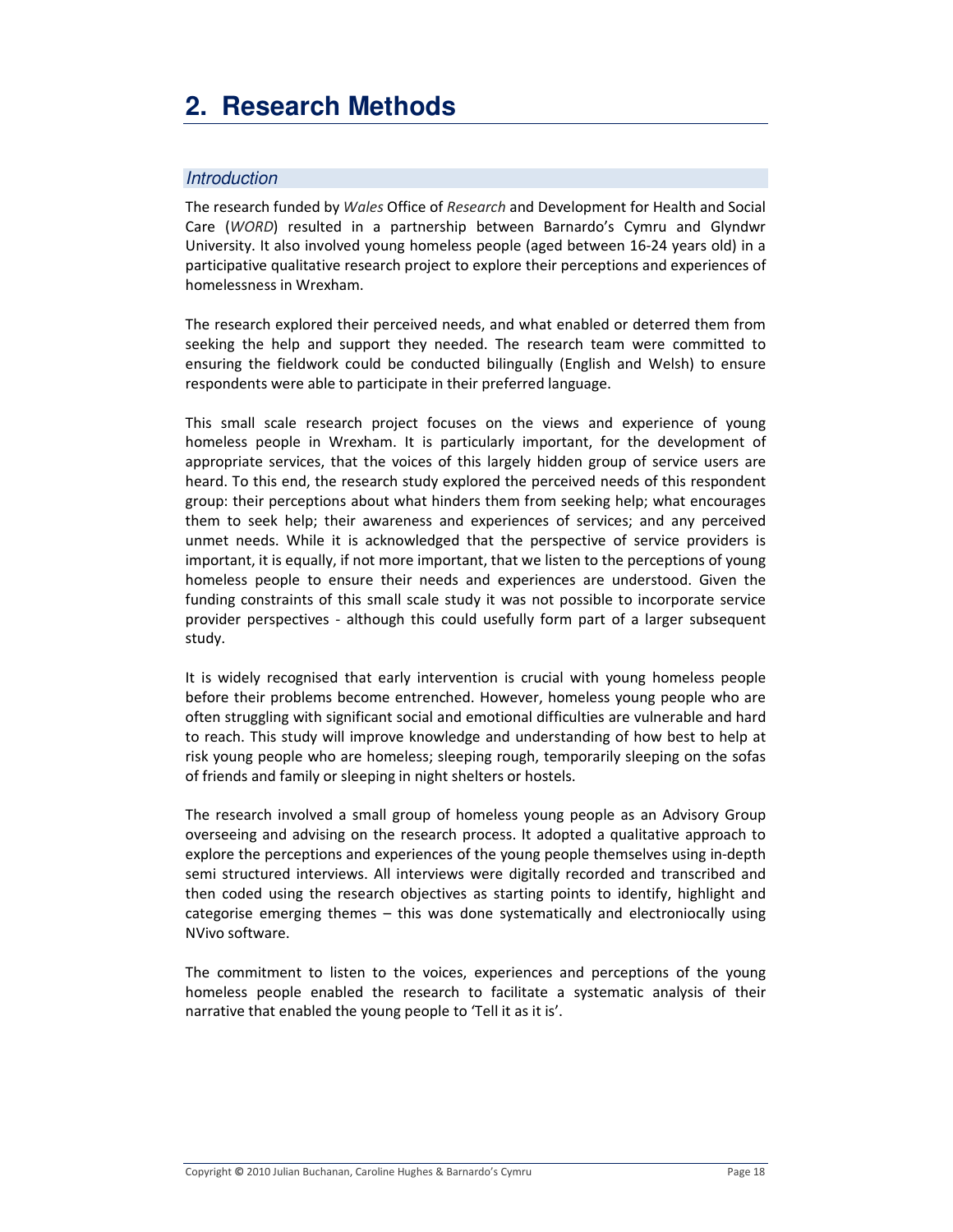# 2. Research Methods

### *Introduction*

The research funded by *Wales* Office of *Research* and Development for Health and Social Care (*WORD*) resulted in a partnership between Barnardo's Cymru and Glyndwr University. It also involved young homeless people (aged between 16-24 years old) in a participative qualitative research project to explore their perceptions and experiences of homelessness in Wrexham.

The research explored their perceived needs, and what enabled or deterred them from seeking the help and support they needed. The research team were committed to ensuring the fieldwork could be conducted bilingually (English and Welsh) to ensure respondents were able to participate in their preferred language.

This small scale research project focuses on the views and experience of young homeless people in Wrexham. It is particularly important, for the development of appropriate services, that the voices of this largely hidden group of service users are heard. To this end, the research study explored the perceived needs of this respondent group: their perceptions about what hinders them from seeking help; what encourages them to seek help; their awareness and experiences of services; and any perceived unmet needs. While it is acknowledged that the perspective of service providers is important, it is equally, if not more important, that we listen to the perceptions of young homeless people to ensure their needs and experiences are understood. Given the funding constraints of this small scale study it was not possible to incorporate service provider perspectives - although this could usefully form part of a larger subsequent study.

It is widely recognised that early intervention is crucial with young homeless people before their problems become entrenched. However, homeless young people who are often struggling with significant social and emotional difficulties are vulnerable and hard to reach. This study will improve knowledge and understanding of how best to help at risk young people who are homeless; sleeping rough, temporarily sleeping on the sofas of friends and family or sleeping in night shelters or hostels.

The research involved a small group of homeless young people as an Advisory Group overseeing and advising on the research process. It adopted a qualitative approach to explore the perceptions and experiences of the young people themselves using in-depth semi structured interviews. All interviews were digitally recorded and transcribed and then coded using the research objectives as starting points to identify, highlight and categorise emerging themes – this was done systematically and electroniocally using NVivo software.

The commitment to listen to the voices, experiences and perceptions of the young homeless people enabled the research to facilitate a systematic analysis of their narrative that enabled the young people to 'Tell it as it is'.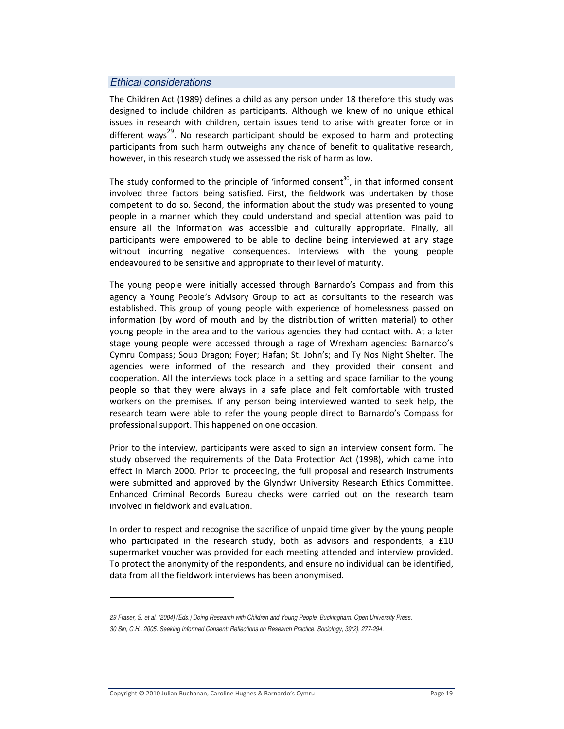## *Ethical considerations*

The Children Act (1989) defines a child as any person under 18 therefore this study was designed to include children as participants. Although we knew of no unique ethical issues in research with children, certain issues tend to arise with greater force or in different ways[29]. No research participant should be exposed to harm and protecting participants from such harm outweighs any chance of benefit to qualitative research, however, in this research study we assessed the risk of harm as low.

The study conformed to the principle of 'informed consent[30], in that informed consent involved three factors being satisfied. First, the fieldwork was undertaken by those competent to do so. Second, the information about the study was presented to young people in a manner which they could understand and special attention was paid to ensure all the information was accessible and culturally appropriate. Finally, all participants were empowered to be able to decline being interviewed at any stage without incurring negative consequences. Interviews with the young people endeavoured to be sensitive and appropriate to their level of maturity.

The young people were initially accessed through Barnardo's Compass and from this agency a Young People's Advisory Group to act as consultants to the research was established. This group of young people with experience of homelessness passed on information (by word of mouth and by the distribution of written material) to other young people in the area and to the various agencies they had contact with. At a later stage young people were accessed through a rage of Wrexham agencies: Barnardo's Cymru Compass; Soup Dragon; Foyer; Hafan; St. John's; and Ty Nos Night Shelter. The agencies were informed of the research and they provided their consent and cooperation. All the interviews took place in a setting and space familiar to the young people so that they were always in a safe place and felt comfortable with trusted workers on the premises. If any person being interviewed wanted to seek help, the research team were able to refer the young people direct to Barnardo's Compass for professional support. This happened on one occasion.

Prior to the interview, participants were asked to sign an interview consent form. The study observed the requirements of the Data Protection Act (1998), which came into effect in March 2000. Prior to proceeding, the full proposal and research instruments were submitted and approved by the Glyndwr University Research Ethics Committee. Enhanced Criminal Records Bureau checks were carried out on the research team involved in fieldwork and evaluation.

In order to respect and recognise the sacrifice of unpaid time given by the young people who participated in the research study, both as advisors and respondents, a £10 supermarket voucher was provided for each meeting attended and interview provided. To protect the anonymity of the respondents, and ensure no individual can be identified, data from all the fieldwork interviews has been anonymised.

---

*29 Fraser, S. et al. (2004) (Eds.) Doing Research with Children and Young People. Buckingham: Open University Press.*

*30 Sin, C.H., 2005. Seeking Informed Consent: Reflections on Research Practice. Sociology, 39(2), 277-294.*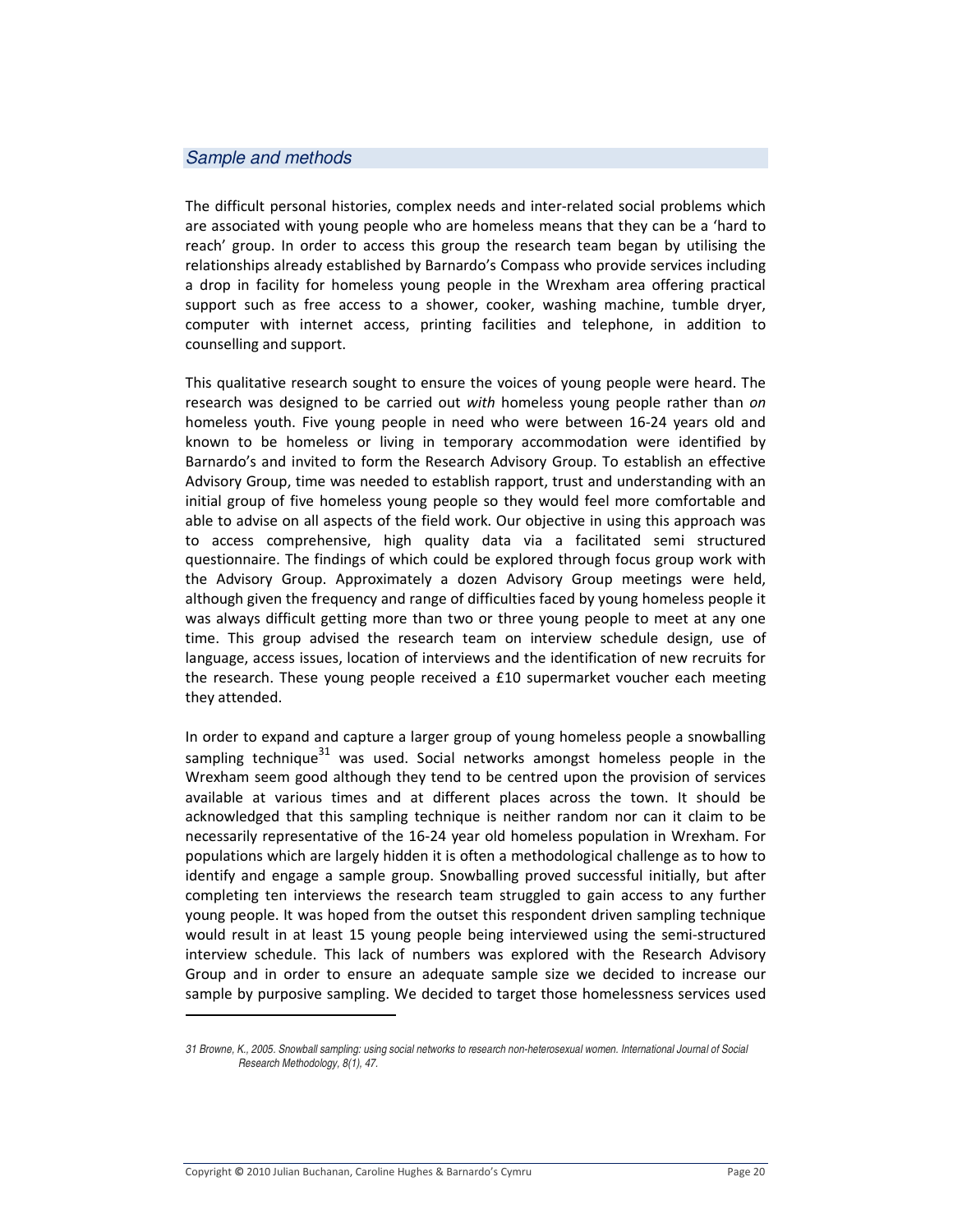## *Sample and methods*

The difficult personal histories, complex needs and inter-related social problems which are associated with young people who are homeless means that they can be a 'hard to reach' group. In order to access this group the research team began by utilising the relationships already established by Barnardo's Compass who provide services including a drop in facility for homeless young people in the Wrexham area offering practical support such as free access to a shower, cooker, washing machine, tumble dryer, computer with internet access, printing facilities and telephone, in addition to counselling and support.

This qualitative research sought to ensure the voices of young people were heard. The research was designed to be carried out *with* homeless young people rather than *on* homeless youth. Five young people in need who were between 16-24 years old and known to be homeless or living in temporary accommodation were identified by Barnardo's and invited to form the Research Advisory Group. To establish an effective Advisory Group, time was needed to establish rapport, trust and understanding with an initial group of five homeless young people so they would feel more comfortable and able to advise on all aspects of the field work. Our objective in using this approach was to access comprehensive, high quality data via a facilitated semi structured questionnaire. The findings of which could be explored through focus group work with the Advisory Group. Approximately a dozen Advisory Group meetings were held, although given the frequency and range of difficulties faced by young homeless people it was always difficult getting more than two or three young people to meet at any one time. This group advised the research team on interview schedule design, use of language, access issues, location of interviews and the identification of new recruits for the research. These young people received a £10 supermarket voucher each meeting they attended.

In order to expand and capture a larger group of young homeless people a snowballing sampling technique[31] was used. Social networks amongst homeless people in the Wrexham seem good although they tend to be centred upon the provision of services available at various times and at different places across the town. It should be acknowledged that this sampling technique is neither random nor can it claim to be necessarily representative of the 16-24 year old homeless population in Wrexham. For populations which are largely hidden it is often a methodological challenge as to how to identify and engage a sample group. Snowballing proved successful initially, but after completing ten interviews the research team struggled to gain access to any further young people. It was hoped from the outset this respondent driven sampling technique would result in at least 15 young people being interviewed using the semi-structured interview schedule. This lack of numbers was explored with the Research Advisory Group and in order to ensure an adequate sample size we decided to increase our sample by purposive sampling. We decided to target those homelessness services used

---

*31 Browne, K., 2005. Snowball sampling: using social networks to research non-heterosexual women. International Journal of Social Research Methodology, 8(1), 47.*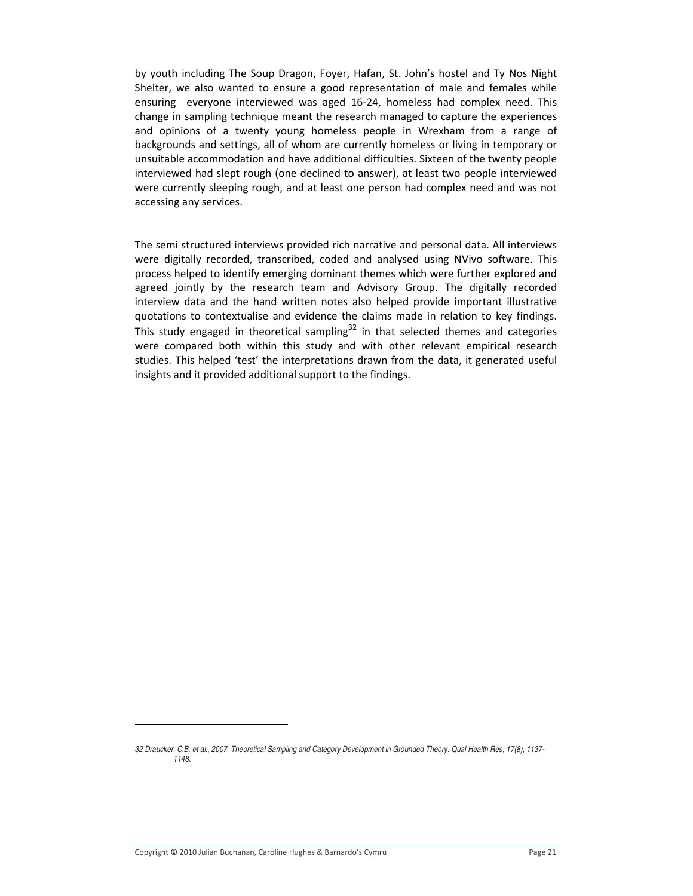by youth including The Soup Dragon, Foyer, Hafan, St. John's hostel and Ty Nos Night Shelter, we also wanted to ensure a good representation of male and females while ensuring everyone interviewed was aged 16-24, homeless had complex need. This change in sampling technique meant the research managed to capture the experiences and opinions of a twenty young homeless people in Wrexham from a range of backgrounds and settings, all of whom are currently homeless or living in temporary or unsuitable accommodation and have additional difficulties. Sixteen of the twenty people interviewed had slept rough (one declined to answer), at least two people interviewed were currently sleeping rough, and at least one person had complex need and was not accessing any services.

The semi structured interviews provided rich narrative and personal data. All interviews were digitally recorded, transcribed, coded and analysed using NVivo software. This process helped to identify emerging dominant themes which were further explored and agreed jointly by the research team and Advisory Group. The digitally recorded interview data and the hand written notes also helped provide important illustrative quotations to contextualise and evidence the claims made in relation to key findings. This study engaged in theoretical sampling[32] in that selected themes and categories were compared both within this study and with other relevant empirical research studies. This helped 'test' the interpretations drawn from the data, it generated useful insights and it provided additional support to the findings.

---

*32 Draucker, C.B. et al., 2007. Theoretical Sampling and Category Development in Grounded Theory. Qual Health Res, 17(8), 1137-1148.*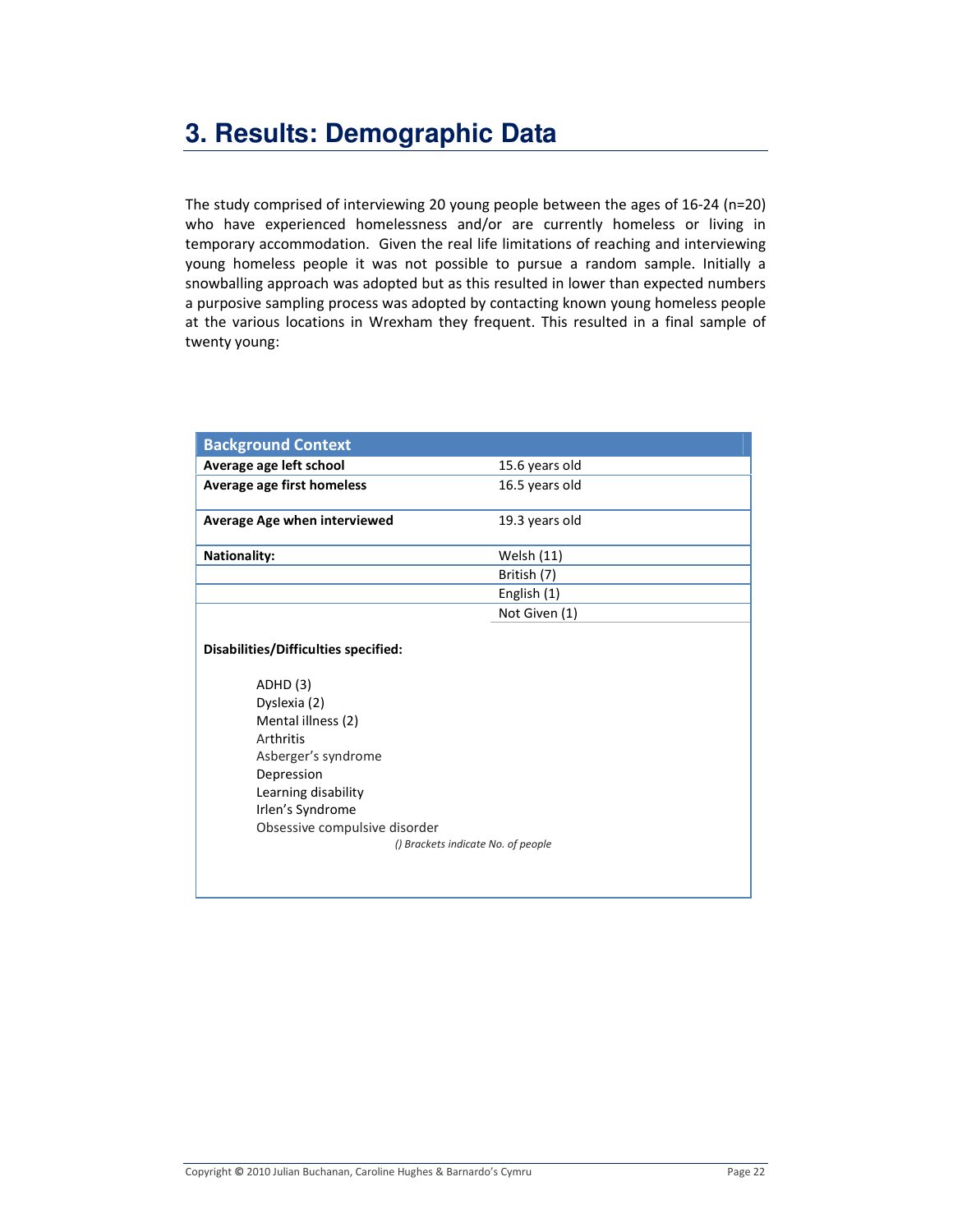# 3. Results: Demographic Data

The study comprised of interviewing 20 young people between the ages of 16-24 (n=20) who have experienced homelessness and/or are currently homeless or living in temporary accommodation. Given the real life limitations of reaching and interviewing young homeless people it was not possible to pursue a random sample. Initially a snowballing approach was adopted but as this resulted in lower than expected numbers a purposive sampling process was adopted by contacting known young homeless people at the various locations in Wrexham they frequent. This resulted in a final sample of twenty young:

| Background Context | |
|---|---|
| **Average age left school** | 15.6 years old |
| **Average age first homeless** | 16.5 years old |
| **Average Age when interviewed** | 19.3 years old |
| **Nationality:** | Welsh (11) |
| | British (7) |
| | English (1) |
| | Not Given (1) |

**Disabilities/Difficulties specified:**

- ADHD (3)
- Dyslexia (2)
- Mental illness (2)
- Arthritis
- Asberger's syndrome
- Depression
- Learning disability
- Irlen's Syndrome
- Obsessive compulsive disorder

*() Brackets indicate No. of people*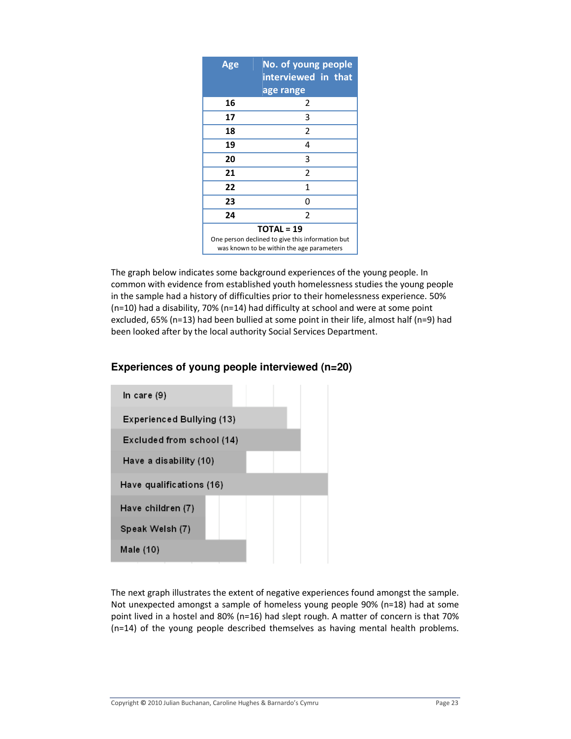| Age | No. of young people interviewed in that age range |
|---|---|
| 16 | 2 |
| 17 | 3 |
| 18 | 2 |
| 19 | 4 |
| 20 | 3 |
| 21 | 2 |
| 22 | 1 |
| 23 | 0 |
| 24 | 2 |
| TOTAL = 19<br>One person declined to give this information but was known to be within the age parameters | |

The graph below indicates some background experiences of the young people. In common with evidence from established youth homelessness studies the young people in the sample had a history of difficulties prior to their homelessness experience. 50% (n=10) had a disability, 70% (n=14) had difficulty at school and were at some point excluded, 65% (n=13) had been bullied at some point in their life, almost half (n=9) had been looked after by the local authority Social Services Department.

### Experiences of young people interviewed (n=20)

In care (9)

Experienced Bullying (13)

Excluded from school (14)

Have a disability (10)

Have qualifications (16)

Have children (7)

Speak Welsh (7)

Male (10)

The next graph illustrates the extent of negative experiences found amongst the sample. Not unexpected amongst a sample of homeless young people 90% (n=18) had at some point lived in a hostel and 80% (n=16) had slept rough. A matter of concern is that 70% (n=14) of the young people described themselves as having mental health problems.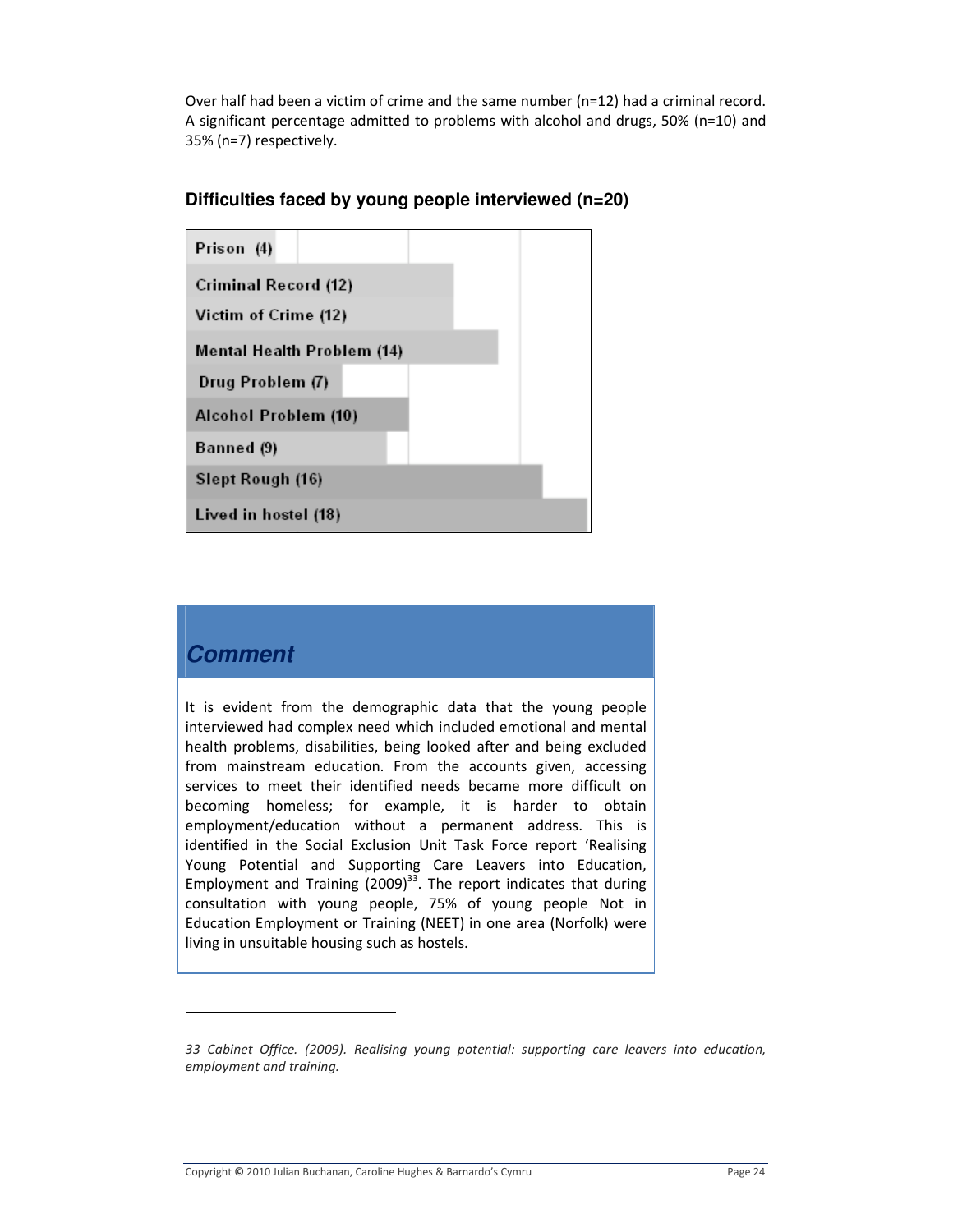Over half had been a victim of crime and the same number (n=12) had a criminal record. A significant percentage admitted to problems with alcohol and drugs, 50% (n=10) and 35% (n=7) respectively.

**Difficulties faced by young people interviewed (n=20)**

Prison (4)

Criminal Record (12)

Victim of Crime (12)

Mental Health Problem (14)

Drug Problem (7)

Alcohol Problem (10)

Banned (9)

Slept Rough (16)

Lived in hostel (18)

## *Comment*

It is evident from the demographic data that the young people interviewed had complex need which included emotional and mental health problems, disabilities, being looked after and being excluded from mainstream education. From the accounts given, accessing services to meet their identified needs became more difficult on becoming homeless; for example, it is harder to obtain employment/education without a permanent address. This is identified in the Social Exclusion Unit Task Force report 'Realising Young Potential and Supporting Care Leavers into Education, Employment and Training (2009)[33]. The report indicates that during consultation with young people, 75% of young people Not in Education Employment or Training (NEET) in one area (Norfolk) were living in unsuitable housing such as hostels.

---

*33 Cabinet Office. (2009). Realising young potential: supporting care leavers into education, employment and training.*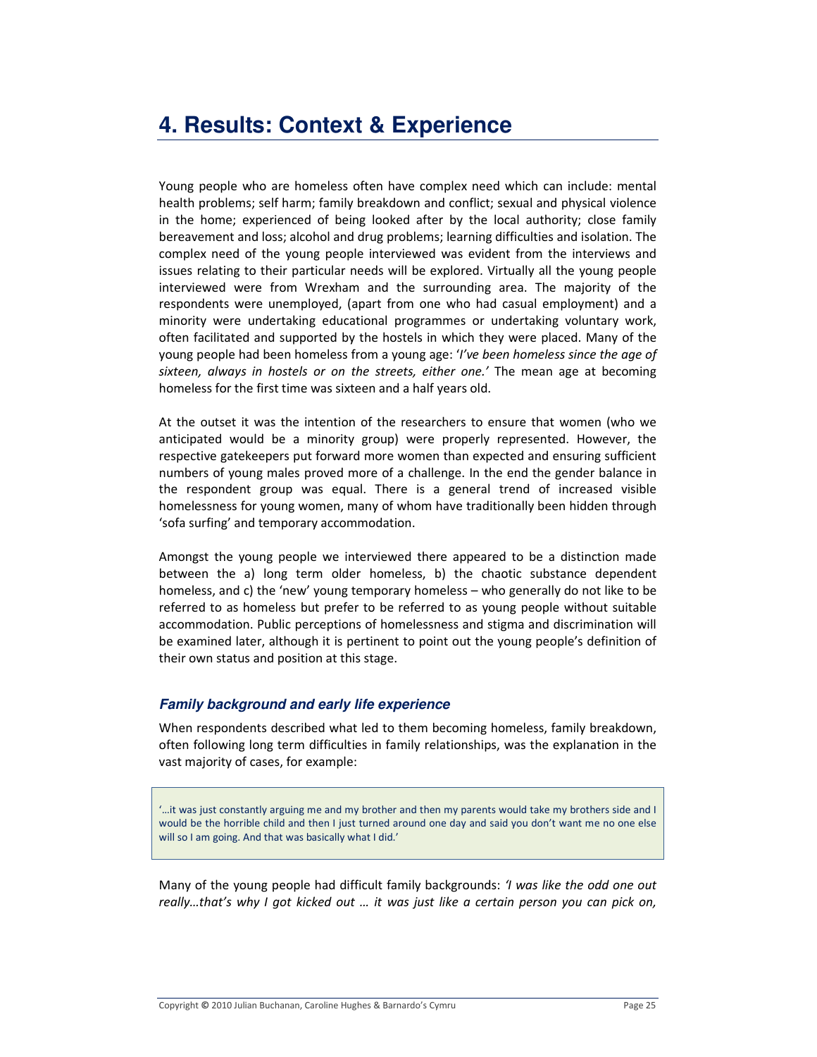# 4. Results: Context & Experience

Young people who are homeless often have complex need which can include: mental health problems; self harm; family breakdown and conflict; sexual and physical violence in the home; experienced of being looked after by the local authority; close family bereavement and loss; alcohol and drug problems; learning difficulties and isolation. The complex need of the young people interviewed was evident from the interviews and issues relating to their particular needs will be explored. Virtually all the young people interviewed were from Wrexham and the surrounding area. The majority of the respondents were unemployed, (apart from one who had casual employment) and a minority were undertaking educational programmes or undertaking voluntary work, often facilitated and supported by the hostels in which they were placed. Many of the young people had been homeless from a young age: '*I've been homeless since the age of sixteen, always in hostels or on the streets, either one.'* The mean age at becoming homeless for the first time was sixteen and a half years old.

At the outset it was the intention of the researchers to ensure that women (who we anticipated would be a minority group) were properly represented. However, the respective gatekeepers put forward more women than expected and ensuring sufficient numbers of young males proved more of a challenge. In the end the gender balance in the respondent group was equal. There is a general trend of increased visible homelessness for young women, many of whom have traditionally been hidden through 'sofa surfing' and temporary accommodation.

Amongst the young people we interviewed there appeared to be a distinction made between the a) long term older homeless, b) the chaotic substance dependent homeless, and c) the 'new' young temporary homeless – who generally do not like to be referred to as homeless but prefer to be referred to as young people without suitable accommodation. Public perceptions of homelessness and stigma and discrimination will be examined later, although it is pertinent to point out the young people's definition of their own status and position at this stage.

### *Family background and early life experience*

When respondents described what led to them becoming homeless, family breakdown, often following long term difficulties in family relationships, was the explanation in the vast majority of cases, for example:

> '…it was just constantly arguing me and my brother and then my parents would take my brothers side and I would be the horrible child and then I just turned around one day and said you don't want me no one else will so I am going. And that was basically what I did.'

Many of the young people had difficult family backgrounds: *'I was like the odd one out really…that's why I got kicked out … it was just like a certain person you can pick on,*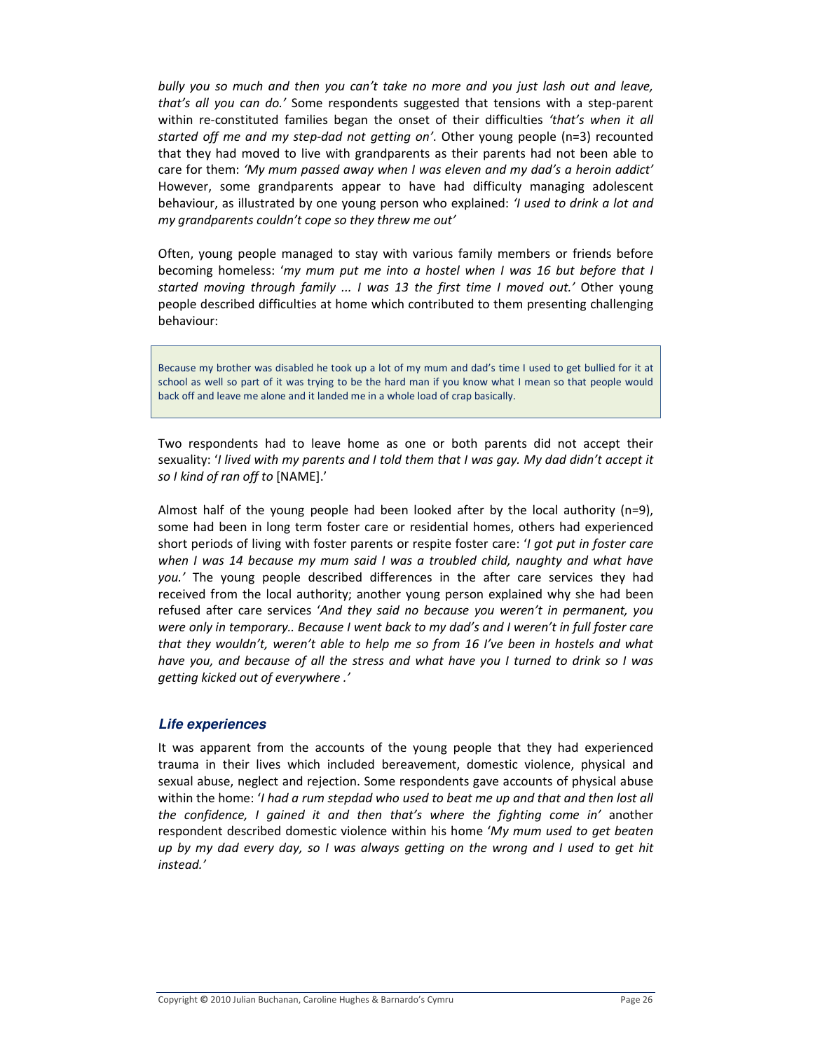*bully you so much and then you can't take no more and you just lash out and leave, that's all you can do.'* Some respondents suggested that tensions with a step-parent within re-constituted families began the onset of their difficulties *'that's when it all started off me and my step-dad not getting on'*. Other young people (n=3) recounted that they had moved to live with grandparents as their parents had not been able to care for them: *'My mum passed away when I was eleven and my dad's a heroin addict'* However, some grandparents appear to have had difficulty managing adolescent behaviour, as illustrated by one young person who explained: *'I used to drink a lot and my grandparents couldn't cope so they threw me out'*

Often, young people managed to stay with various family members or friends before becoming homeless: '*my mum put me into a hostel when I was 16 but before that I started moving through family ... I was 13 the first time I moved out.'* Other young people described difficulties at home which contributed to them presenting challenging behaviour:

> Because my brother was disabled he took up a lot of my mum and dad's time I used to get bullied for it at school as well so part of it was trying to be the hard man if you know what I mean so that people would back off and leave me alone and it landed me in a whole load of crap basically.

Two respondents had to leave home as one or both parents did not accept their sexuality: '*I lived with my parents and I told them that I was gay. My dad didn't accept it so I kind of ran off to* [NAME].'

Almost half of the young people had been looked after by the local authority (n=9), some had been in long term foster care or residential homes, others had experienced short periods of living with foster parents or respite foster care: '*I got put in foster care when I was 14 because my mum said I was a troubled child, naughty and what have you.'* The young people described differences in the after care services they had received from the local authority; another young person explained why she had been refused after care services '*And they said no because you weren't in permanent, you were only in temporary.. Because I went back to my dad's and I weren't in full foster care that they wouldn't, weren't able to help me so from 16 I've been in hostels and what have you, and because of all the stress and what have you I turned to drink so I was getting kicked out of everywhere .'*

### Life experiences

It was apparent from the accounts of the young people that they had experienced trauma in their lives which included bereavement, domestic violence, physical and sexual abuse, neglect and rejection. Some respondents gave accounts of physical abuse within the home: '*I had a rum stepdad who used to beat me up and that and then lost all the confidence, I gained it and then that's where the fighting come in'* another respondent described domestic violence within his home '*My mum used to get beaten up by my dad every day, so I was always getting on the wrong and I used to get hit instead.'*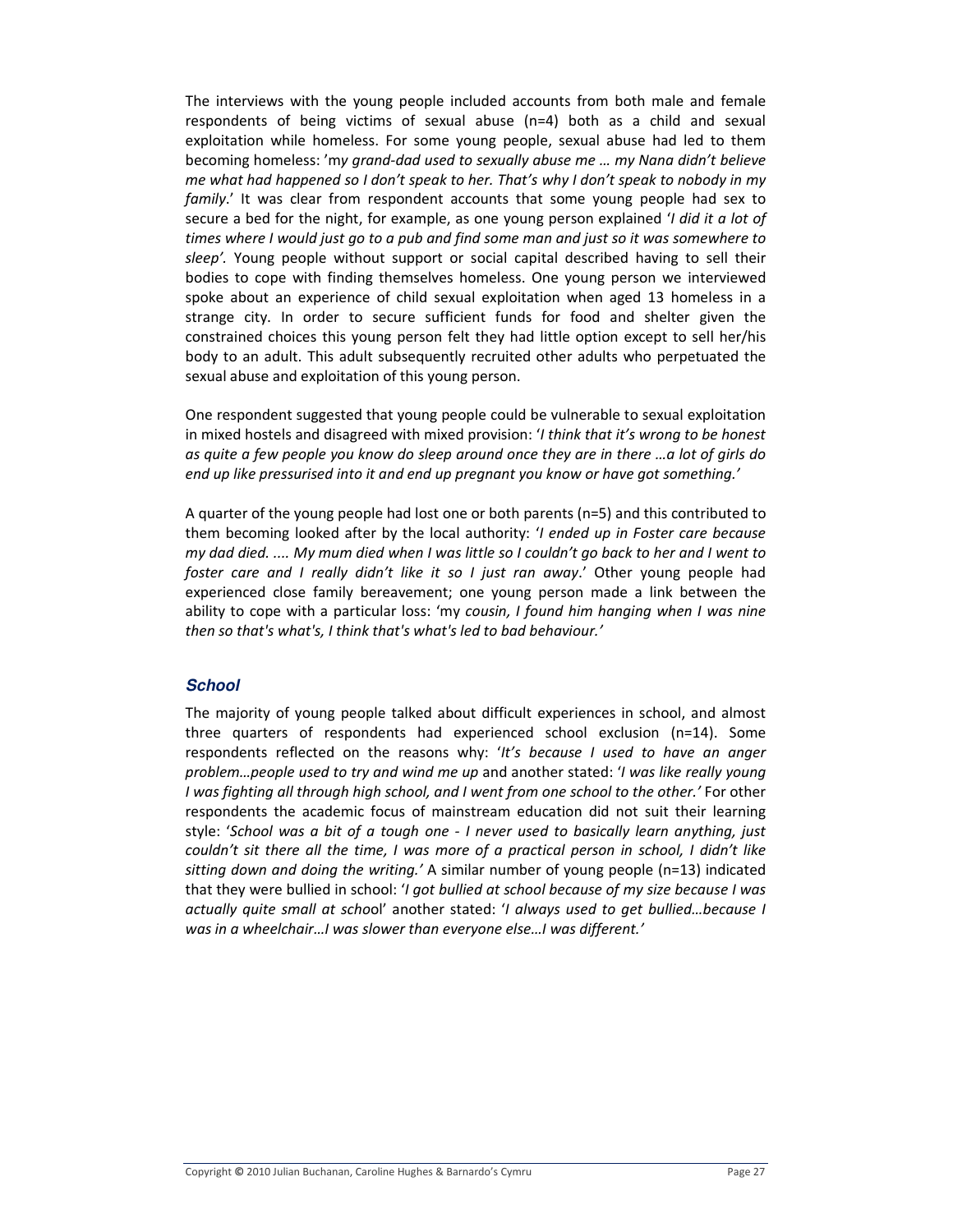The interviews with the young people included accounts from both male and female respondents of being victims of sexual abuse (n=4) both as a child and sexual exploitation while homeless. For some young people, sexual abuse had led to them becoming homeless: 'm*y grand-dad used to sexually abuse me … my Nana didn't believe me what had happened so I don't speak to her. That's why I don't speak to nobody in my family*.' It was clear from respondent accounts that some young people had sex to secure a bed for the night, for example, as one young person explained '*I did it a lot of times where I would just go to a pub and find some man and just so it was somewhere to sleep'.* Young people without support or social capital described having to sell their bodies to cope with finding themselves homeless. One young person we interviewed spoke about an experience of child sexual exploitation when aged 13 homeless in a strange city. In order to secure sufficient funds for food and shelter given the constrained choices this young person felt they had little option except to sell her/his body to an adult. This adult subsequently recruited other adults who perpetuated the sexual abuse and exploitation of this young person.

One respondent suggested that young people could be vulnerable to sexual exploitation in mixed hostels and disagreed with mixed provision: '*I think that it's wrong to be honest as quite a few people you know do sleep around once they are in there …a lot of girls do end up like pressurised into it and end up pregnant you know or have got something.'*

A quarter of the young people had lost one or both parents (n=5) and this contributed to them becoming looked after by the local authority: '*I ended up in Foster care because my dad died. .... My mum died when I was little so I couldn't go back to her and I went to foster care and I really didn't like it so I just ran away*.' Other young people had experienced close family bereavement; one young person made a link between the ability to cope with a particular loss: 'my *cousin, I found him hanging when I was nine then so that's what's, I think that's what's led to bad behaviour.'*

### *School*

The majority of young people talked about difficult experiences in school, and almost three quarters of respondents had experienced school exclusion (n=14). Some respondents reflected on the reasons why: '*It's because I used to have an anger problem…people used to try and wind me up* and another stated: '*I was like really young I was fighting all through high school, and I went from one school to the other.'* For other respondents the academic focus of mainstream education did not suit their learning style: '*School was a bit of a tough one - I never used to basically learn anything, just couldn't sit there all the time, I was more of a practical person in school, I didn't like sitting down and doing the writing.'* A similar number of young people (n=13) indicated that they were bullied in school: '*I got bullied at school because of my size because I was actually quite small at scho*ol' another stated: '*I always used to get bullied…because I was in a wheelchair…I was slower than everyone else…I was different.'*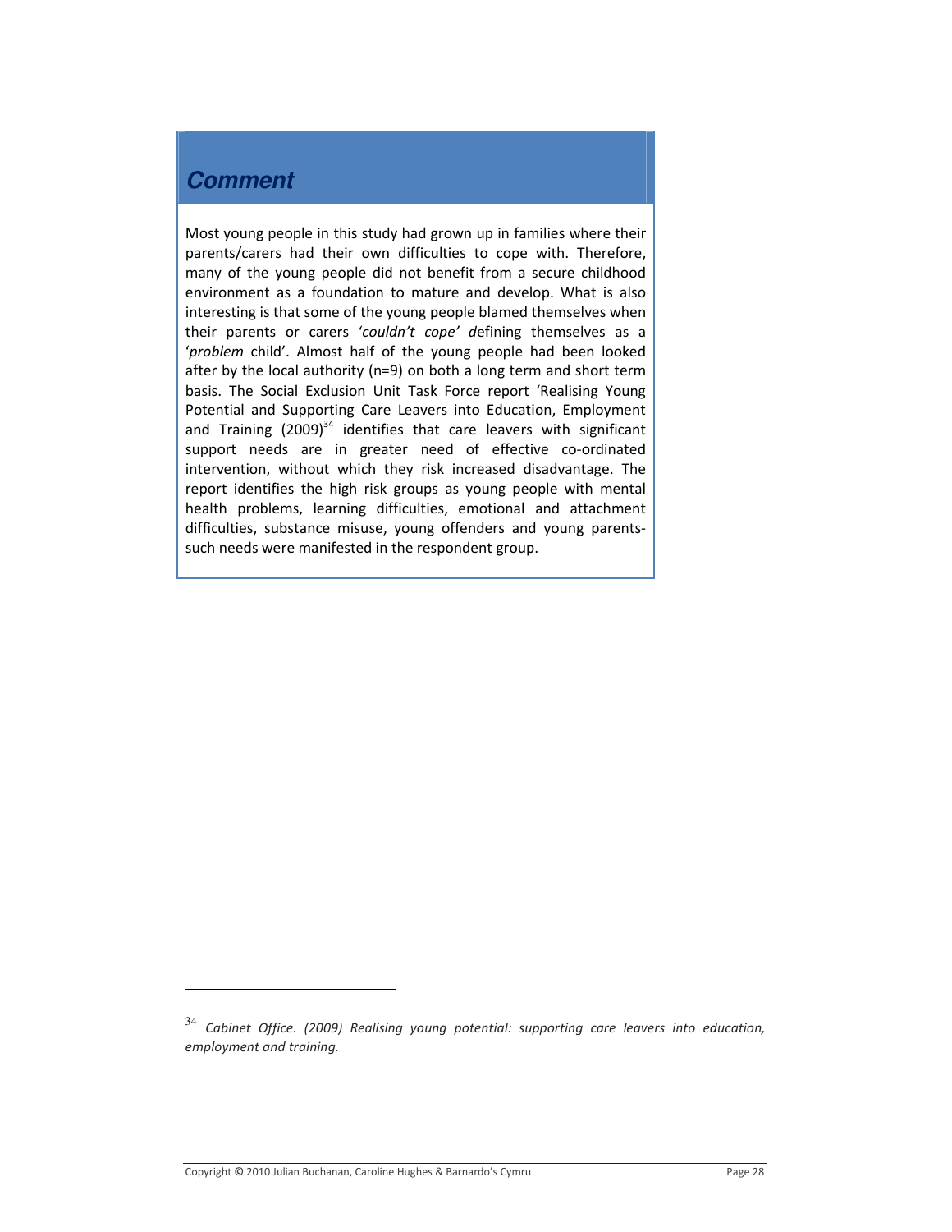## *Comment*

Most young people in this study had grown up in families where their parents/carers had their own difficulties to cope with. Therefore, many of the young people did not benefit from a secure childhood environment as a foundation to mature and develop. What is also interesting is that some of the young people blamed themselves when their parents or carers '*couldn't cope' d*efining themselves as a '*problem* child'. Almost half of the young people had been looked after by the local authority (n=9) on both a long term and short term basis. The Social Exclusion Unit Task Force report 'Realising Young Potential and Supporting Care Leavers into Education, Employment and Training (2009)[34] identifies that care leavers with significant support needs are in greater need of effective co-ordinated intervention, without which they risk increased disadvantage. The report identifies the high risk groups as young people with mental health problems, learning difficulties, emotional and attachment difficulties, substance misuse, young offenders and young parents- such needs were manifested in the respondent group.

---

[34] *Cabinet Office. (2009) Realising young potential: supporting care leavers into education, employment and training.*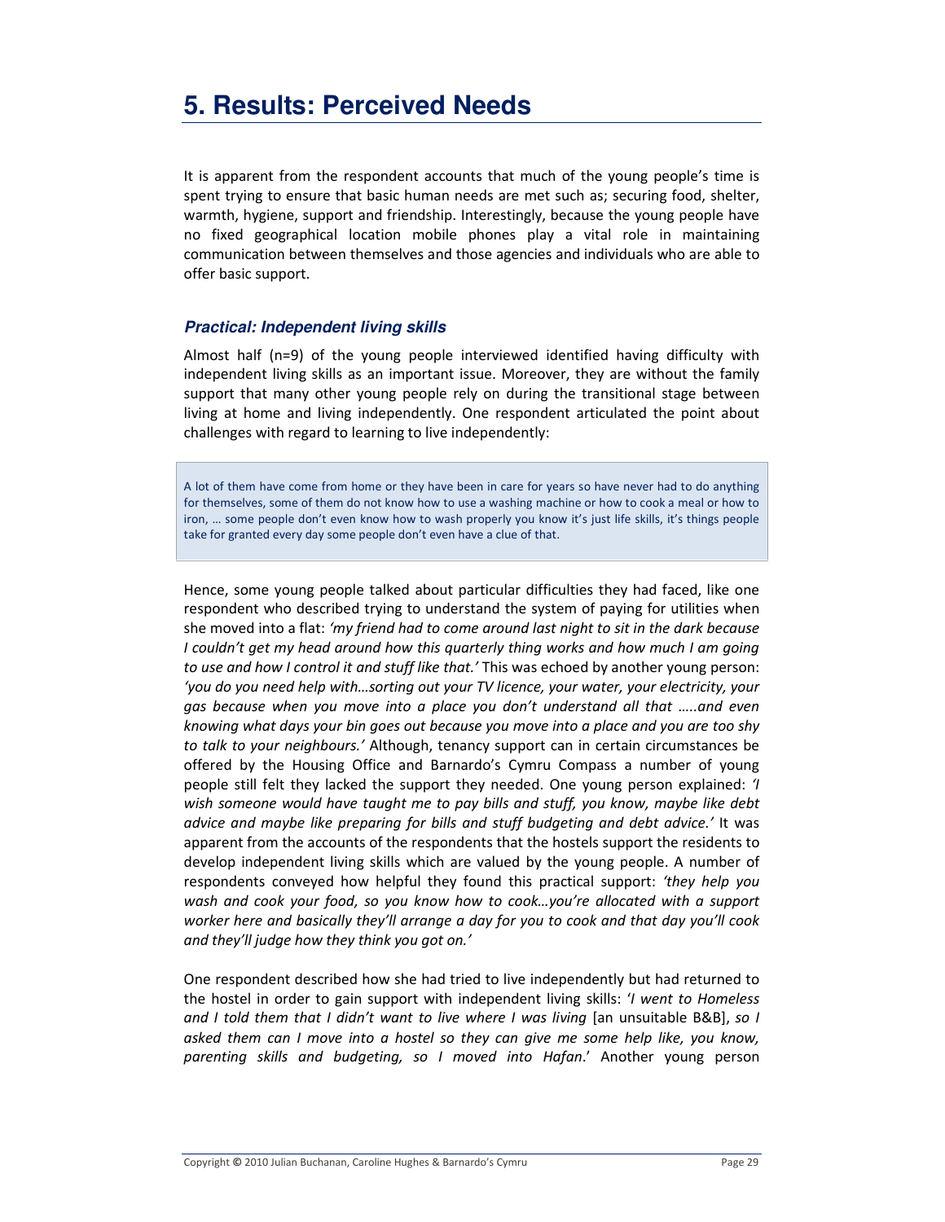# 5. Results: Perceived Needs

It is apparent from the respondent accounts that much of the young people's time is spent trying to ensure that basic human needs are met such as; securing food, shelter, warmth, hygiene, support and friendship. Interestingly, because the young people have no fixed geographical location mobile phones play a vital role in maintaining communication between themselves and those agencies and individuals who are able to offer basic support.

### *Practical: Independent living skills*

Almost half (n=9) of the young people interviewed identified having difficulty with independent living skills as an important issue. Moreover, they are without the family support that many other young people rely on during the transitional stage between living at home and living independently. One respondent articulated the point about challenges with regard to learning to live independently:

> A lot of them have come from home or they have been in care for years so have never had to do anything for themselves, some of them do not know how to use a washing machine or how to cook a meal or how to iron, … some people don't even know how to wash properly you know it's just life skills, it's things people take for granted every day some people don't even have a clue of that.

Hence, some young people talked about particular difficulties they had faced, like one respondent who described trying to understand the system of paying for utilities when she moved into a flat: *'my friend had to come around last night to sit in the dark because I couldn't get my head around how this quarterly thing works and how much I am going to use and how I control it and stuff like that.'* This was echoed by another young person: *'you do you need help with…sorting out your TV licence, your water, your electricity, your gas because when you move into a place you don't understand all that …..and even knowing what days your bin goes out because you move into a place and you are too shy to talk to your neighbours.'* Although, tenancy support can in certain circumstances be offered by the Housing Office and Barnardo's Cymru Compass a number of young people still felt they lacked the support they needed. One young person explained: *'I wish someone would have taught me to pay bills and stuff, you know, maybe like debt advice and maybe like preparing for bills and stuff budgeting and debt advice.'* It was apparent from the accounts of the respondents that the hostels support the residents to develop independent living skills which are valued by the young people. A number of respondents conveyed how helpful they found this practical support: *'they help you wash and cook your food, so you know how to cook…you're allocated with a support worker here and basically they'll arrange a day for you to cook and that day you'll cook and they'll judge how they think you got on.'*

One respondent described how she had tried to live independently but had returned to the hostel in order to gain support with independent living skills: '*I went to Homeless and I told them that I didn't want to live where I was living* [an unsuitable B&B], *so I asked them can I move into a hostel so they can give me some help like, you know, parenting skills and budgeting, so I moved into Hafan*.' Another young person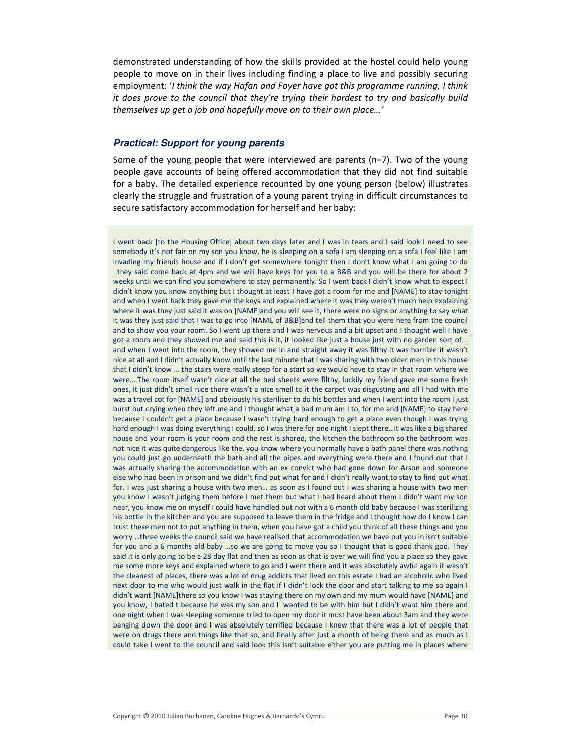demonstrated understanding of how the skills provided at the hostel could help young people to move on in their lives including finding a place to live and possibly securing employment: '*I think the way Hafan and Foyer have got this programme running, I think it does prove to the council that they're trying their hardest to try and basically build themselves up get a job and hopefully move on to their own place…'*

### *Practical: Support for young parents*

Some of the young people that were interviewed are parents (n=7). Two of the young people gave accounts of being offered accommodation that they did not find suitable for a baby. The detailed experience recounted by one young person (below) illustrates clearly the struggle and frustration of a young parent trying in difficult circumstances to secure satisfactory accommodation for herself and her baby:

> I went back [to the Housing Office] about two days later and I was in tears and I said look I need to see somebody it's not fair on my son you know, he is sleeping on a sofa I am sleeping on a sofa I feel like I am invading my friends house and if I don't get somewhere tonight then I don't know what I am going to do ..they said come back at 4pm and we will have keys for you to a B&B and you will be there for about 2 weeks until we can find you somewhere to stay permanently. So I went back I didn't know what to expect I didn't know you know anything but I thought at least I have got a room for me and [NAME] to stay tonight and when I went back they gave me the keys and explained where it was they weren't much help explaining where it was they just said it was on [NAME]and you will see it, there were no signs or anything to say what it was they just said that I was to go into [NAME of B&B]and tell them that you were here from the council and to show you your room. So I went up there and I was nervous and a bit upset and I thought well I have got a room and they showed me and said this is it, it looked like just a house just with no garden sort of .. and when I went into the room, they showed me in and straight away it was filthy it was horrible it wasn't nice at all and I didn't actually know until the last minute that I was sharing with two older men in this house that I didn't know … the stairs were really steep for a start so we would have to stay in that room where we were….The room itself wasn't nice at all the bed sheets were filthy, luckily my friend gave me some fresh ones, it just didn't smell nice there wasn't a nice smell to it the carpet was disgusting and all I had with me was a travel cot for [NAME] and obviously his steriliser to do his bottles and when I went into the room I just burst out crying when they left me and I thought what a bad mum am I to, for me and [NAME] to stay here because I couldn't get a place because I wasn't trying hard enough to get a place even though I was trying hard enough I was doing everything I could, so I was there for one night I slept there…it was like a big shared house and your room is your room and the rest is shared, the kitchen the bathroom so the bathroom was not nice it was quite dangerous like the, you know where you normally have a bath panel there was nothing you could just go underneath the bath and all the pipes and everything were there and I found out that I was actually sharing the accommodation with an ex convict who had gone down for Arson and someone else who had been in prison and we didn't find out what for and I didn't really want to stay to find out what for. I was just sharing a house with two men… as soon as I found out I was sharing a house with two men you know I wasn't judging them before I met them but what I had heard about them I didn't want my son near, you know me on myself I could have handled but not with a 6 month old baby because I was sterilizing his bottle in the kitchen and you are supposed to leave them in the fridge and I thought how do I know I can trust these men not to put anything in them, when you have got a child you think of all these things and you worry …three weeks the council said we have realised that accommodation we have put you in isn't suitable for you and a 6 months old baby …so we are going to move you so I thought that is good thank god. They said it is only going to be a 28 day flat and then as soon as that is over we will find you a place so they gave me some more keys and explained where to go and I went there and it was absolutely awful again it wasn't the cleanest of places, there was a lot of drug addicts that lived on this estate I had an alcoholic who lived next door to me who would just walk in the flat if I didn't lock the door and start talking to me so again I didn't want [NAME]there so you know I was staying there on my own and my mum would have [NAME] and you know, I hated t because he was my son and I wanted to be with him but I didn't want him there and one night when I was sleeping someone tried to open my door it must have been about 3am and they were banging down the door and I was absolutely terrified because I knew that there was a lot of people that were on drugs there and things like that so, and finally after just a month of being there and as much as I could take I went to the council and said look this isn't suitable either you are putting me in places where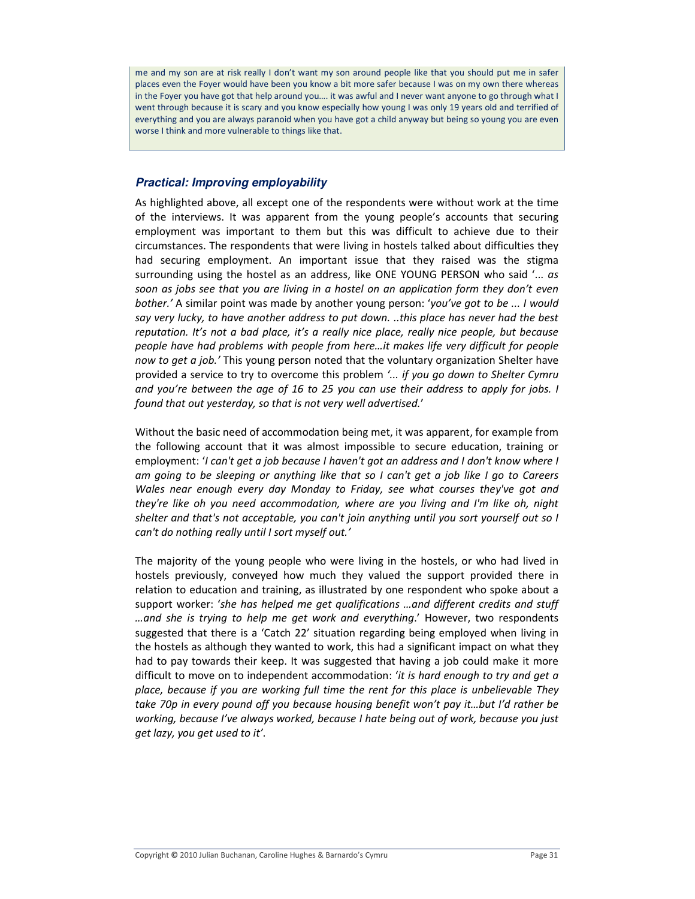> me and my son are at risk really I don't want my son around people like that you should put me in safer places even the Foyer would have been you know a bit more safer because I was on my own there whereas in the Foyer you have got that help around you…. it was awful and I never want anyone to go through what I went through because it is scary and you know especially how young I was only 19 years old and terrified of everything and you are always paranoid when you have got a child anyway but being so young you are even worse I think and more vulnerable to things like that.

### *Practical: Improving employability*

As highlighted above, all except one of the respondents were without work at the time of the interviews. It was apparent from the young people's accounts that securing employment was important to them but this was difficult to achieve due to their circumstances. The respondents that were living in hostels talked about difficulties they had securing employment. An important issue that they raised was the stigma surrounding using the hostel as an address, like ONE YOUNG PERSON who said '... *as soon as jobs see that you are living in a hostel on an application form they don't even bother.'* A similar point was made by another young person: '*you've got to be ... I would say very lucky, to have another address to put down. ..this place has never had the best reputation. It's not a bad place, it's a really nice place, really nice people, but because people have had problems with people from here…it makes life very difficult for people now to get a job.'* This young person noted that the voluntary organization Shelter have provided a service to try to overcome this problem *'... if you go down to Shelter Cymru and you're between the age of 16 to 25 you can use their address to apply for jobs. I found that out yesterday, so that is not very well advertised.*'

Without the basic need of accommodation being met, it was apparent, for example from the following account that it was almost impossible to secure education, training or employment: '*I can't get a job because I haven't got an address and I don't know where I am going to be sleeping or anything like that so I can't get a job like I go to Careers Wales near enough every day Monday to Friday, see what courses they've got and they're like oh you need accommodation, where are you living and I'm like oh, night shelter and that's not acceptable, you can't join anything until you sort yourself out so I can't do nothing really until I sort myself out.'*

The majority of the young people who were living in the hostels, or who had lived in hostels previously, conveyed how much they valued the support provided there in relation to education and training, as illustrated by one respondent who spoke about a support worker: '*she has helped me get qualifications …and different credits and stuff …and she is trying to help me get work and everything*.' However, two respondents suggested that there is a 'Catch 22' situation regarding being employed when living in the hostels as although they wanted to work, this had a significant impact on what they had to pay towards their keep. It was suggested that having a job could make it more difficult to move on to independent accommodation: '*it is hard enough to try and get a place, because if you are working full time the rent for this place is unbelievable They take 70p in every pound off you because housing benefit won't pay it…but I'd rather be working, because I've always worked, because I hate being out of work, because you just get lazy, you get used to it'*.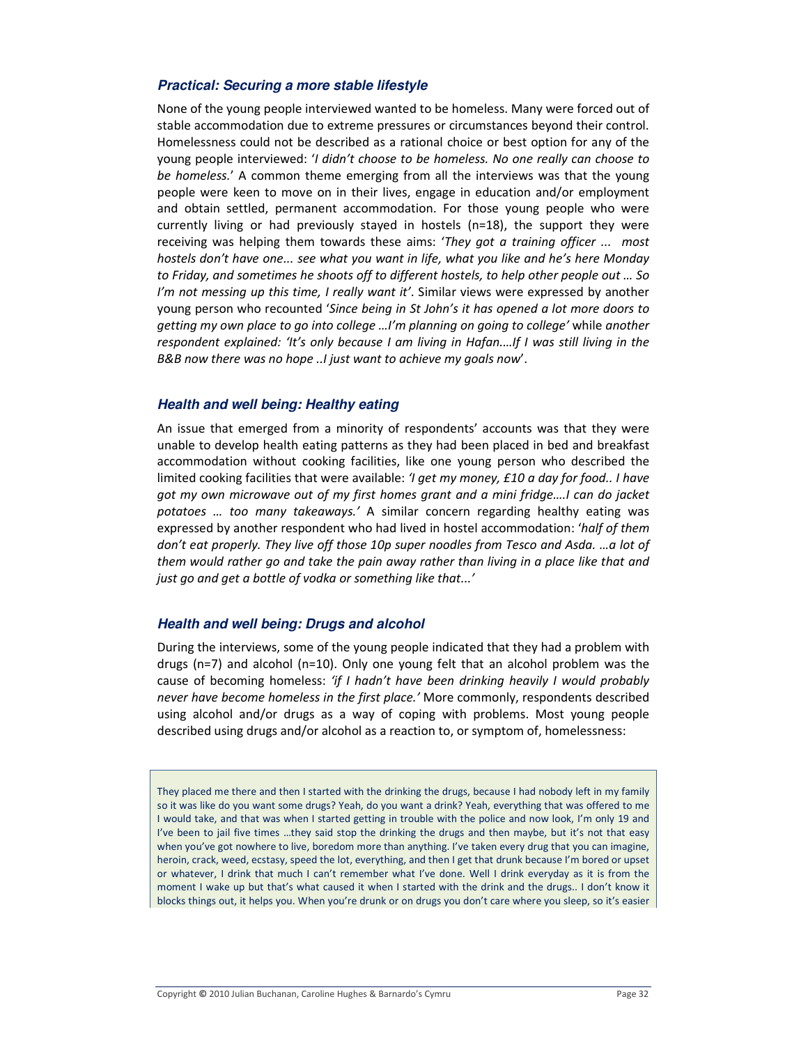### *Practical: Securing a more stable lifestyle*

None of the young people interviewed wanted to be homeless. Many were forced out of stable accommodation due to extreme pressures or circumstances beyond their control. Homelessness could not be described as a rational choice or best option for any of the young people interviewed: '*I didn't choose to be homeless. No one really can choose to be homeless.*' A common theme emerging from all the interviews was that the young people were keen to move on in their lives, engage in education and/or employment and obtain settled, permanent accommodation. For those young people who were currently living or had previously stayed in hostels (n=18), the support they were receiving was helping them towards these aims: '*They got a training officer ... most hostels don't have one... see what you want in life, what you like and he's here Monday to Friday, and sometimes he shoots off to different hostels, to help other people out … So I'm not messing up this time, I really want it'*. Similar views were expressed by another young person who recounted '*Since being in St John's it has opened a lot more doors to getting my own place to go into college …I'm planning on going to college'* while *another respondent explained: 'It's only because I am living in Hafan.…If I was still living in the B&B now there was no hope ..I just want to achieve my goals now*'.

### *Health and well being: Healthy eating*

An issue that emerged from a minority of respondents' accounts was that they were unable to develop health eating patterns as they had been placed in bed and breakfast accommodation without cooking facilities, like one young person who described the limited cooking facilities that were available: *'I get my money, £10 a day for food.. I have got my own microwave out of my first homes grant and a mini fridge….I can do jacket potatoes … too many takeaways.'* A similar concern regarding healthy eating was expressed by another respondent who had lived in hostel accommodation: '*half of them don't eat properly. They live off those 10p super noodles from Tesco and Asda. …a lot of them would rather go and take the pain away rather than living in a place like that and just go and get a bottle of vodka or something like that...'*

### *Health and well being: Drugs and alcohol*

During the interviews, some of the young people indicated that they had a problem with drugs (n=7) and alcohol (n=10). Only one young felt that an alcohol problem was the cause of becoming homeless: *'if I hadn't have been drinking heavily I would probably never have become homeless in the first place.'* More commonly, respondents described using alcohol and/or drugs as a way of coping with problems. Most young people described using drugs and/or alcohol as a reaction to, or symptom of, homelessness:

> They placed me there and then I started with the drinking the drugs, because I had nobody left in my family so it was like do you want some drugs? Yeah, do you want a drink? Yeah, everything that was offered to me I would take, and that was when I started getting in trouble with the police and now look, I'm only 19 and I've been to jail five times …they said stop the drinking the drugs and then maybe, but it's not that easy when you've got nowhere to live, boredom more than anything. I've taken every drug that you can imagine, heroin, crack, weed, ecstasy, speed the lot, everything, and then I get that drunk because I'm bored or upset or whatever, I drink that much I can't remember what I've done. Well I drink everyday as it is from the moment I wake up but that's what caused it when I started with the drink and the drugs.. I don't know it blocks things out, it helps you. When you're drunk or on drugs you don't care where you sleep, so it's easier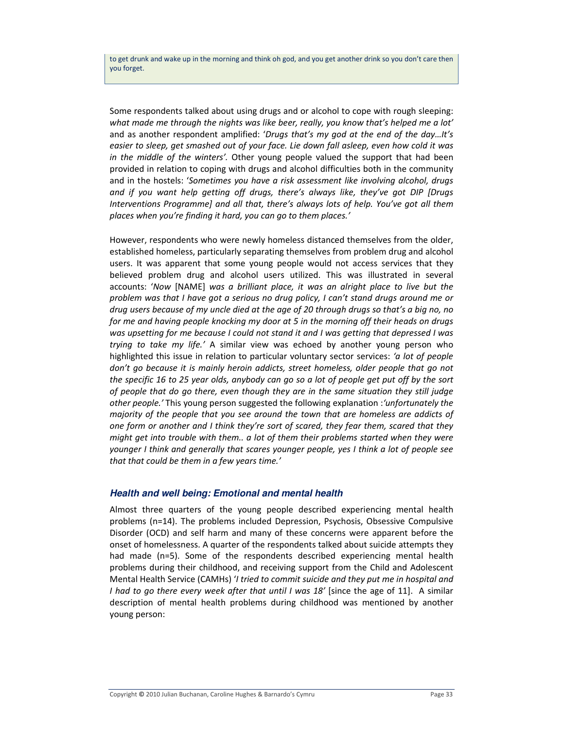to get drunk and wake up in the morning and think oh god, and you get another drink so you don't care then you forget.

Some respondents talked about using drugs and or alcohol to cope with rough sleeping: *what made me through the nights was like beer, really, you know that's helped me a lot'* and as another respondent amplified: '*Drugs that's my god at the end of the day…It's easier to sleep, get smashed out of your face. Lie down fall asleep, even how cold it was in the middle of the winters'.* Other young people valued the support that had been provided in relation to coping with drugs and alcohol difficulties both in the community and in the hostels: '*Sometimes you have a risk assessment like involving alcohol, drugs and if you want help getting off drugs, there's always like, they've got DIP [Drugs Interventions Programme] and all that, there's always lots of help. You've got all them places when you're finding it hard, you can go to them places.'*

However, respondents who were newly homeless distanced themselves from the older, established homeless, particularly separating themselves from problem drug and alcohol users. It was apparent that some young people would not access services that they believed problem drug and alcohol users utilized. This was illustrated in several accounts: '*Now* [NAME] *was a brilliant place, it was an alright place to live but the problem was that I have got a serious no drug policy, I can't stand drugs around me or drug users because of my uncle died at the age of 20 through drugs so that's a big no, no for me and having people knocking my door at 5 in the morning off their heads on drugs was upsetting for me because I could not stand it and I was getting that depressed I was trying to take my life.'* A similar view was echoed by another young person who highlighted this issue in relation to particular voluntary sector services: *'a lot of people don't go because it is mainly heroin addicts, street homeless, older people that go not the specific 16 to 25 year olds, anybody can go so a lot of people get put off by the sort of people that do go there, even though they are in the same situation they still judge other people.'* This young person suggested the following explanation :*'unfortunately the majority of the people that you see around the town that are homeless are addicts of one form or another and I think they're sort of scared, they fear them, scared that they might get into trouble with them.. a lot of them their problems started when they were younger I think and generally that scares younger people, yes I think a lot of people see that that could be them in a few years time.'*

### *Health and well being: Emotional and mental health*

Almost three quarters of the young people described experiencing mental health problems (n=14). The problems included Depression, Psychosis, Obsessive Compulsive Disorder (OCD) and self harm and many of these concerns were apparent before the onset of homelessness. A quarter of the respondents talked about suicide attempts they had made (n=5). Some of the respondents described experiencing mental health problems during their childhood, and receiving support from the Child and Adolescent Mental Health Service (CAMHs) '*I tried to commit suicide and they put me in hospital and I had to go there every week after that until I was 18'* [since the age of 11]. A similar description of mental health problems during childhood was mentioned by another young person: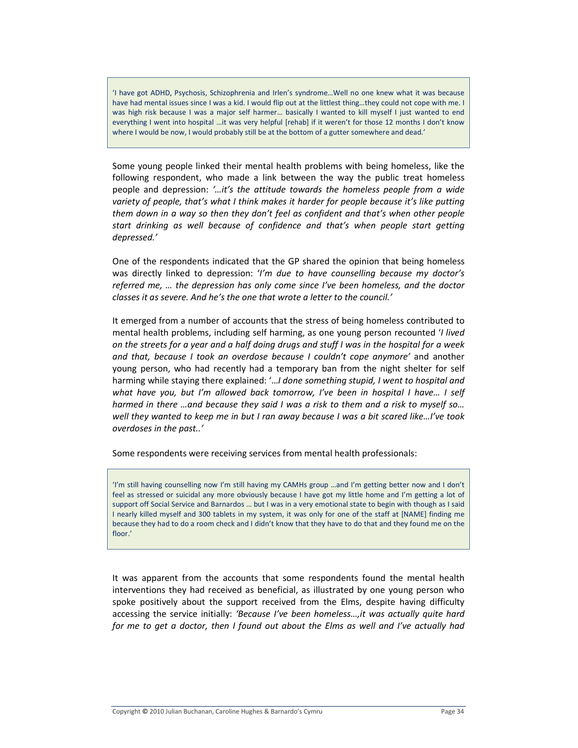> 'I have got ADHD, Psychosis, Schizophrenia and Irlen's syndrome…Well no one knew what it was because have had mental issues since I was a kid. I would flip out at the littlest thing…they could not cope with me. I was high risk because I was a major self harmer… basically I wanted to kill myself I just wanted to end everything I went into hospital …it was very helpful [rehab] if it weren't for those 12 months I don't know where I would be now, I would probably still be at the bottom of a gutter somewhere and dead.'

Some young people linked their mental health problems with being homeless, like the following respondent, who made a link between the way the public treat homeless people and depression: *'…it's the attitude towards the homeless people from a wide variety of people, that's what I think makes it harder for people because it's like putting them down in a way so then they don't feel as confident and that's when other people start drinking as well because of confidence and that's when people start getting depressed.'*

One of the respondents indicated that the GP shared the opinion that being homeless was directly linked to depression: '*I'm due to have counselling because my doctor's referred me, … the depression has only come since I've been homeless, and the doctor classes it as severe. And he's the one that wrote a letter to the council.'*

It emerged from a number of accounts that the stress of being homeless contributed to mental health problems, including self harming, as one young person recounted '*I lived on the streets for a year and a half doing drugs and stuff I was in the hospital for a week and that, because I took an overdose because I couldn't cope anymore'* and another young person, who had recently had a temporary ban from the night shelter for self harming while staying there explained: '*…I done something stupid, I went to hospital and what have you, but I'm allowed back tomorrow, I've been in hospital I have… I self harmed in there …and because they said I was a risk to them and a risk to myself so… well they wanted to keep me in but I ran away because I was a bit scared like…I've took overdoses in the past..'*

Some respondents were receiving services from mental health professionals:

> 'I'm still having counselling now I'm still having my CAMHs group …and I'm getting better now and I don't feel as stressed or suicidal any more obviously because I have got my little home and I'm getting a lot of support off Social Service and Barnardos … but I was in a very emotional state to begin with though as I said I nearly killed myself and 300 tablets in my system, it was only for one of the staff at [NAME] finding me because they had to do a room check and I didn't know that they have to do that and they found me on the floor.'

It was apparent from the accounts that some respondents found the mental health interventions they had received as beneficial, as illustrated by one young person who spoke positively about the support received from the Elms, despite having difficulty accessing the service initially: *'Because I've been homeless…,it was actually quite hard for me to get a doctor, then I found out about the Elms as well and I've actually had*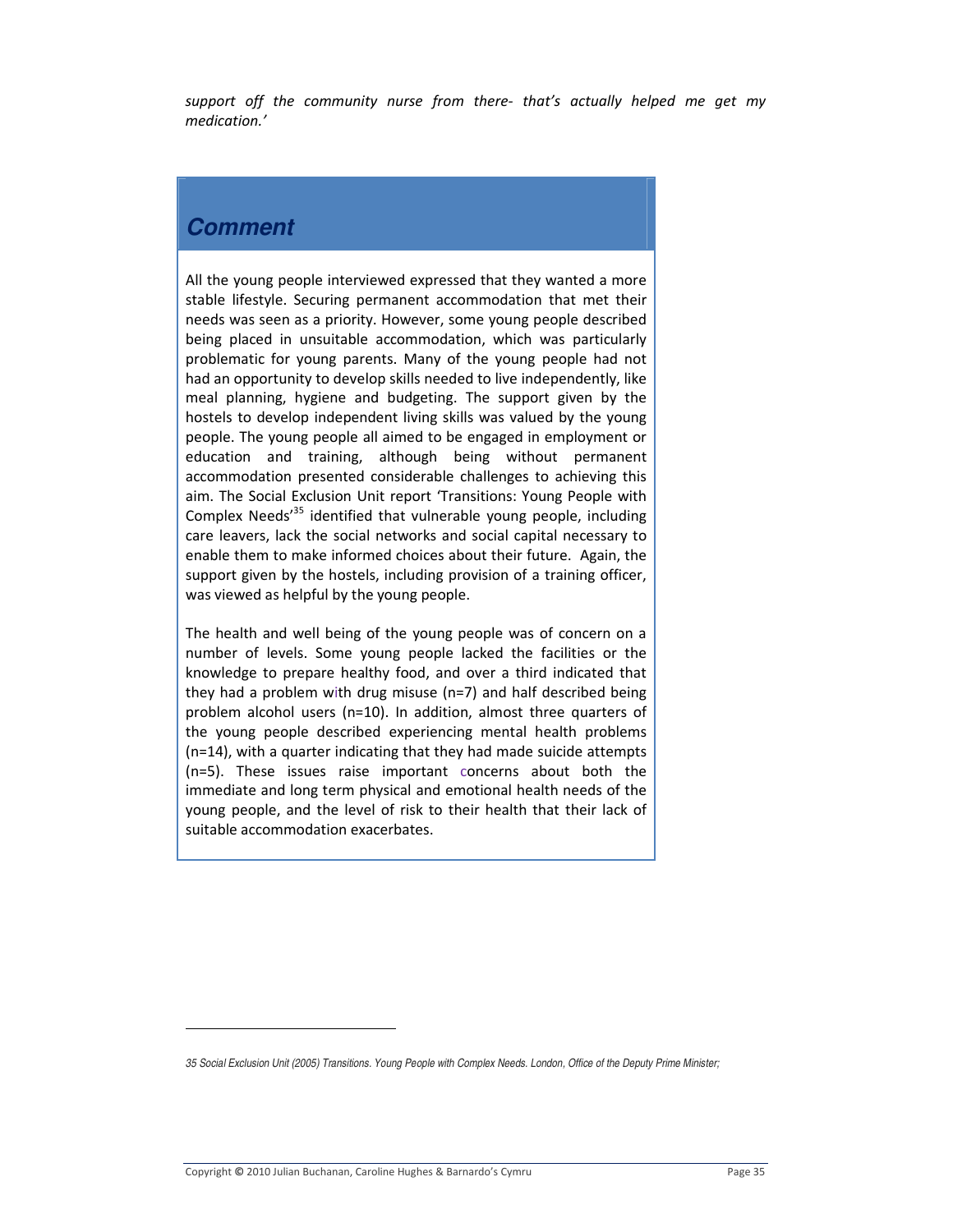*support off the community nurse from there- that's actually helped me get my medication.'*

## Comment

All the young people interviewed expressed that they wanted a more stable lifestyle. Securing permanent accommodation that met their needs was seen as a priority. However, some young people described being placed in unsuitable accommodation, which was particularly problematic for young parents. Many of the young people had not had an opportunity to develop skills needed to live independently, like meal planning, hygiene and budgeting. The support given by the hostels to develop independent living skills was valued by the young people. The young people all aimed to be engaged in employment or education and training, although being without permanent accommodation presented considerable challenges to achieving this aim. The Social Exclusion Unit report 'Transitions: Young People with Complex Needs'[35] identified that vulnerable young people, including care leavers, lack the social networks and social capital necessary to enable them to make informed choices about their future. Again, the support given by the hostels, including provision of a training officer, was viewed as helpful by the young people.

The health and well being of the young people was of concern on a number of levels. Some young people lacked the facilities or the knowledge to prepare healthy food, and over a third indicated that they had a problem with drug misuse (n=7) and half described being problem alcohol users (n=10). In addition, almost three quarters of the young people described experiencing mental health problems (n=14), with a quarter indicating that they had made suicide attempts (n=5). These issues raise important concerns about both the immediate and long term physical and emotional health needs of the young people, and the level of risk to their health that their lack of suitable accommodation exacerbates.

---

*35 Social Exclusion Unit (2005) Transitions. Young People with Complex Needs. London, Office of the Deputy Prime Minister;*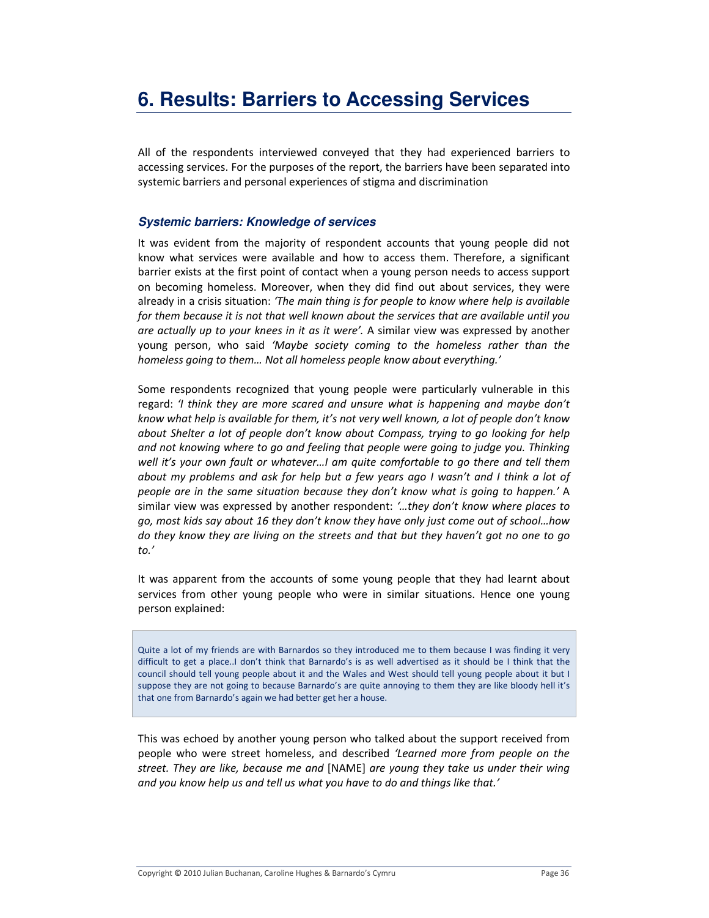# 6. Results: Barriers to Accessing Services

All of the respondents interviewed conveyed that they had experienced barriers to accessing services. For the purposes of the report, the barriers have been separated into systemic barriers and personal experiences of stigma and discrimination

### *Systemic barriers: Knowledge of services*

It was evident from the majority of respondent accounts that young people did not know what services were available and how to access them. Therefore, a significant barrier exists at the first point of contact when a young person needs to access support on becoming homeless. Moreover, when they did find out about services, they were already in a crisis situation: *'The main thing is for people to know where help is available for them because it is not that well known about the services that are available until you are actually up to your knees in it as it were'.* A similar view was expressed by another young person, who said *'Maybe society coming to the homeless rather than the homeless going to them… Not all homeless people know about everything.'*

Some respondents recognized that young people were particularly vulnerable in this regard: *'I think they are more scared and unsure what is happening and maybe don't know what help is available for them, it's not very well known, a lot of people don't know about Shelter a lot of people don't know about Compass, trying to go looking for help and not knowing where to go and feeling that people were going to judge you. Thinking well it's your own fault or whatever…I am quite comfortable to go there and tell them about my problems and ask for help but a few years ago I wasn't and I think a lot of people are in the same situation because they don't know what is going to happen.'* A similar view was expressed by another respondent: *'…they don't know where places to go, most kids say about 16 they don't know they have only just come out of school…how do they know they are living on the streets and that but they haven't got no one to go to.'*

It was apparent from the accounts of some young people that they had learnt about services from other young people who were in similar situations. Hence one young person explained:

> Quite a lot of my friends are with Barnardos so they introduced me to them because I was finding it very difficult to get a place..I don't think that Barnardo's is as well advertised as it should be I think that the council should tell young people about it and the Wales and West should tell young people about it but I suppose they are not going to because Barnardo's are quite annoying to them they are like bloody hell it's that one from Barnardo's again we had better get her a house.

This was echoed by another young person who talked about the support received from people who were street homeless, and described *'Learned more from people on the street. They are like, because me and* [NAME] *are young they take us under their wing and you know help us and tell us what you have to do and things like that.'*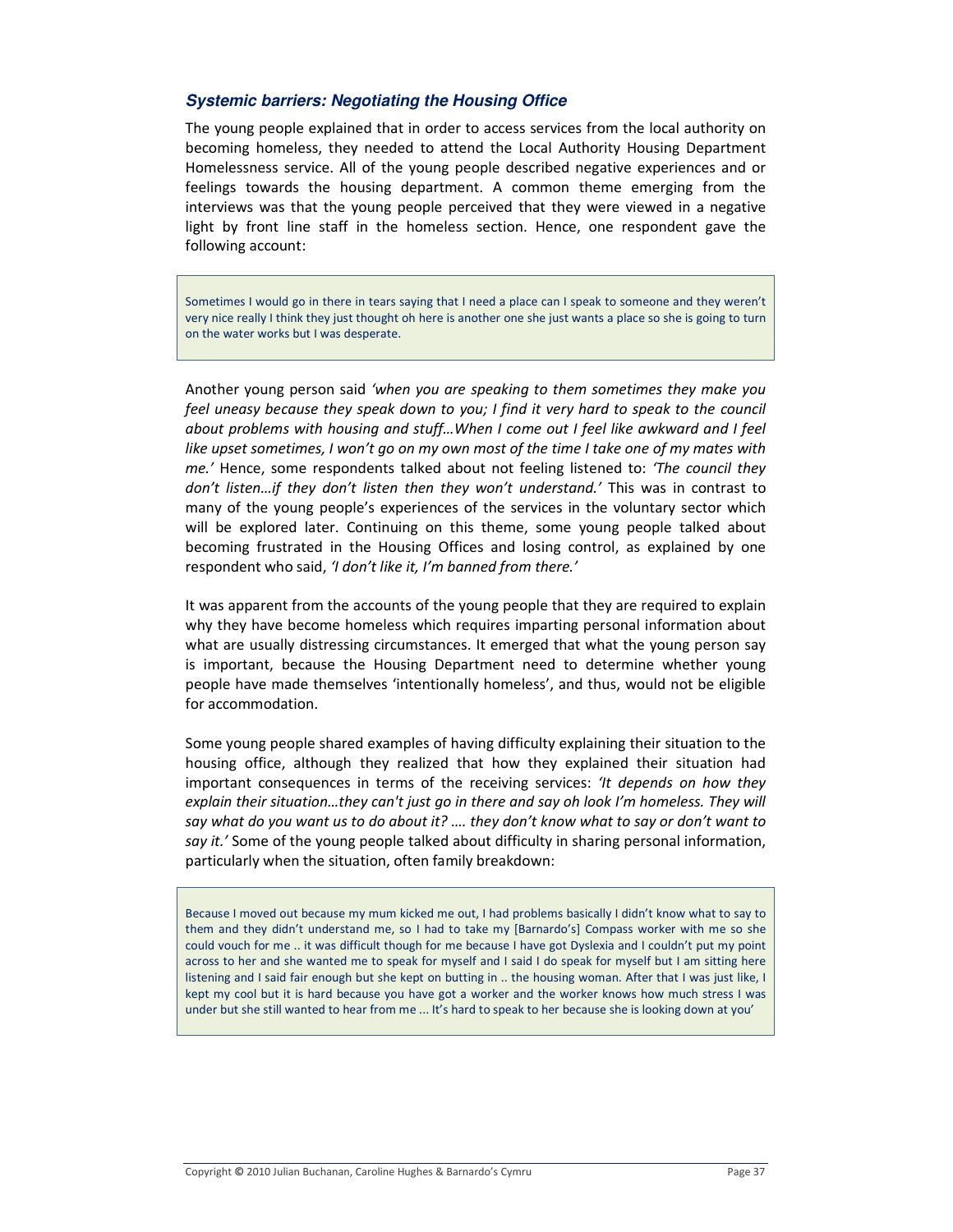### *Systemic barriers: Negotiating the Housing Office*

The young people explained that in order to access services from the local authority on becoming homeless, they needed to attend the Local Authority Housing Department Homelessness service. All of the young people described negative experiences and or feelings towards the housing department. A common theme emerging from the interviews was that the young people perceived that they were viewed in a negative light by front line staff in the homeless section. Hence, one respondent gave the following account:

> Sometimes I would go in there in tears saying that I need a place can I speak to someone and they weren't very nice really I think they just thought oh here is another one she just wants a place so she is going to turn on the water works but I was desperate.

Another young person said *'when you are speaking to them sometimes they make you feel uneasy because they speak down to you; I find it very hard to speak to the council about problems with housing and stuff…When I come out I feel like awkward and I feel like upset sometimes, I won't go on my own most of the time I take one of my mates with me.'* Hence, some respondents talked about not feeling listened to: *'The council they don't listen…if they don't listen then they won't understand.'* This was in contrast to many of the young people's experiences of the services in the voluntary sector which will be explored later. Continuing on this theme, some young people talked about becoming frustrated in the Housing Offices and losing control, as explained by one respondent who said, *'I don't like it, I'm banned from there.'*

It was apparent from the accounts of the young people that they are required to explain why they have become homeless which requires imparting personal information about what are usually distressing circumstances. It emerged that what the young person say is important, because the Housing Department need to determine whether young people have made themselves 'intentionally homeless', and thus, would not be eligible for accommodation.

Some young people shared examples of having difficulty explaining their situation to the housing office, although they realized that how they explained their situation had important consequences in terms of the receiving services: *'It depends on how they explain their situation…they can't just go in there and say oh look I'm homeless. They will say what do you want us to do about it? …. they don't know what to say or don't want to say it.'* Some of the young people talked about difficulty in sharing personal information, particularly when the situation, often family breakdown:

> Because I moved out because my mum kicked me out, I had problems basically I didn't know what to say to them and they didn't understand me, so I had to take my [Barnardo's] Compass worker with me so she could vouch for me .. it was difficult though for me because I have got Dyslexia and I couldn't put my point across to her and she wanted me to speak for myself and I said I do speak for myself but I am sitting here listening and I said fair enough but she kept on butting in .. the housing woman. After that I was just like, I kept my cool but it is hard because you have got a worker and the worker knows how much stress I was under but she still wanted to hear from me ... It's hard to speak to her because she is looking down at you'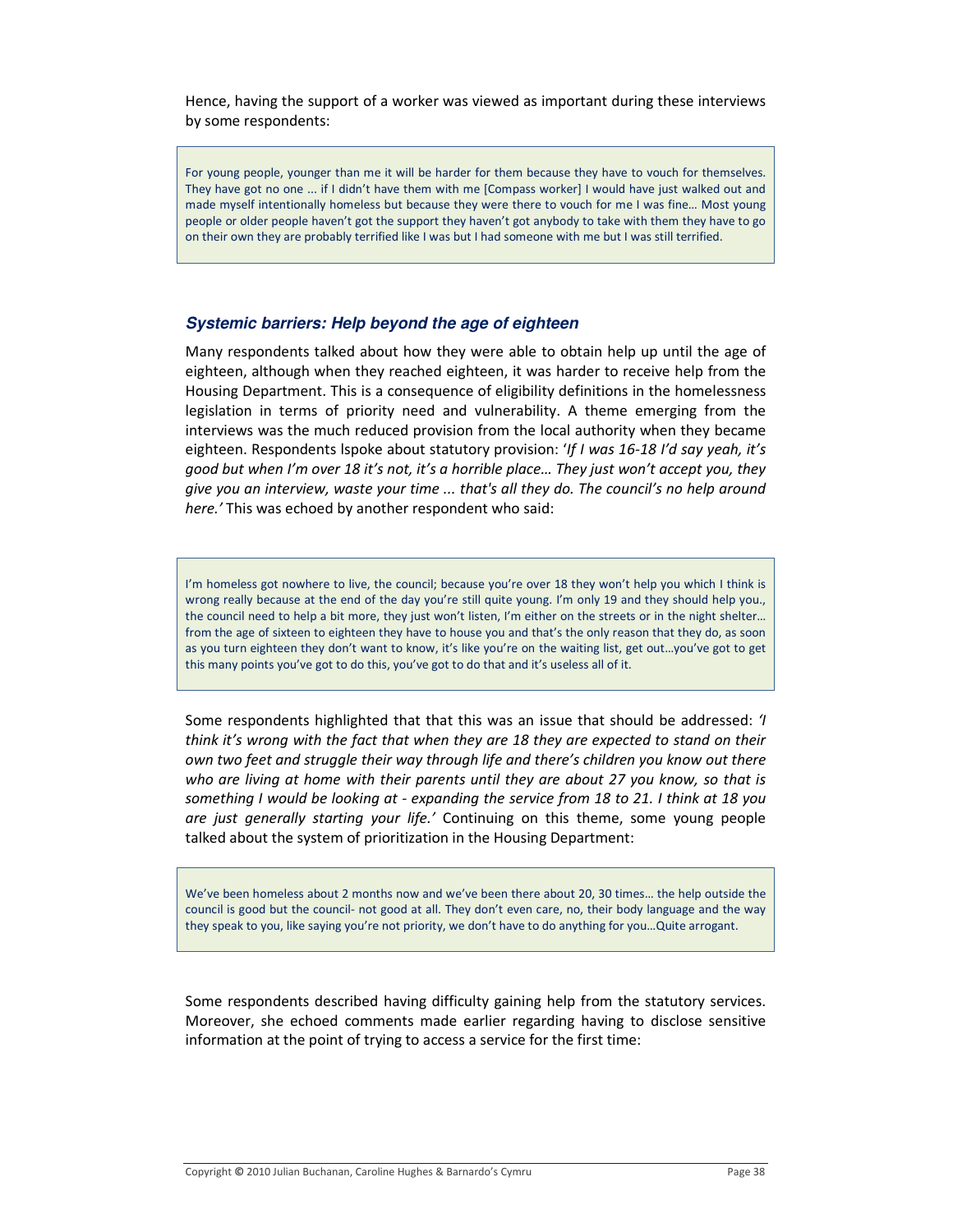Hence, having the support of a worker was viewed as important during these interviews by some respondents:

> For young people, younger than me it will be harder for them because they have to vouch for themselves. They have got no one ... if I didn't have them with me [Compass worker] I would have just walked out and made myself intentionally homeless but because they were there to vouch for me I was fine… Most young people or older people haven't got the support they haven't got anybody to take with them they have to go on their own they are probably terrified like I was but I had someone with me but I was still terrified.

### *Systemic barriers: Help beyond the age of eighteen*

Many respondents talked about how they were able to obtain help up until the age of eighteen, although when they reached eighteen, it was harder to receive help from the Housing Department. This is a consequence of eligibility definitions in the homelessness legislation in terms of priority need and vulnerability. A theme emerging from the interviews was the much reduced provision from the local authority when they became eighteen. Respondents lspoke about statutory provision: '*If I was 16-18 I'd say yeah, it's good but when I'm over 18 it's not, it's a horrible place… They just won't accept you, they give you an interview, waste your time ... that's all they do. The council's no help around here.'* This was echoed by another respondent who said:

> I'm homeless got nowhere to live, the council; because you're over 18 they won't help you which I think is wrong really because at the end of the day you're still quite young. I'm only 19 and they should help you., the council need to help a bit more, they just won't listen, I'm either on the streets or in the night shelter… from the age of sixteen to eighteen they have to house you and that's the only reason that they do, as soon as you turn eighteen they don't want to know, it's like you're on the waiting list, get out…you've got to get this many points you've got to do this, you've got to do that and it's useless all of it.

Some respondents highlighted that that this was an issue that should be addressed: *'I think it's wrong with the fact that when they are 18 they are expected to stand on their own two feet and struggle their way through life and there's children you know out there who are living at home with their parents until they are about 27 you know, so that is something I would be looking at - expanding the service from 18 to 21. I think at 18 you are just generally starting your life.'* Continuing on this theme, some young people talked about the system of prioritization in the Housing Department:

> We've been homeless about 2 months now and we've been there about 20, 30 times… the help outside the council is good but the council- not good at all. They don't even care, no, their body language and the way they speak to you, like saying you're not priority, we don't have to do anything for you…Quite arrogant.

Some respondents described having difficulty gaining help from the statutory services. Moreover, she echoed comments made earlier regarding having to disclose sensitive information at the point of trying to access a service for the first time: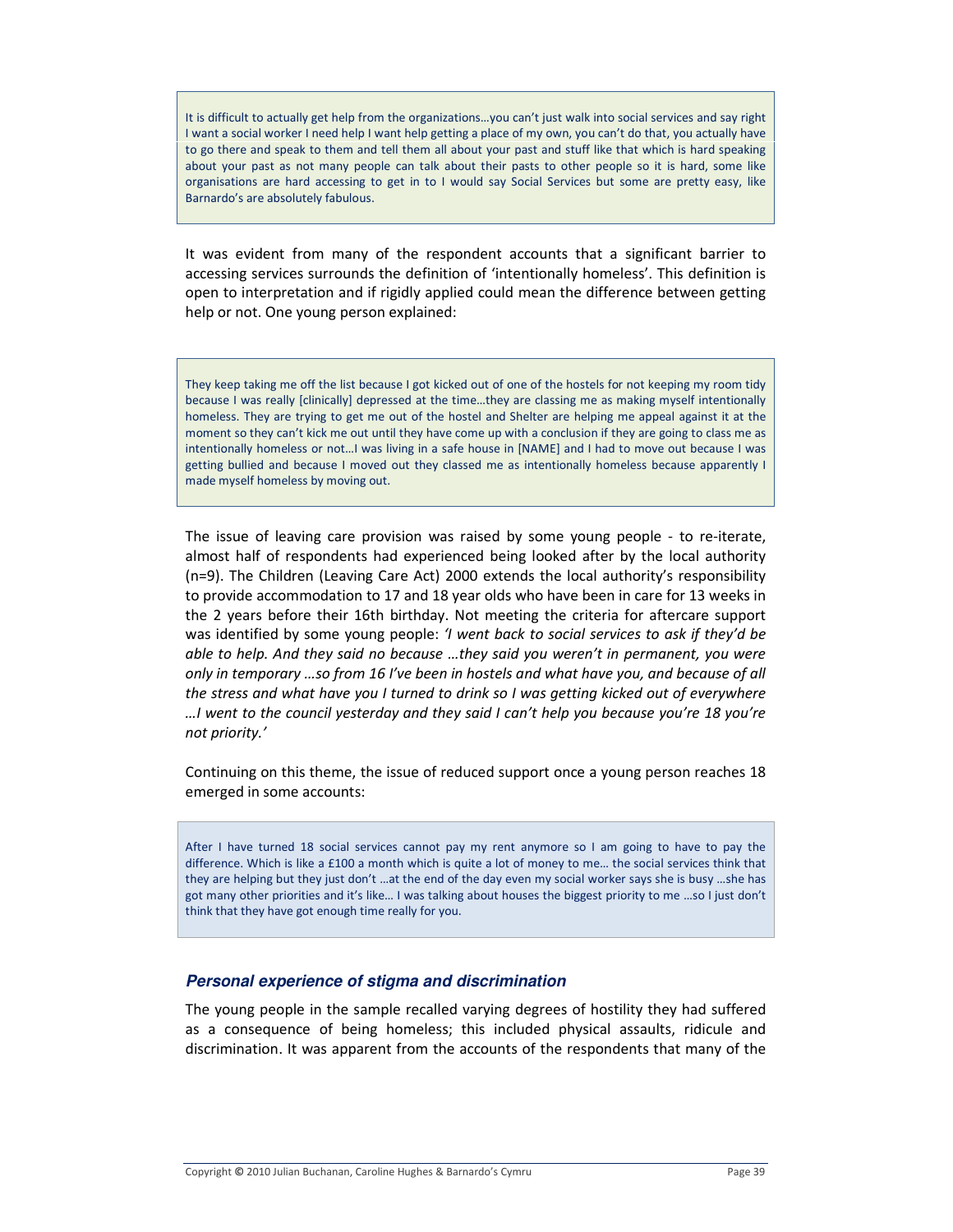> It is difficult to actually get help from the organizations…you can't just walk into social services and say right I want a social worker I need help I want help getting a place of my own, you can't do that, you actually have to go there and speak to them and tell them all about your past and stuff like that which is hard speaking about your past as not many people can talk about their pasts to other people so it is hard, some like organisations are hard accessing to get in to I would say Social Services but some are pretty easy, like Barnardo's are absolutely fabulous.

It was evident from many of the respondent accounts that a significant barrier to accessing services surrounds the definition of 'intentionally homeless'. This definition is open to interpretation and if rigidly applied could mean the difference between getting help or not. One young person explained:

> They keep taking me off the list because I got kicked out of one of the hostels for not keeping my room tidy because I was really [clinically] depressed at the time…they are classing me as making myself intentionally homeless. They are trying to get me out of the hostel and Shelter are helping me appeal against it at the moment so they can't kick me out until they have come up with a conclusion if they are going to class me as intentionally homeless or not…I was living in a safe house in [NAME] and I had to move out because I was getting bullied and because I moved out they classed me as intentionally homeless because apparently I made myself homeless by moving out.

The issue of leaving care provision was raised by some young people - to re-iterate, almost half of respondents had experienced being looked after by the local authority (n=9). The Children (Leaving Care Act) 2000 extends the local authority's responsibility to provide accommodation to 17 and 18 year olds who have been in care for 13 weeks in the 2 years before their 16th birthday. Not meeting the criteria for aftercare support was identified by some young people: *'I went back to social services to ask if they'd be able to help. And they said no because …they said you weren't in permanent, you were only in temporary …so from 16 I've been in hostels and what have you, and because of all the stress and what have you I turned to drink so I was getting kicked out of everywhere …I went to the council yesterday and they said I can't help you because you're 18 you're not priority.'*

Continuing on this theme, the issue of reduced support once a young person reaches 18 emerged in some accounts:

> After I have turned 18 social services cannot pay my rent anymore so I am going to have to pay the difference. Which is like a £100 a month which is quite a lot of money to me… the social services think that they are helping but they just don't …at the end of the day even my social worker says she is busy …she has got many other priorities and it's like… I was talking about houses the biggest priority to me …so I just don't think that they have got enough time really for you.

### *Personal experience of stigma and discrimination*

The young people in the sample recalled varying degrees of hostility they had suffered as a consequence of being homeless; this included physical assaults, ridicule and discrimination. It was apparent from the accounts of the respondents that many of the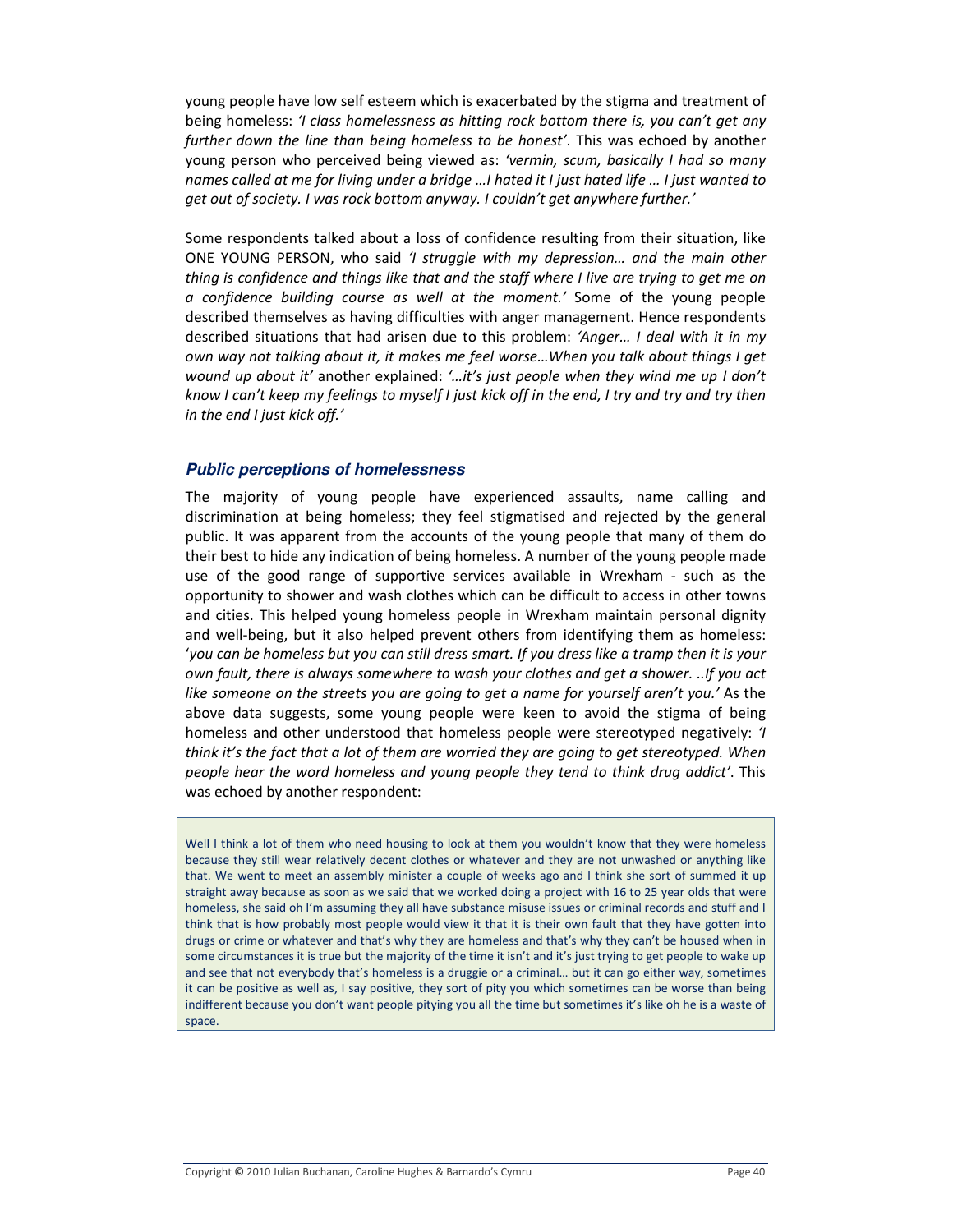young people have low self esteem which is exacerbated by the stigma and treatment of being homeless: *'I class homelessness as hitting rock bottom there is, you can't get any further down the line than being homeless to be honest'*. This was echoed by another young person who perceived being viewed as: *'vermin, scum, basically I had so many names called at me for living under a bridge …I hated it I just hated life … I just wanted to get out of society. I was rock bottom anyway. I couldn't get anywhere further.'*

Some respondents talked about a loss of confidence resulting from their situation, like ONE YOUNG PERSON, who said *'I struggle with my depression… and the main other thing is confidence and things like that and the staff where I live are trying to get me on a confidence building course as well at the moment.'* Some of the young people described themselves as having difficulties with anger management. Hence respondents described situations that had arisen due to this problem: *'Anger… I deal with it in my own way not talking about it, it makes me feel worse…When you talk about things I get wound up about it'* another explained: *'…it's just people when they wind me up I don't know I can't keep my feelings to myself I just kick off in the end, I try and try and try then in the end I just kick off.'*

### *Public perceptions of homelessness*

The majority of young people have experienced assaults, name calling and discrimination at being homeless; they feel stigmatised and rejected by the general public. It was apparent from the accounts of the young people that many of them do their best to hide any indication of being homeless. A number of the young people made use of the good range of supportive services available in Wrexham - such as the opportunity to shower and wash clothes which can be difficult to access in other towns and cities. This helped young homeless people in Wrexham maintain personal dignity and well-being, but it also helped prevent others from identifying them as homeless: '*you can be homeless but you can still dress smart. If you dress like a tramp then it is your own fault, there is always somewhere to wash your clothes and get a shower. ..If you act like someone on the streets you are going to get a name for yourself aren't you.'* As the above data suggests, some young people were keen to avoid the stigma of being homeless and other understood that homeless people were stereotyped negatively: *'I think it's the fact that a lot of them are worried they are going to get stereotyped. When people hear the word homeless and young people they tend to think drug addict'*. This was echoed by another respondent:

> Well I think a lot of them who need housing to look at them you wouldn't know that they were homeless because they still wear relatively decent clothes or whatever and they are not unwashed or anything like that. We went to meet an assembly minister a couple of weeks ago and I think she sort of summed it up straight away because as soon as we said that we worked doing a project with 16 to 25 year olds that were homeless, she said oh I'm assuming they all have substance misuse issues or criminal records and stuff and I think that is how probably most people would view it that it is their own fault that they have gotten into drugs or crime or whatever and that's why they are homeless and that's why they can't be housed when in some circumstances it is true but the majority of the time it isn't and it's just trying to get people to wake up and see that not everybody that's homeless is a druggie or a criminal… but it can go either way, sometimes it can be positive as well as, I say positive, they sort of pity you which sometimes can be worse than being indifferent because you don't want people pitying you all the time but sometimes it's like oh he is a waste of space.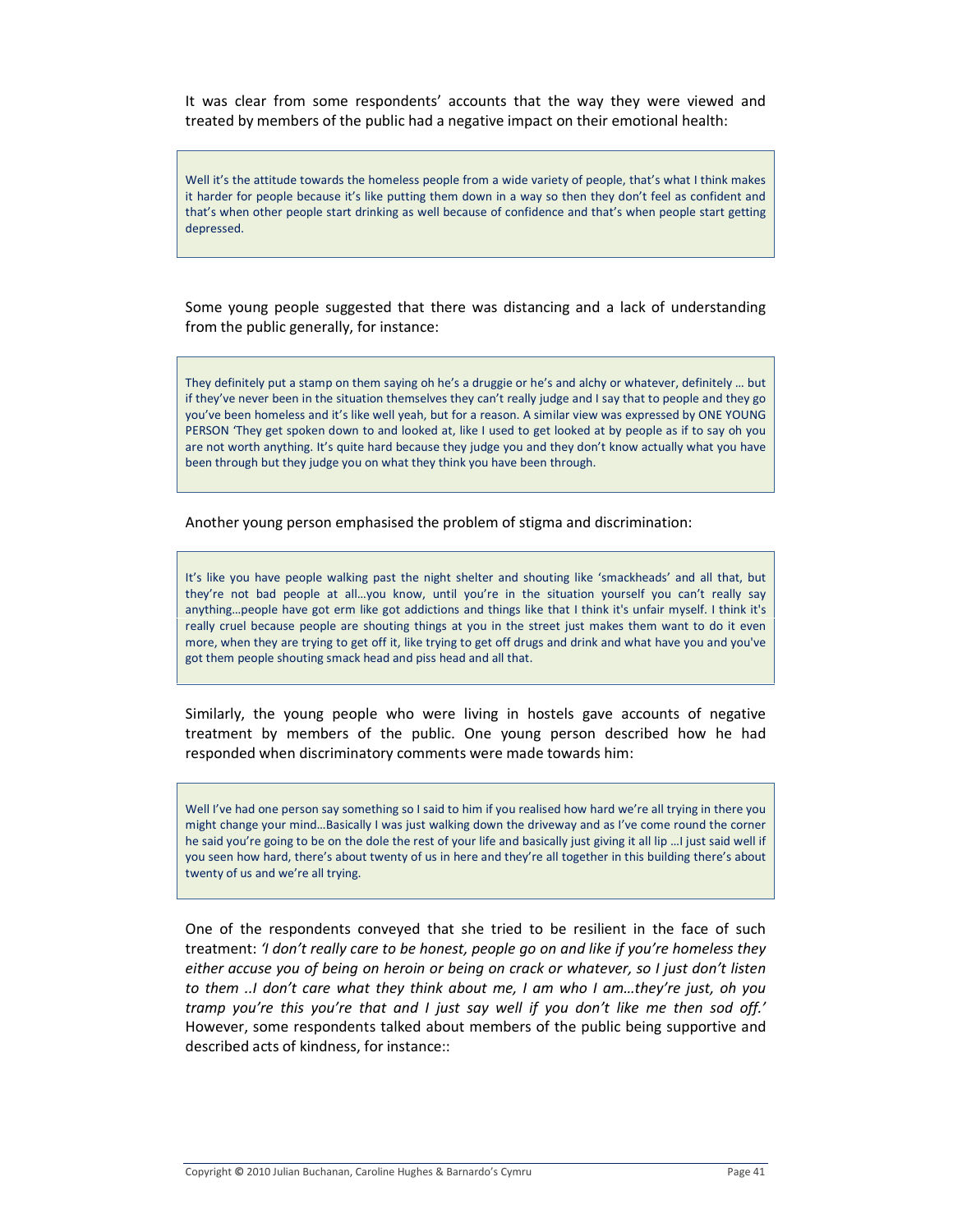It was clear from some respondents' accounts that the way they were viewed and treated by members of the public had a negative impact on their emotional health:

> Well it's the attitude towards the homeless people from a wide variety of people, that's what I think makes it harder for people because it's like putting them down in a way so then they don't feel as confident and that's when other people start drinking as well because of confidence and that's when people start getting depressed.

Some young people suggested that there was distancing and a lack of understanding from the public generally, for instance:

> They definitely put a stamp on them saying oh he's a druggie or he's and alchy or whatever, definitely … but if they've never been in the situation themselves they can't really judge and I say that to people and they go you've been homeless and it's like well yeah, but for a reason. A similar view was expressed by ONE YOUNG PERSON 'They get spoken down to and looked at, like I used to get looked at by people as if to say oh you are not worth anything. It's quite hard because they judge you and they don't know actually what you have been through but they judge you on what they think you have been through.

Another young person emphasised the problem of stigma and discrimination:

> It's like you have people walking past the night shelter and shouting like 'smackheads' and all that, but they're not bad people at all…you know, until you're in the situation yourself you can't really say anything…people have got erm like got addictions and things like that I think it's unfair myself. I think it's really cruel because people are shouting things at you in the street just makes them want to do it even more, when they are trying to get off it, like trying to get off drugs and drink and what have you and you've got them people shouting smack head and piss head and all that.

Similarly, the young people who were living in hostels gave accounts of negative treatment by members of the public. One young person described how he had responded when discriminatory comments were made towards him:

> Well I've had one person say something so I said to him if you realised how hard we're all trying in there you might change your mind…Basically I was just walking down the driveway and as I've come round the corner he said you're going to be on the dole the rest of your life and basically just giving it all lip …I just said well if you seen how hard, there's about twenty of us in here and they're all together in this building there's about twenty of us and we're all trying.

One of the respondents conveyed that she tried to be resilient in the face of such treatment: *'I don't really care to be honest, people go on and like if you're homeless they either accuse you of being on heroin or being on crack or whatever, so I just don't listen to them ..I don't care what they think about me, I am who I am…they're just, oh you tramp you're this you're that and I just say well if you don't like me then sod off.'* However, some respondents talked about members of the public being supportive and described acts of kindness, for instance::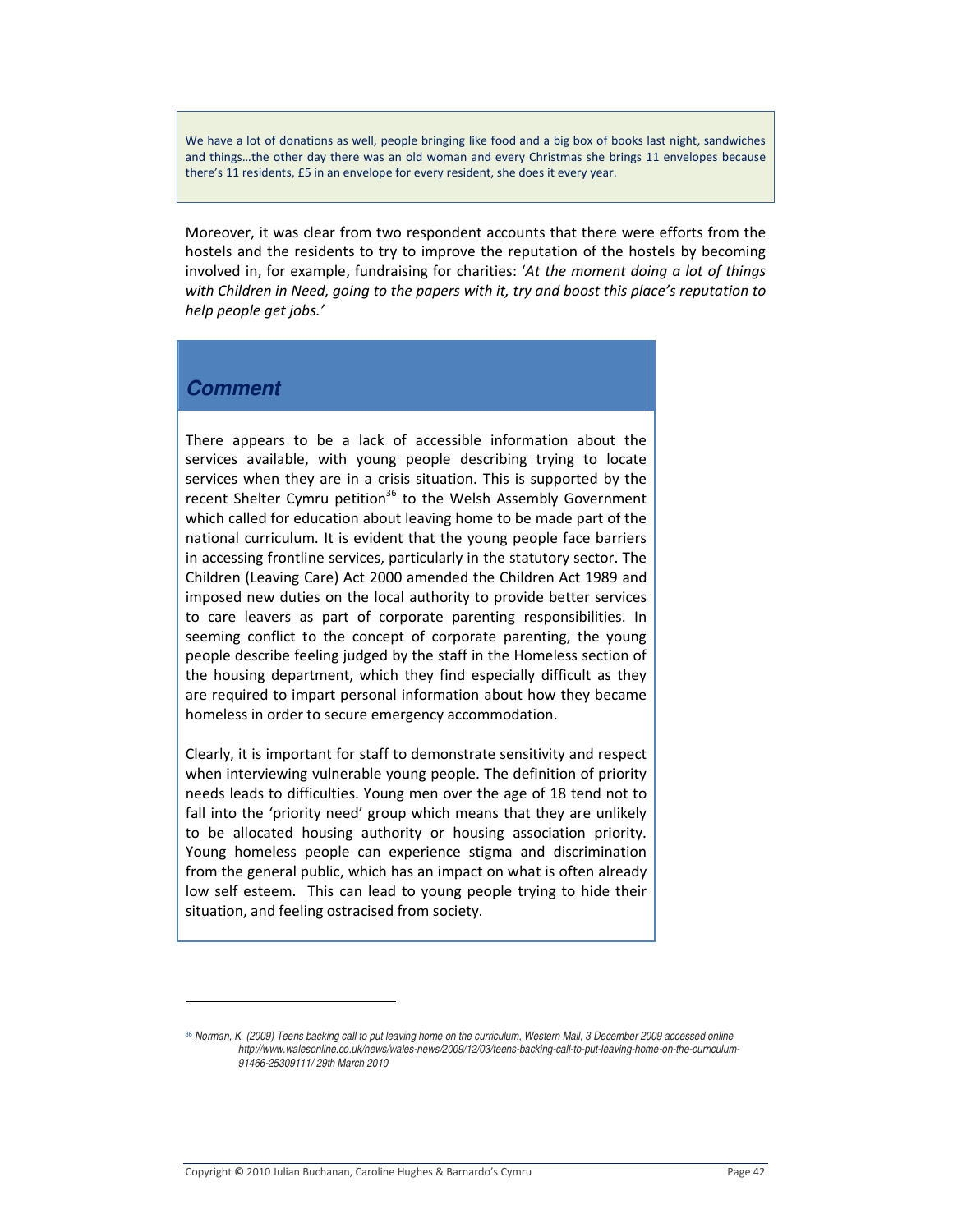> We have a lot of donations as well, people bringing like food and a big box of books last night, sandwiches and things…the other day there was an old woman and every Christmas she brings 11 envelopes because there's 11 residents, £5 in an envelope for every resident, she does it every year.

Moreover, it was clear from two respondent accounts that there were efforts from the hostels and the residents to try to improve the reputation of the hostels by becoming involved in, for example, fundraising for charities: '*At the moment doing a lot of things with Children in Need, going to the papers with it, try and boost this place's reputation to help people get jobs.'*

## Comment

There appears to be a lack of accessible information about the services available, with young people describing trying to locate services when they are in a crisis situation. This is supported by the recent Shelter Cymru petition[36] to the Welsh Assembly Government which called for education about leaving home to be made part of the national curriculum. It is evident that the young people face barriers in accessing frontline services, particularly in the statutory sector. The Children (Leaving Care) Act 2000 amended the Children Act 1989 and imposed new duties on the local authority to provide better services to care leavers as part of corporate parenting responsibilities. In seeming conflict to the concept of corporate parenting, the young people describe feeling judged by the staff in the Homeless section of the housing department, which they find especially difficult as they are required to impart personal information about how they became homeless in order to secure emergency accommodation.

Clearly, it is important for staff to demonstrate sensitivity and respect when interviewing vulnerable young people. The definition of priority needs leads to difficulties. Young men over the age of 18 tend not to fall into the 'priority need' group which means that they are unlikely to be allocated housing authority or housing association priority. Young homeless people can experience stigma and discrimination from the general public, which has an impact on what is often already low self esteem. This can lead to young people trying to hide their situation, and feeling ostracised from society.

---

[36] *Norman, K. (2009) Teens backing call to put leaving home on the curriculum, Western Mail, 3 December 2009 accessed online http://www.walesonline.co.uk/news/wales-news/2009/12/03/teens-backing-call-to-put-leaving-home-on-the-curriculum-91466-25309111/ 29th March 2010*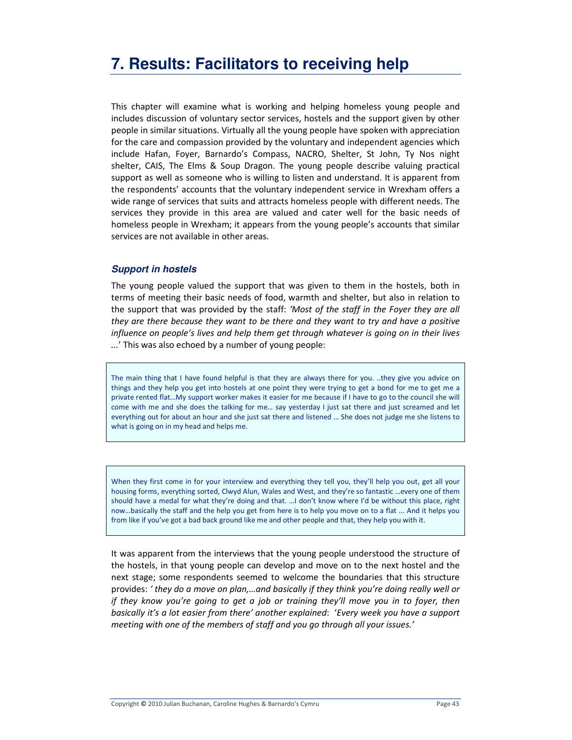# 7. Results: Facilitators to receiving help

This chapter will examine what is working and helping homeless young people and includes discussion of voluntary sector services, hostels and the support given by other people in similar situations. Virtually all the young people have spoken with appreciation for the care and compassion provided by the voluntary and independent agencies which include Hafan, Foyer, Barnardo's Compass, NACRO, Shelter, St John, Ty Nos night shelter, CAIS, The Elms & Soup Dragon. The young people describe valuing practical support as well as someone who is willing to listen and understand. It is apparent from the respondents' accounts that the voluntary independent service in Wrexham offers a wide range of services that suits and attracts homeless people with different needs. The services they provide in this area are valued and cater well for the basic needs of homeless people in Wrexham; it appears from the young people's accounts that similar services are not available in other areas.

### *Support in hostels*

The young people valued the support that was given to them in the hostels, both in terms of meeting their basic needs of food, warmth and shelter, but also in relation to the support that was provided by the staff: *'Most of the staff in the Foyer they are all they are there because they want to be there and they want to try and have a positive influence on people's lives and help them get through whatever is going on in their lives* ...' This was also echoed by a number of young people:

> The main thing that I have found helpful is that they are always there for you. ..they give you advice on things and they help you get into hostels at one point they were trying to get a bond for me to get me a private rented flat…My support worker makes it easier for me because if I have to go to the council she will come with me and she does the talking for me… say yesterday I just sat there and just screamed and let everything out for about an hour and she just sat there and listened … She does not judge me she listens to what is going on in my head and helps me.

> When they first come in for your interview and everything they tell you, they'll help you out, get all your housing forms, everything sorted, Clwyd Alun, Wales and West, and they're so fantastic …every one of them should have a medal for what they're doing and that. …I don't know where I'd be without this place, right now…basically the staff and the help you get from here is to help you move on to a flat ... And it helps you from like if you've got a bad back ground like me and other people and that, they help you with it.

It was apparent from the interviews that the young people understood the structure of the hostels, in that young people can develop and move on to the next hostel and the next stage; some respondents seemed to welcome the boundaries that this structure provides: *' they do a move on plan,…and basically if they think you're doing really well or if they know you're going to get a job or training they'll move you in to foyer, then basically it's a lot easier from there' another explained*: '*Every week you have a support meeting with one of the members of staff and you go through all your issues.'*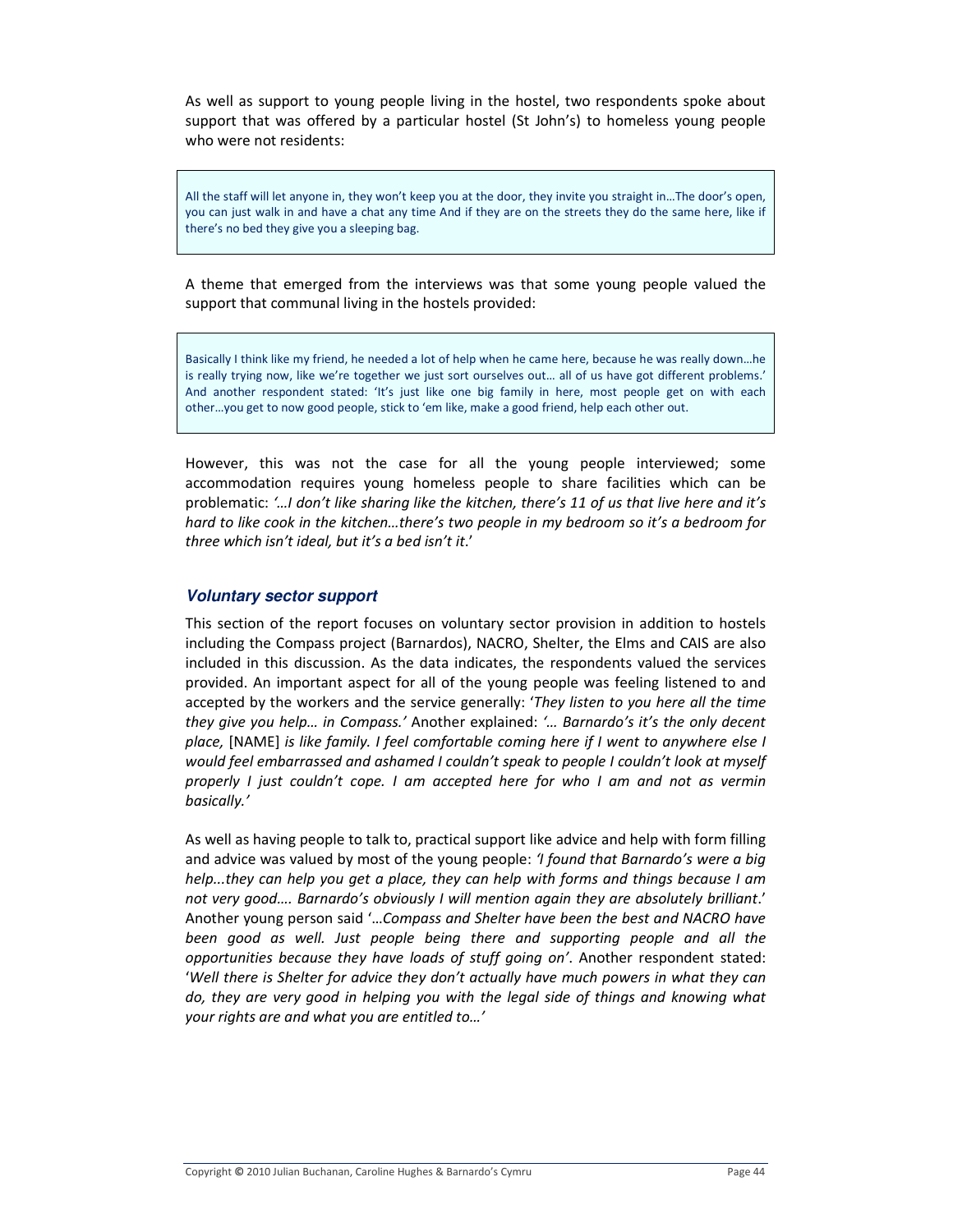As well as support to young people living in the hostel, two respondents spoke about support that was offered by a particular hostel (St John's) to homeless young people who were not residents:

> All the staff will let anyone in, they won't keep you at the door, they invite you straight in…The door's open, you can just walk in and have a chat any time And if they are on the streets they do the same here, like if there's no bed they give you a sleeping bag.

A theme that emerged from the interviews was that some young people valued the support that communal living in the hostels provided:

> Basically I think like my friend, he needed a lot of help when he came here, because he was really down…he is really trying now, like we're together we just sort ourselves out… all of us have got different problems.' And another respondent stated: 'It's just like one big family in here, most people get on with each other…you get to now good people, stick to 'em like, make a good friend, help each other out.

However, this was not the case for all the young people interviewed; some accommodation requires young homeless people to share facilities which can be problematic: *'…I don't like sharing like the kitchen, there's 11 of us that live here and it's hard to like cook in the kitchen…there's two people in my bedroom so it's a bedroom for three which isn't ideal, but it's a bed isn't it*.'

### Voluntary sector support

This section of the report focuses on voluntary sector provision in addition to hostels including the Compass project (Barnardos), NACRO, Shelter, the Elms and CAIS are also included in this discussion. As the data indicates, the respondents valued the services provided. An important aspect for all of the young people was feeling listened to and accepted by the workers and the service generally: '*They listen to you here all the time they give you help… in Compass.'* Another explained: *'… Barnardo's it's the only decent place,* [NAME] *is like family. I feel comfortable coming here if I went to anywhere else I would feel embarrassed and ashamed I couldn't speak to people I couldn't look at myself properly I just couldn't cope. I am accepted here for who I am and not as vermin basically.'*

As well as having people to talk to, practical support like advice and help with form filling and advice was valued by most of the young people: *'I found that Barnardo's were a big help...they can help you get a place, they can help with forms and things because I am not very good…. Barnardo's obviously I will mention again they are absolutely brilliant*.' Another young person said '*…Compass and Shelter have been the best and NACRO have been good as well. Just people being there and supporting people and all the opportunities because they have loads of stuff going on'*. Another respondent stated: '*Well there is Shelter for advice they don't actually have much powers in what they can do, they are very good in helping you with the legal side of things and knowing what your rights are and what you are entitled to…'*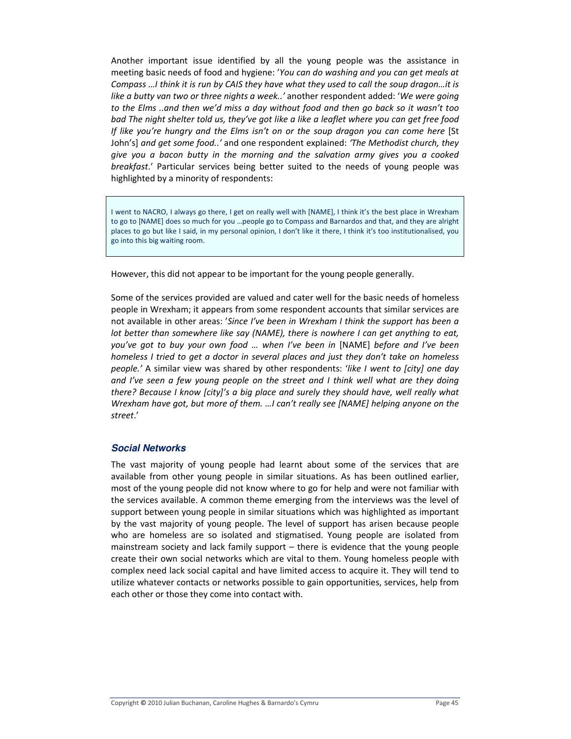Another important issue identified by all the young people was the assistance in meeting basic needs of food and hygiene: '*You can do washing and you can get meals at Compass …I think it is run by CAIS they have what they used to call the soup dragon…it is like a butty van two or three nights a week..'* another respondent added: '*We were going to the Elms ..and then we'd miss a day without food and then go back so it wasn't too bad The night shelter told us, they've got like a like a leaflet where you can get free food If like you're hungry and the Elms isn't on or the soup dragon you can come here* [St John's] *and get some food..'* and one respondent explained: *'The Methodist church, they give you a bacon butty in the morning and the salvation army gives you a cooked breakfast*.' Particular services being better suited to the needs of young people was highlighted by a minority of respondents:

> I went to NACRO, I always go there, I get on really well with [NAME], I think it's the best place in Wrexham to go to [NAME] does so much for you …people go to Compass and Barnardos and that, and they are alright places to go but like I said, in my personal opinion, I don't like it there, I think it's too institutionalised, you go into this big waiting room.

However, this did not appear to be important for the young people generally.

Some of the services provided are valued and cater well for the basic needs of homeless people in Wrexham; it appears from some respondent accounts that similar services are not available in other areas: '*Since I've been in Wrexham I think the support has been a lot better than somewhere like say (NAME), there is nowhere I can get anything to eat, you've got to buy your own food … when I've been in* [NAME] *before and I've been homeless I tried to get a doctor in several places and just they don't take on homeless people.'* A similar view was shared by other respondents: *'like I went to [city] one day and I've seen a few young people on the street and I think well what are they doing there? Because I know [city]'s a big place and surely they should have, well really what Wrexham have got, but more of them. …I can't really see [NAME] helping anyone on the street*.'

### Social Networks

The vast majority of young people had learnt about some of the services that are available from other young people in similar situations. As has been outlined earlier, most of the young people did not know where to go for help and were not familiar with the services available. A common theme emerging from the interviews was the level of support between young people in similar situations which was highlighted as important by the vast majority of young people. The level of support has arisen because people who are homeless are so isolated and stigmatised. Young people are isolated from mainstream society and lack family support – there is evidence that the young people create their own social networks which are vital to them. Young homeless people with complex need lack social capital and have limited access to acquire it. They will tend to utilize whatever contacts or networks possible to gain opportunities, services, help from each other or those they come into contact with.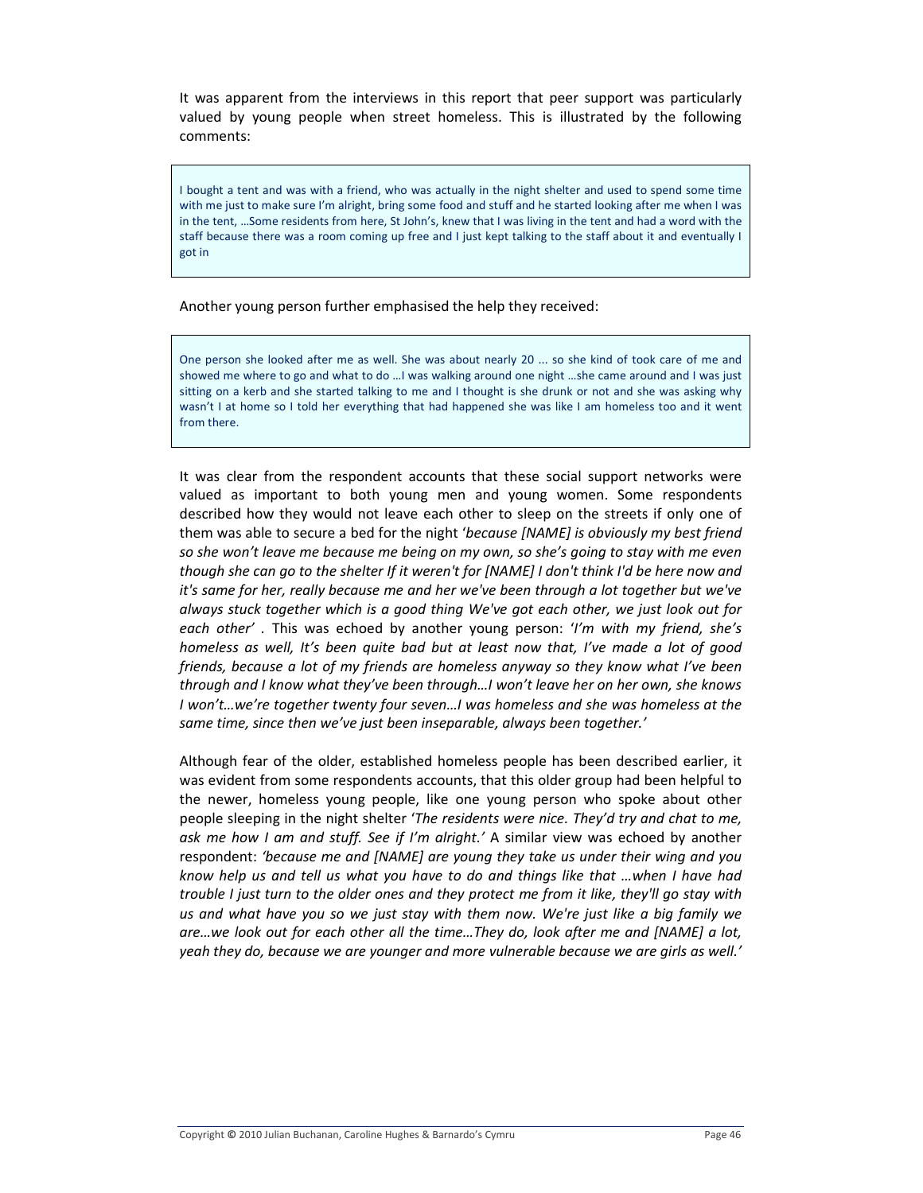It was apparent from the interviews in this report that peer support was particularly valued by young people when street homeless. This is illustrated by the following comments:

> I bought a tent and was with a friend, who was actually in the night shelter and used to spend some time with me just to make sure I'm alright, bring some food and stuff and he started looking after me when I was in the tent, …Some residents from here, St John's, knew that I was living in the tent and had a word with the staff because there was a room coming up free and I just kept talking to the staff about it and eventually I got in

Another young person further emphasised the help they received:

> One person she looked after me as well. She was about nearly 20 ... so she kind of took care of me and showed me where to go and what to do …I was walking around one night …she came around and I was just sitting on a kerb and she started talking to me and I thought is she drunk or not and she was asking why wasn't I at home so I told her everything that had happened she was like I am homeless too and it went from there.

It was clear from the respondent accounts that these social support networks were valued as important to both young men and young women. Some respondents described how they would not leave each other to sleep on the streets if only one of them was able to secure a bed for the night '*because [NAME] is obviously my best friend so she won't leave me because me being on my own, so she's going to stay with me even though she can go to the shelter If it weren't for [NAME] I don't think I'd be here now and it's same for her, really because me and her we've been through a lot together but we've always stuck together which is a good thing We've got each other, we just look out for each other'* . This was echoed by another young person: '*I'm with my friend, she's homeless as well, It's been quite bad but at least now that, I've made a lot of good friends, because a lot of my friends are homeless anyway so they know what I've been through and I know what they've been through…I won't leave her on her own, she knows I won't…we're together twenty four seven…I was homeless and she was homeless at the same time, since then we've just been inseparable, always been together.'*

Although fear of the older, established homeless people has been described earlier, it was evident from some respondents accounts, that this older group had been helpful to the newer, homeless young people, like one young person who spoke about other people sleeping in the night shelter '*The residents were nice. They'd try and chat to me, ask me how I am and stuff. See if I'm alright.'* A similar view was echoed by another respondent: *'because me and [NAME] are young they take us under their wing and you know help us and tell us what you have to do and things like that …when I have had trouble I just turn to the older ones and they protect me from it like, they'll go stay with us and what have you so we just stay with them now. We're just like a big family we are…we look out for each other all the time…They do, look after me and [NAME] a lot, yeah they do, because we are younger and more vulnerable because we are girls as well.'*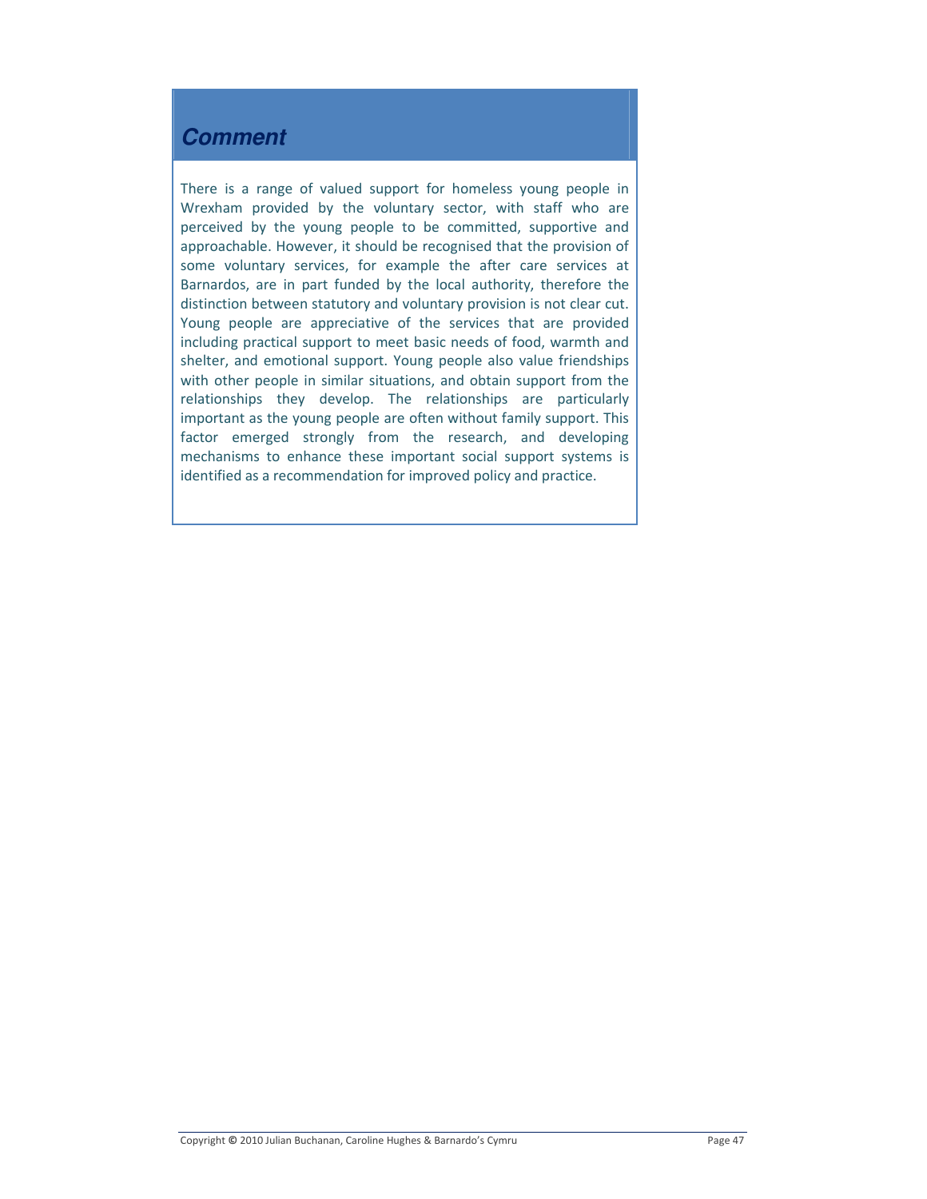### *Comment*

There is a range of valued support for homeless young people in Wrexham provided by the voluntary sector, with staff who are perceived by the young people to be committed, supportive and approachable. However, it should be recognised that the provision of some voluntary services, for example the after care services at Barnardos, are in part funded by the local authority, therefore the distinction between statutory and voluntary provision is not clear cut. Young people are appreciative of the services that are provided including practical support to meet basic needs of food, warmth and shelter, and emotional support. Young people also value friendships with other people in similar situations, and obtain support from the relationships they develop. The relationships are particularly important as the young people are often without family support. This factor emerged strongly from the research, and developing mechanisms to enhance these important social support systems is identified as a recommendation for improved policy and practice.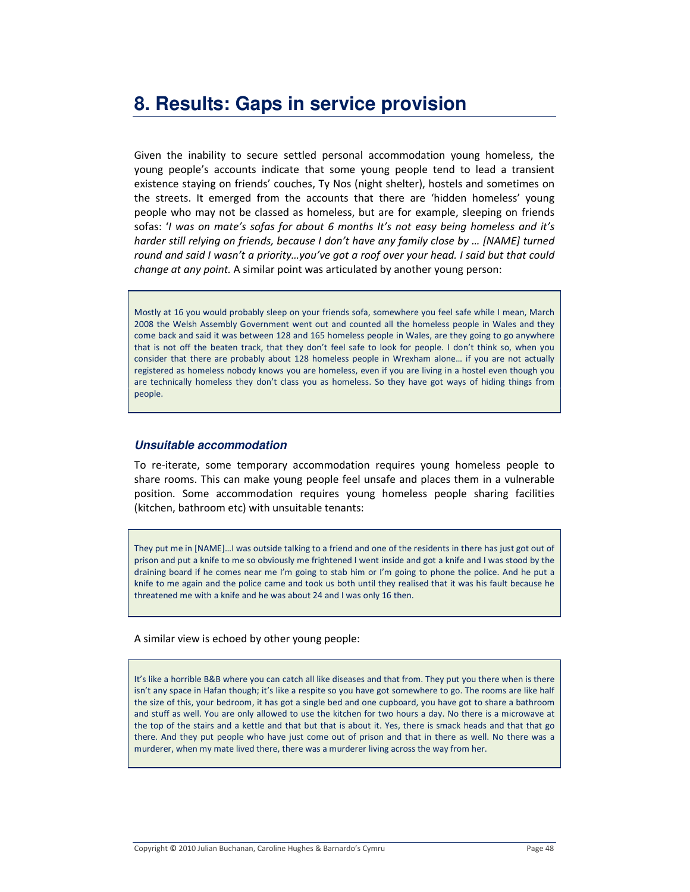# 8. Results: Gaps in service provision

Given the inability to secure settled personal accommodation young homeless, the young people's accounts indicate that some young people tend to lead a transient existence staying on friends' couches, Ty Nos (night shelter), hostels and sometimes on the streets. It emerged from the accounts that there are 'hidden homeless' young people who may not be classed as homeless, but are for example, sleeping on friends sofas: '*I was on mate's sofas for about 6 months It's not easy being homeless and it's harder still relying on friends, because I don't have any family close by … [NAME] turned round and said I wasn't a priority…you've got a roof over your head. I said but that could change at any point.* A similar point was articulated by another young person:

> Mostly at 16 you would probably sleep on your friends sofa, somewhere you feel safe while I mean, March 2008 the Welsh Assembly Government went out and counted all the homeless people in Wales and they come back and said it was between 128 and 165 homeless people in Wales, are they going to go anywhere that is not off the beaten track, that they don't feel safe to look for people. I don't think so, when you consider that there are probably about 128 homeless people in Wrexham alone… if you are not actually registered as homeless nobody knows you are homeless, even if you are living in a hostel even though you are technically homeless they don't class you as homeless. So they have got ways of hiding things from people.

### *Unsuitable accommodation*

To re-iterate, some temporary accommodation requires young homeless people to share rooms. This can make young people feel unsafe and places them in a vulnerable position. Some accommodation requires young homeless people sharing facilities (kitchen, bathroom etc) with unsuitable tenants:

> They put me in [NAME]…I was outside talking to a friend and one of the residents in there has just got out of prison and put a knife to me so obviously me frightened I went inside and got a knife and I was stood by the draining board if he comes near me I'm going to stab him or I'm going to phone the police. And he put a knife to me again and the police came and took us both until they realised that it was his fault because he threatened me with a knife and he was about 24 and I was only 16 then.

A similar view is echoed by other young people:

> It's like a horrible B&B where you can catch all like diseases and that from. They put you there when is there isn't any space in Hafan though; it's like a respite so you have got somewhere to go. The rooms are like half the size of this, your bedroom, it has got a single bed and one cupboard, you have got to share a bathroom and stuff as well. You are only allowed to use the kitchen for two hours a day. No there is a microwave at the top of the stairs and a kettle and that but that is about it. Yes, there is smack heads and that that go there. And they put people who have just come out of prison and that in there as well. No there was a murderer, when my mate lived there, there was a murderer living across the way from her.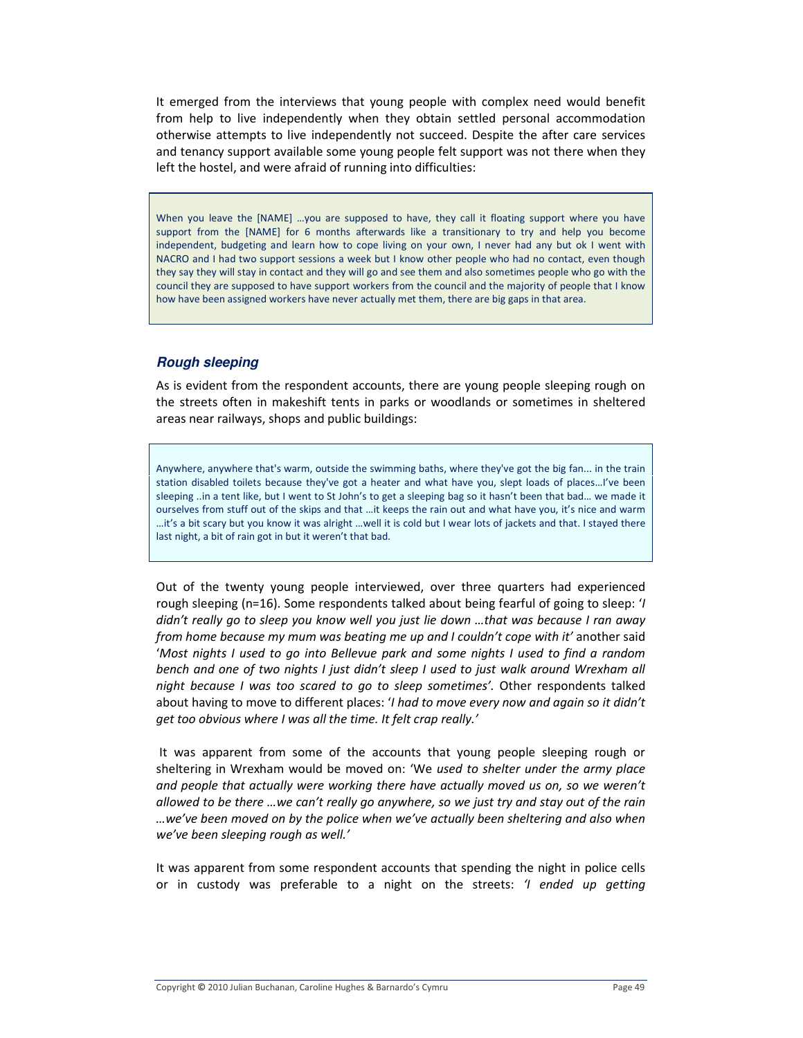It emerged from the interviews that young people with complex need would benefit from help to live independently when they obtain settled personal accommodation otherwise attempts to live independently not succeed. Despite the after care services and tenancy support available some young people felt support was not there when they left the hostel, and were afraid of running into difficulties:

> When you leave the [NAME] …you are supposed to have, they call it floating support where you have support from the [NAME] for 6 months afterwards like a transitionary to try and help you become independent, budgeting and learn how to cope living on your own, I never had any but ok I went with NACRO and I had two support sessions a week but I know other people who had no contact, even though they say they will stay in contact and they will go and see them and also sometimes people who go with the council they are supposed to have support workers from the council and the majority of people that I know how have been assigned workers have never actually met them, there are big gaps in that area.

### *Rough sleeping*

As is evident from the respondent accounts, there are young people sleeping rough on the streets often in makeshift tents in parks or woodlands or sometimes in sheltered areas near railways, shops and public buildings:

> Anywhere, anywhere that's warm, outside the swimming baths, where they've got the big fan... in the train station disabled toilets because they've got a heater and what have you, slept loads of places…I've been sleeping ..in a tent like, but I went to St John's to get a sleeping bag so it hasn't been that bad… we made it ourselves from stuff out of the skips and that …it keeps the rain out and what have you, it's nice and warm …it's a bit scary but you know it was alright …well it is cold but I wear lots of jackets and that. I stayed there last night, a bit of rain got in but it weren't that bad.

Out of the twenty young people interviewed, over three quarters had experienced rough sleeping (n=16). Some respondents talked about being fearful of going to sleep: '*I didn't really go to sleep you know well you just lie down …that was because I ran away from home because my mum was beating me up and I couldn't cope with it'* another said '*Most nights I used to go into Bellevue park and some nights I used to find a random bench and one of two nights I just didn't sleep I used to just walk around Wrexham all night because I was too scared to go to sleep sometimes'.* Other respondents talked about having to move to different places: '*I had to move every now and again so it didn't get too obvious where I was all the time. It felt crap really.'*

It was apparent from some of the accounts that young people sleeping rough or sheltering in Wrexham would be moved on: 'We *used to shelter under the army place and people that actually were working there have actually moved us on, so we weren't allowed to be there …we can't really go anywhere, so we just try and stay out of the rain …we've been moved on by the police when we've actually been sheltering and also when we've been sleeping rough as well.'*

It was apparent from some respondent accounts that spending the night in police cells or in custody was preferable to a night on the streets: *'I ended up getting*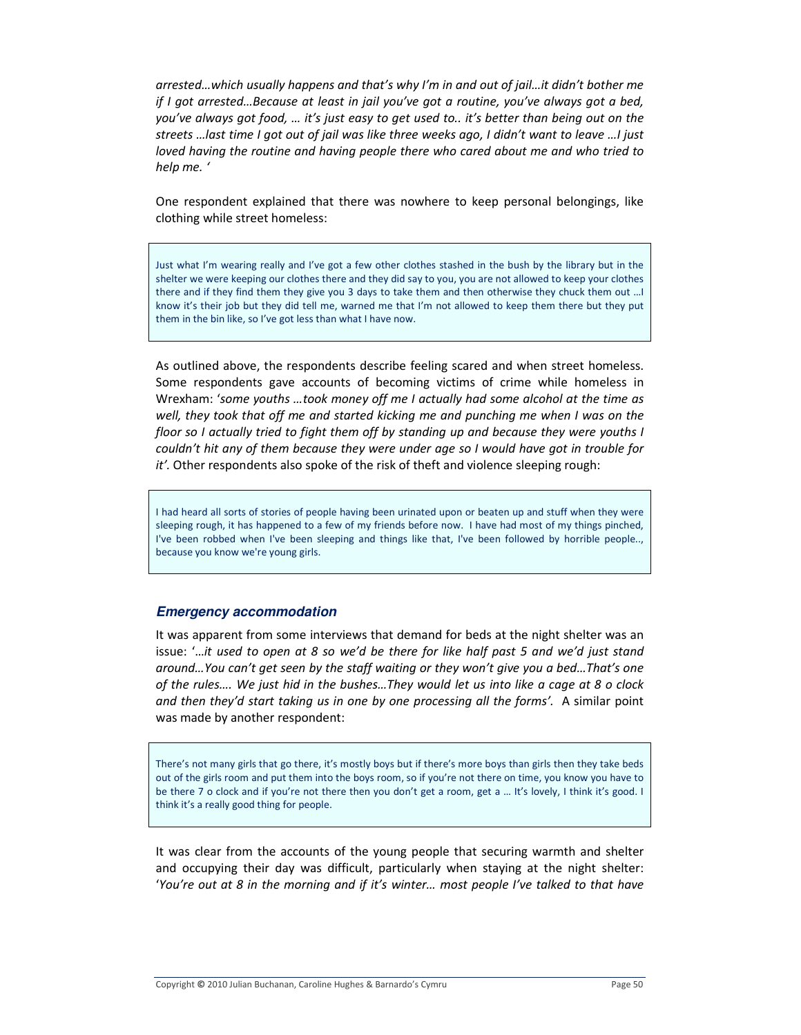*arrested…which usually happens and that's why I'm in and out of jail…it didn't bother me if I got arrested…Because at least in jail you've got a routine, you've always got a bed, you've always got food, … it's just easy to get used to.. it's better than being out on the streets …last time I got out of jail was like three weeks ago, I didn't want to leave …I just loved having the routine and having people there who cared about me and who tried to help me. '*

One respondent explained that there was nowhere to keep personal belongings, like clothing while street homeless:

> Just what I'm wearing really and I've got a few other clothes stashed in the bush by the library but in the shelter we were keeping our clothes there and they did say to you, you are not allowed to keep your clothes there and if they find them they give you 3 days to take them and then otherwise they chuck them out …I know it's their job but they did tell me, warned me that I'm not allowed to keep them there but they put them in the bin like, so I've got less than what I have now.

As outlined above, the respondents describe feeling scared and when street homeless. Some respondents gave accounts of becoming victims of crime while homeless in Wrexham: '*some youths …took money off me I actually had some alcohol at the time as well, they took that off me and started kicking me and punching me when I was on the floor so I actually tried to fight them off by standing up and because they were youths I couldn't hit any of them because they were under age so I would have got in trouble for it'.* Other respondents also spoke of the risk of theft and violence sleeping rough:

> I had heard all sorts of stories of people having been urinated upon or beaten up and stuff when they were sleeping rough, it has happened to a few of my friends before now. I have had most of my things pinched, I've been robbed when I've been sleeping and things like that, I've been followed by horrible people.., because you know we're young girls.

### *Emergency accommodation*

It was apparent from some interviews that demand for beds at the night shelter was an issue: '*…it used to open at 8 so we'd be there for like half past 5 and we'd just stand around…You can't get seen by the staff waiting or they won't give you a bed…That's one of the rules…. We just hid in the bushes…They would let us into like a cage at 8 o clock and then they'd start taking us in one by one processing all the forms'.* A similar point was made by another respondent:

> There's not many girls that go there, it's mostly boys but if there's more boys than girls then they take beds out of the girls room and put them into the boys room, so if you're not there on time, you know you have to be there 7 o clock and if you're not there then you don't get a room, get a … It's lovely, I think it's good. I think it's a really good thing for people.

It was clear from the accounts of the young people that securing warmth and shelter and occupying their day was difficult, particularly when staying at the night shelter: '*You're out at 8 in the morning and if it's winter… most people I've talked to that have*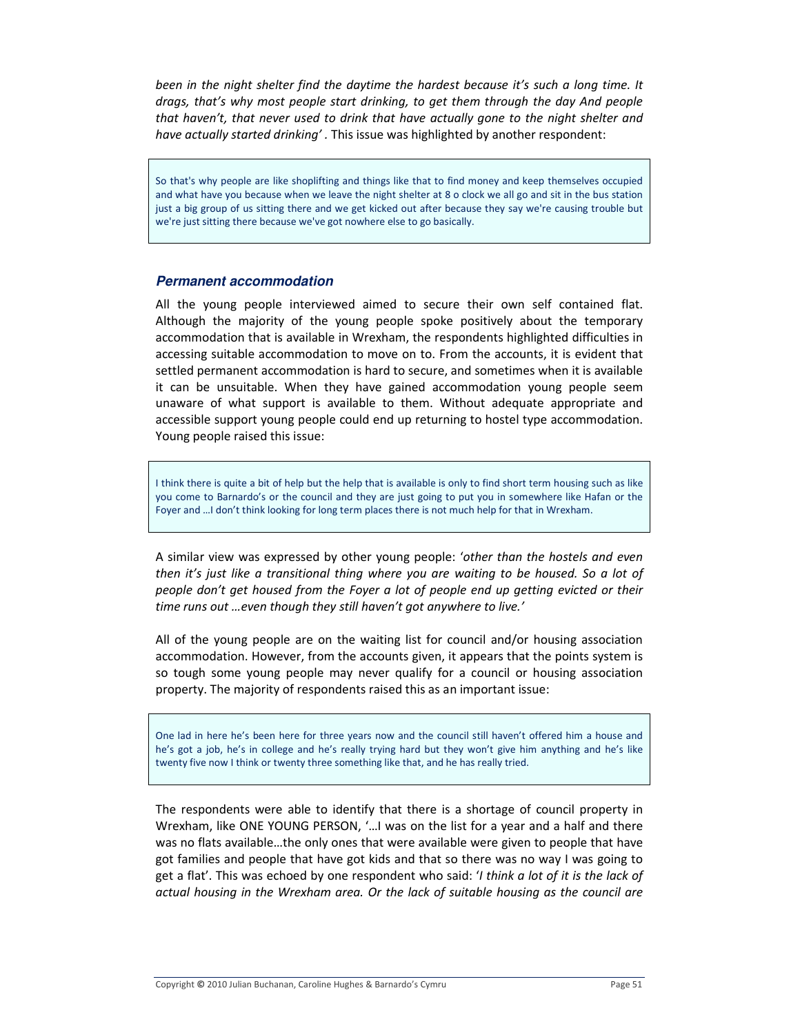*been in the night shelter find the daytime the hardest because it's such a long time. It drags, that's why most people start drinking, to get them through the day And people that haven't, that never used to drink that have actually gone to the night shelter and have actually started drinking'* . This issue was highlighted by another respondent:

> So that's why people are like shoplifting and things like that to find money and keep themselves occupied and what have you because when we leave the night shelter at 8 o clock we all go and sit in the bus station just a big group of us sitting there and we get kicked out after because they say we're causing trouble but we're just sitting there because we've got nowhere else to go basically.

### *Permanent accommodation*

All the young people interviewed aimed to secure their own self contained flat. Although the majority of the young people spoke positively about the temporary accommodation that is available in Wrexham, the respondents highlighted difficulties in accessing suitable accommodation to move on to. From the accounts, it is evident that settled permanent accommodation is hard to secure, and sometimes when it is available it can be unsuitable. When they have gained accommodation young people seem unaware of what support is available to them. Without adequate appropriate and accessible support young people could end up returning to hostel type accommodation. Young people raised this issue:

> I think there is quite a bit of help but the help that is available is only to find short term housing such as like you come to Barnardo's or the council and they are just going to put you in somewhere like Hafan or the Foyer and …I don't think looking for long term places there is not much help for that in Wrexham.

A similar view was expressed by other young people: '*other than the hostels and even then it's just like a transitional thing where you are waiting to be housed. So a lot of people don't get housed from the Foyer a lot of people end up getting evicted or their time runs out …even though they still haven't got anywhere to live.'*

All of the young people are on the waiting list for council and/or housing association accommodation. However, from the accounts given, it appears that the points system is so tough some young people may never qualify for a council or housing association property. The majority of respondents raised this as an important issue:

> One lad in here he's been here for three years now and the council still haven't offered him a house and he's got a job, he's in college and he's really trying hard but they won't give him anything and he's like twenty five now I think or twenty three something like that, and he has really tried.

The respondents were able to identify that there is a shortage of council property in Wrexham, like ONE YOUNG PERSON, '…I was on the list for a year and a half and there was no flats available…the only ones that were available were given to people that have got families and people that have got kids and that so there was no way I was going to get a flat'. This was echoed by one respondent who said: '*I think a lot of it is the lack of actual housing in the Wrexham area. Or the lack of suitable housing as the council are*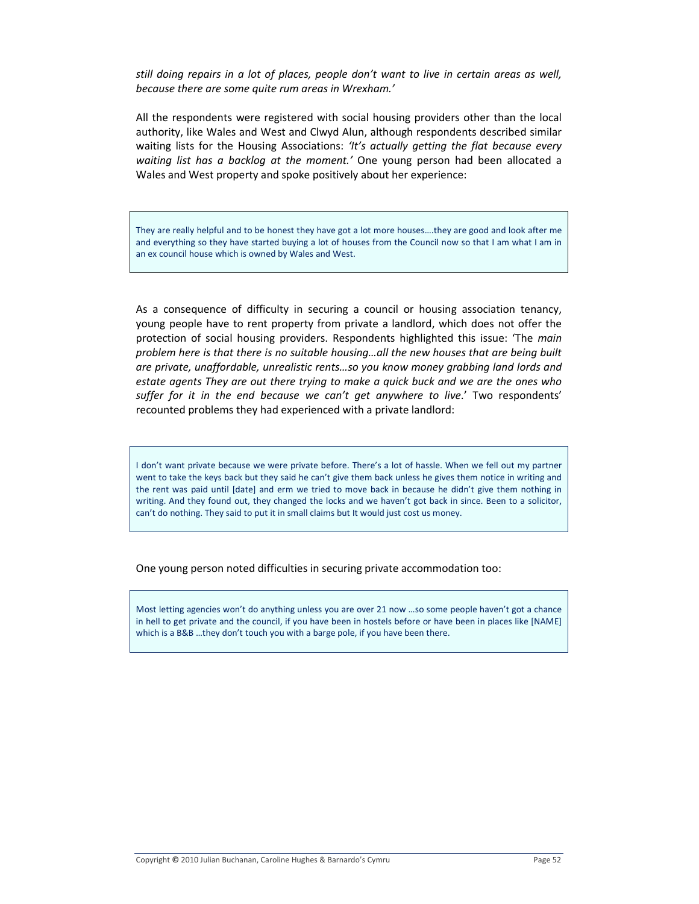*still doing repairs in a lot of places, people don't want to live in certain areas as well, because there are some quite rum areas in Wrexham.'*

All the respondents were registered with social housing providers other than the local authority, like Wales and West and Clwyd Alun, although respondents described similar waiting lists for the Housing Associations: *'It's actually getting the flat because every waiting list has a backlog at the moment.'* One young person had been allocated a Wales and West property and spoke positively about her experience:

> They are really helpful and to be honest they have got a lot more houses….they are good and look after me and everything so they have started buying a lot of houses from the Council now so that I am what I am in an ex council house which is owned by Wales and West.

As a consequence of difficulty in securing a council or housing association tenancy, young people have to rent property from private a landlord, which does not offer the protection of social housing providers. Respondents highlighted this issue: 'The *main problem here is that there is no suitable housing…all the new houses that are being built are private, unaffordable, unrealistic rents…so you know money grabbing land lords and estate agents They are out there trying to make a quick buck and we are the ones who suffer for it in the end because we can't get anywhere to live*.' Two respondents' recounted problems they had experienced with a private landlord:

> I don't want private because we were private before. There's a lot of hassle. When we fell out my partner went to take the keys back but they said he can't give them back unless he gives them notice in writing and the rent was paid until [date] and erm we tried to move back in because he didn't give them nothing in writing. And they found out, they changed the locks and we haven't got back in since. Been to a solicitor, can't do nothing. They said to put it in small claims but It would just cost us money.

One young person noted difficulties in securing private accommodation too:

> Most letting agencies won't do anything unless you are over 21 now …so some people haven't got a chance in hell to get private and the council, if you have been in hostels before or have been in places like [NAME] which is a B&B …they don't touch you with a barge pole, if you have been there.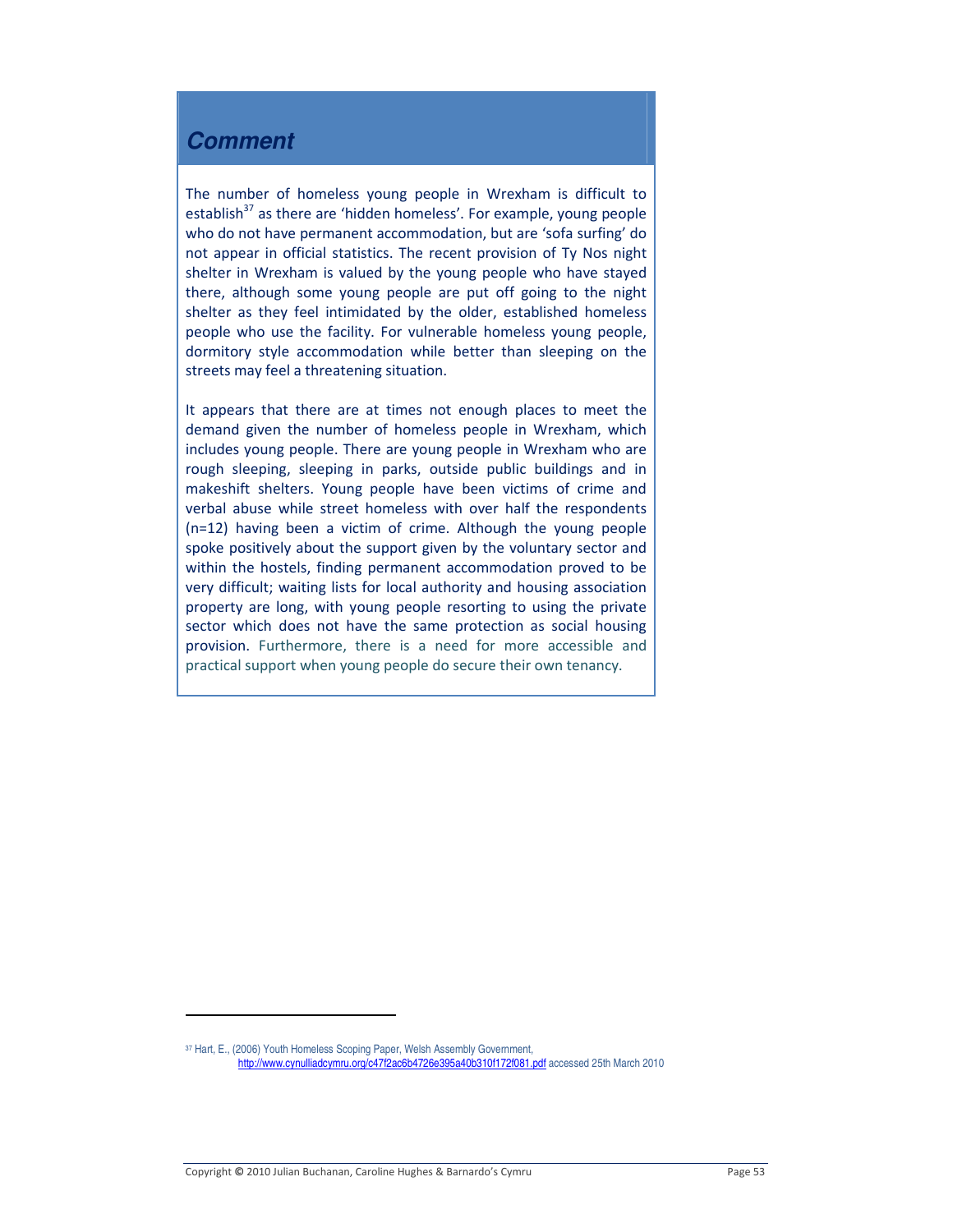## *Comment*

The number of homeless young people in Wrexham is difficult to establish[37] as there are 'hidden homeless'. For example, young people who do not have permanent accommodation, but are 'sofa surfing' do not appear in official statistics. The recent provision of Ty Nos night shelter in Wrexham is valued by the young people who have stayed there, although some young people are put off going to the night shelter as they feel intimidated by the older, established homeless people who use the facility. For vulnerable homeless young people, dormitory style accommodation while better than sleeping on the streets may feel a threatening situation.

It appears that there are at times not enough places to meet the demand given the number of homeless people in Wrexham, which includes young people. There are young people in Wrexham who are rough sleeping, sleeping in parks, outside public buildings and in makeshift shelters. Young people have been victims of crime and verbal abuse while street homeless with over half the respondents (n=12) having been a victim of crime. Although the young people spoke positively about the support given by the voluntary sector and within the hostels, finding permanent accommodation proved to be very difficult; waiting lists for local authority and housing association property are long, with young people resorting to using the private sector which does not have the same protection as social housing provision. Furthermore, there is a need for more accessible and practical support when young people do secure their own tenancy.

---

[37] Hart, E., (2006) Youth Homeless Scoping Paper, Welsh Assembly Government, http://www.cynulliadcymru.org/c47f2ac6b4726e395a40b310f172f081.pdf accessed 25th March 2010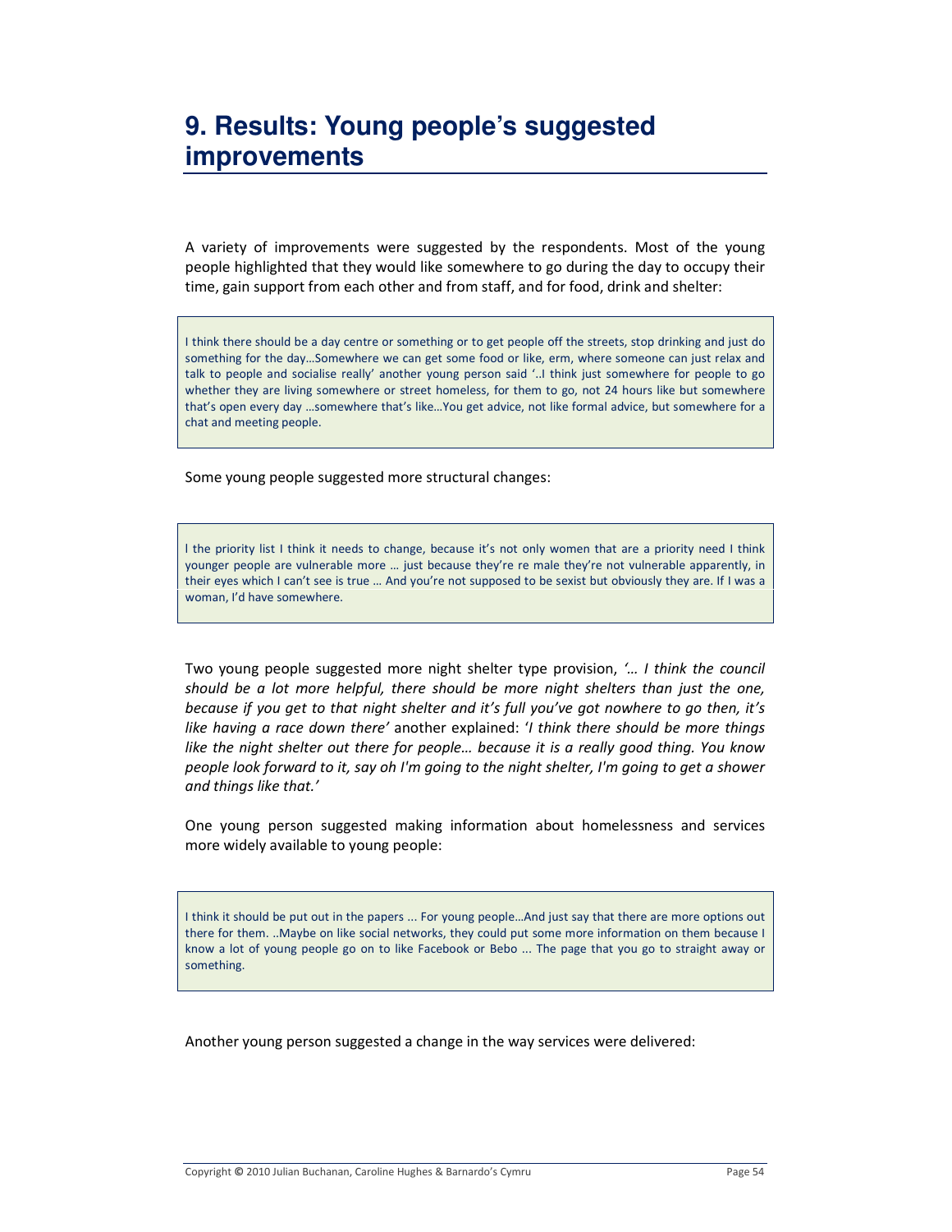# 9. Results: Young people's suggested improvements

A variety of improvements were suggested by the respondents. Most of the young people highlighted that they would like somewhere to go during the day to occupy their time, gain support from each other and from staff, and for food, drink and shelter:

> I think there should be a day centre or something or to get people off the streets, stop drinking and just do something for the day…Somewhere we can get some food or like, erm, where someone can just relax and talk to people and socialise really' another young person said '..I think just somewhere for people to go whether they are living somewhere or street homeless, for them to go, not 24 hours like but somewhere that's open every day …somewhere that's like…You get advice, not like formal advice, but somewhere for a chat and meeting people.

Some young people suggested more structural changes:

> I the priority list I think it needs to change, because it's not only women that are a priority need I think younger people are vulnerable more … just because they're re male they're not vulnerable apparently, in their eyes which I can't see is true … And you're not supposed to be sexist but obviously they are. If I was a woman, I'd have somewhere.

Two young people suggested more night shelter type provision, *'… I think the council should be a lot more helpful, there should be more night shelters than just the one, because if you get to that night shelter and it's full you've got nowhere to go then, it's like having a race down there'* another explained: '*I think there should be more things like the night shelter out there for people… because it is a really good thing. You know people look forward to it, say oh I'm going to the night shelter, I'm going to get a shower and things like that.'*

One young person suggested making information about homelessness and services more widely available to young people:

> I think it should be put out in the papers ... For young people…And just say that there are more options out there for them. ..Maybe on like social networks, they could put some more information on them because I know a lot of young people go on to like Facebook or Bebo ... The page that you go to straight away or something.

Another young person suggested a change in the way services were delivered: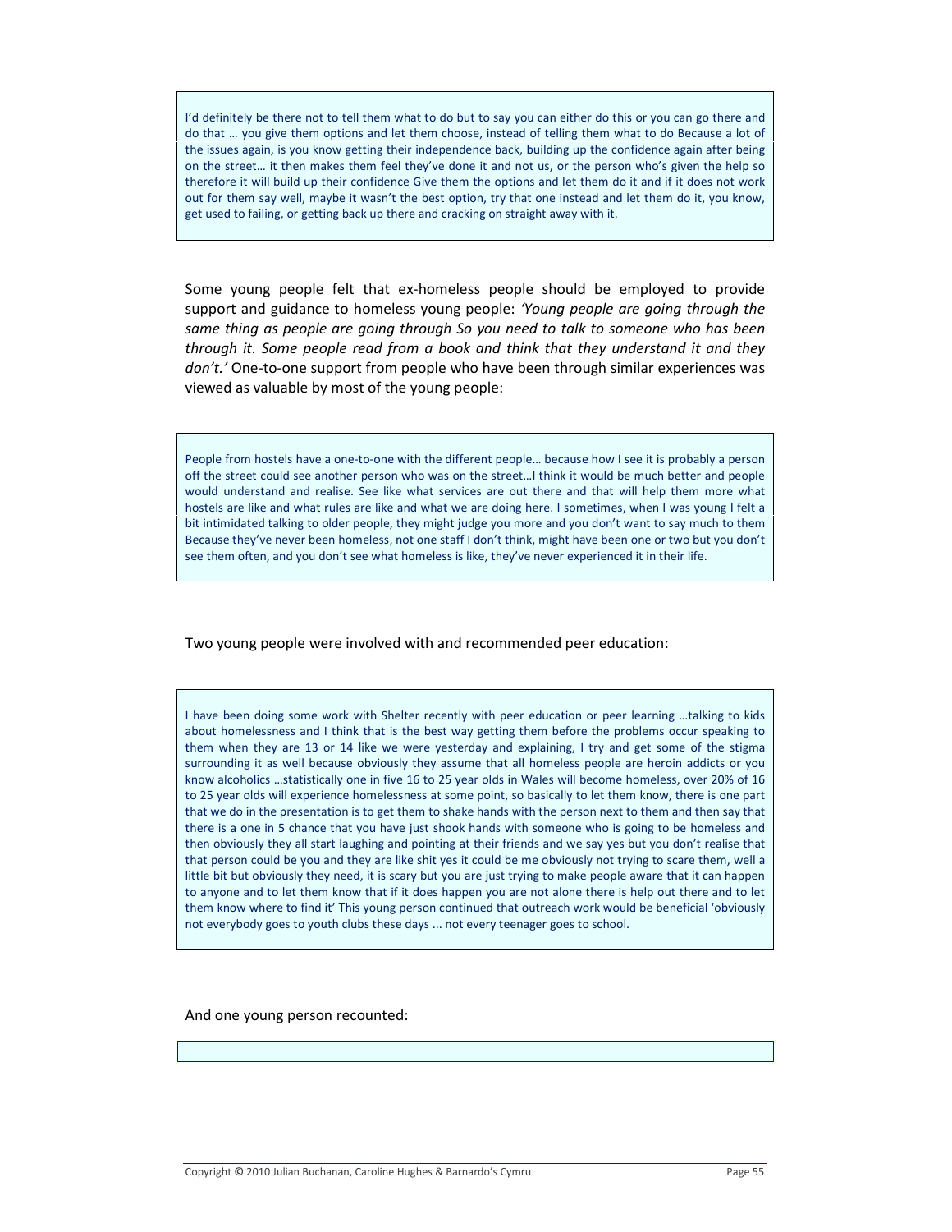> I'd definitely be there not to tell them what to do but to say you can either do this or you can go there and do that … you give them options and let them choose, instead of telling them what to do Because a lot of the issues again, is you know getting their independence back, building up the confidence again after being on the street… it then makes them feel they've done it and not us, or the person who's given the help so therefore it will build up their confidence Give them the options and let them do it and if it does not work out for them say well, maybe it wasn't the best option, try that one instead and let them do it, you know, get used to failing, or getting back up there and cracking on straight away with it.

Some young people felt that ex-homeless people should be employed to provide support and guidance to homeless young people: *'Young people are going through the same thing as people are going through So you need to talk to someone who has been through it. Some people read from a book and think that they understand it and they don't.'* One-to-one support from people who have been through similar experiences was viewed as valuable by most of the young people:

> People from hostels have a one-to-one with the different people… because how I see it is probably a person off the street could see another person who was on the street…I think it would be much better and people would understand and realise. See like what services are out there and that will help them more what hostels are like and what rules are like and what we are doing here. I sometimes, when I was young I felt a bit intimidated talking to older people, they might judge you more and you don't want to say much to them Because they've never been homeless, not one staff I don't think, might have been one or two but you don't see them often, and you don't see what homeless is like, they've never experienced it in their life.

Two young people were involved with and recommended peer education:

> I have been doing some work with Shelter recently with peer education or peer learning …talking to kids about homelessness and I think that is the best way getting them before the problems occur speaking to them when they are 13 or 14 like we were yesterday and explaining, I try and get some of the stigma surrounding it as well because obviously they assume that all homeless people are heroin addicts or you know alcoholics …statistically one in five 16 to 25 year olds in Wales will become homeless, over 20% of 16 to 25 year olds will experience homelessness at some point, so basically to let them know, there is one part that we do in the presentation is to get them to shake hands with the person next to them and then say that there is a one in 5 chance that you have just shook hands with someone who is going to be homeless and then obviously they all start laughing and pointing at their friends and we say yes but you don't realise that that person could be you and they are like shit yes it could be me obviously not trying to scare them, well a little bit but obviously they need, it is scary but you are just trying to make people aware that it can happen to anyone and to let them know that if it does happen you are not alone there is help out there and to let them know where to find it' This young person continued that outreach work would be beneficial 'obviously not everybody goes to youth clubs these days ... not every teenager goes to school.

And one young person recounted: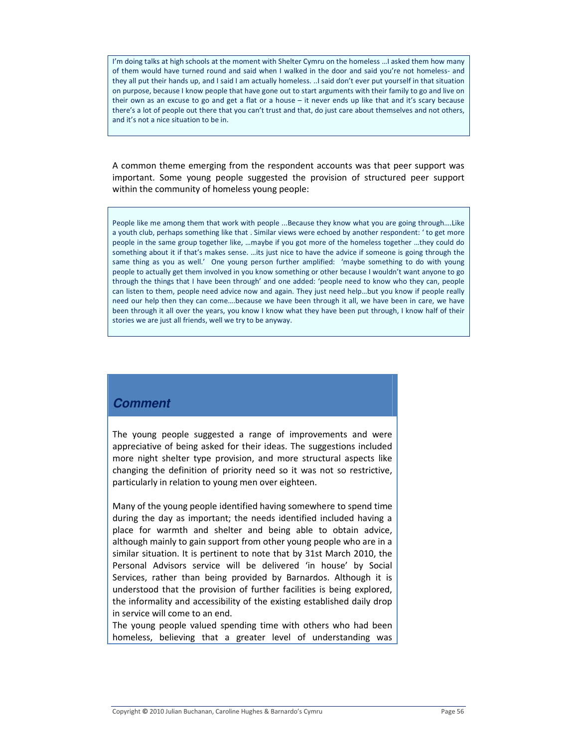> I'm doing talks at high schools at the moment with Shelter Cymru on the homeless …I asked them how many of them would have turned round and said when I walked in the door and said you're not homeless- and they all put their hands up, and I said I am actually homeless. ..I said don't ever put yourself in that situation on purpose, because I know people that have gone out to start arguments with their family to go and live on their own as an excuse to go and get a flat or a house – it never ends up like that and it's scary because there's a lot of people out there that you can't trust and that, do just care about themselves and not others, and it's not a nice situation to be in.

A common theme emerging from the respondent accounts was that peer support was important. Some young people suggested the provision of structured peer support within the community of homeless young people:

> People like me among them that work with people ...Because they know what you are going through….Like a youth club, perhaps something like that . Similar views were echoed by another respondent: ' to get more people in the same group together like, …maybe if you got more of the homeless together …they could do something about it if that's makes sense. …its just nice to have the advice if someone is going through the same thing as you as well.' One young person further amplified: 'maybe something to do with young people to actually get them involved in you know something or other because I wouldn't want anyone to go through the things that I have been through' and one added: 'people need to know who they can, people can listen to them, people need advice now and again. They just need help…but you know if people really need our help then they can come….because we have been through it all, we have been in care, we have been through it all over the years, you know I know what they have been put through, I know half of their stories we are just all friends, well we try to be anyway.

## *Comment*

The young people suggested a range of improvements and were appreciative of being asked for their ideas. The suggestions included more night shelter type provision, and more structural aspects like changing the definition of priority need so it was not so restrictive, particularly in relation to young men over eighteen.

Many of the young people identified having somewhere to spend time during the day as important; the needs identified included having a place for warmth and shelter and being able to obtain advice, although mainly to gain support from other young people who are in a similar situation. It is pertinent to note that by 31st March 2010, the Personal Advisors service will be delivered 'in house' by Social Services, rather than being provided by Barnardos. Although it is understood that the provision of further facilities is being explored, the informality and accessibility of the existing established daily drop in service will come to an end.

The young people valued spending time with others who had been homeless, believing that a greater level of understanding was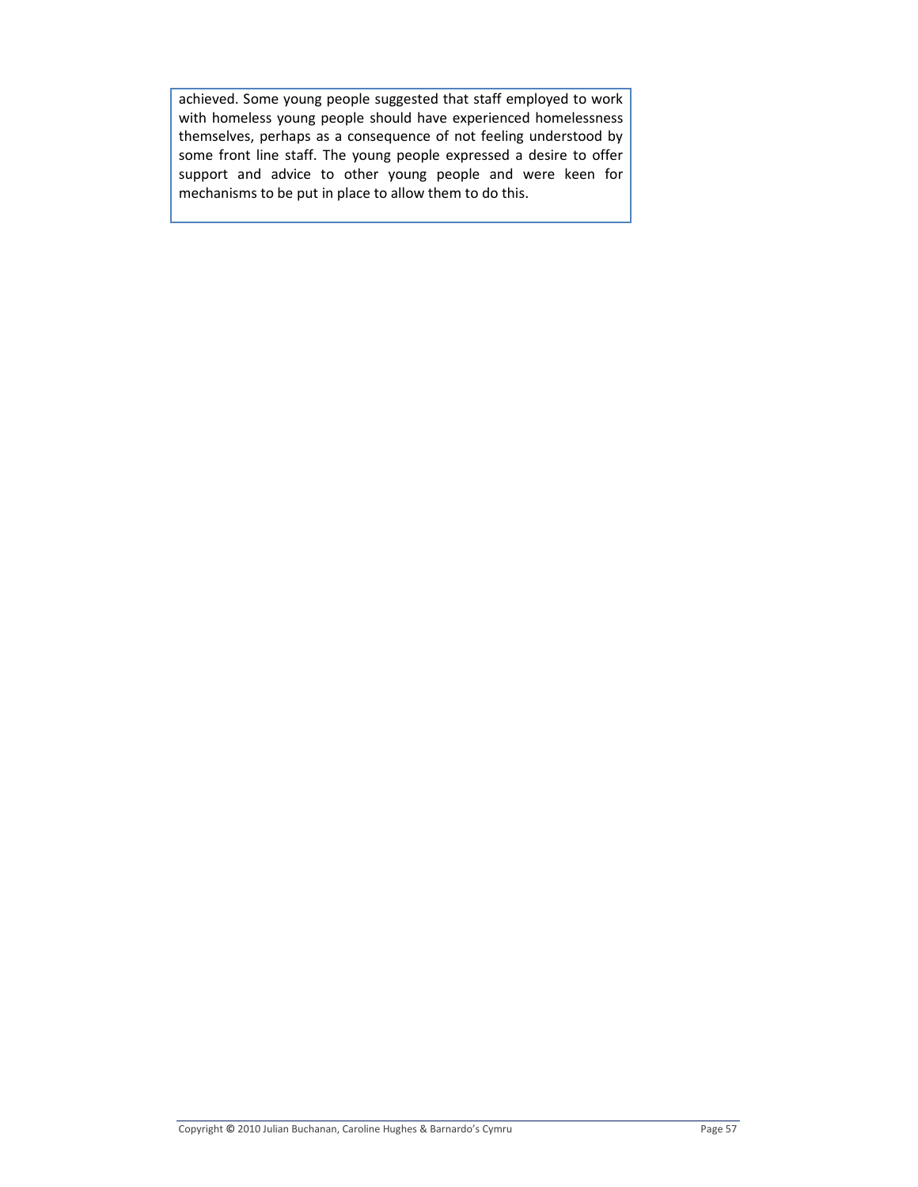achieved. Some young people suggested that staff employed to work with homeless young people should have experienced homelessness themselves, perhaps as a consequence of not feeling understood by some front line staff. The young people expressed a desire to offer support and advice to other young people and were keen for mechanisms to be put in place to allow them to do this.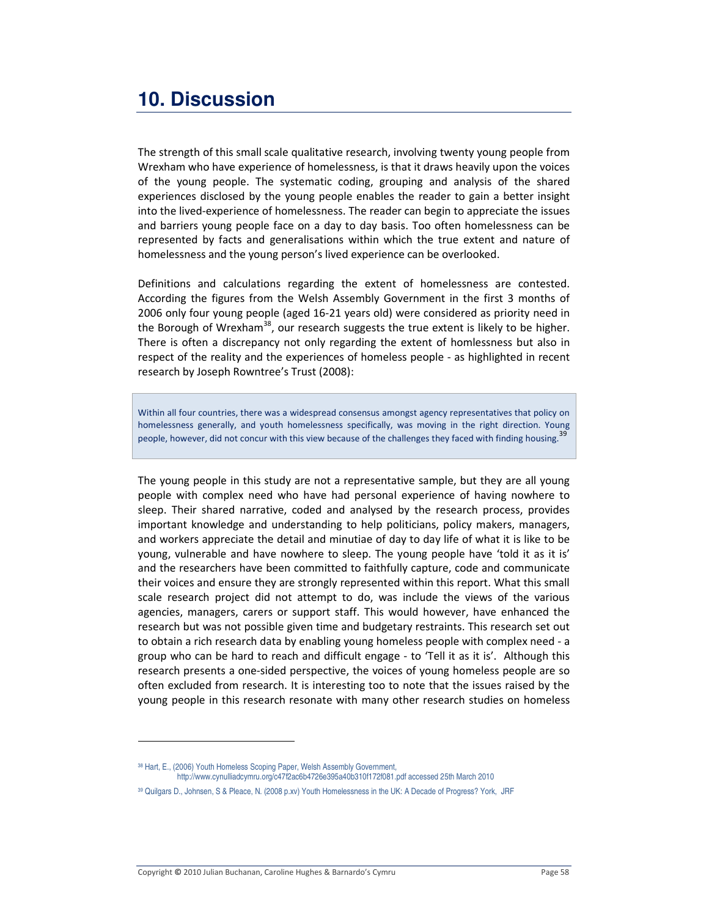# 10. Discussion

The strength of this small scale qualitative research, involving twenty young people from Wrexham who have experience of homelessness, is that it draws heavily upon the voices of the young people. The systematic coding, grouping and analysis of the shared experiences disclosed by the young people enables the reader to gain a better insight into the lived-experience of homelessness. The reader can begin to appreciate the issues and barriers young people face on a day to day basis. Too often homelessness can be represented by facts and generalisations within which the true extent and nature of homelessness and the young person's lived experience can be overlooked.

Definitions and calculations regarding the extent of homelessness are contested. According the figures from the Welsh Assembly Government in the first 3 months of 2006 only four young people (aged 16-21 years old) were considered as priority need in the Borough of Wrexham[38], our research suggests the true extent is likely to be higher. There is often a discrepancy not only regarding the extent of homlessness but also in respect of the reality and the experiences of homeless people - as highlighted in recent research by Joseph Rowntree's Trust (2008):

> Within all four countries, there was a widespread consensus amongst agency representatives that policy on homelessness generally, and youth homelessness specifically, was moving in the right direction. Young people, however, did not concur with this view because of the challenges they faced with finding housing.[39]

The young people in this study are not a representative sample, but they are all young people with complex need who have had personal experience of having nowhere to sleep. Their shared narrative, coded and analysed by the research process, provides important knowledge and understanding to help politicians, policy makers, managers, and workers appreciate the detail and minutiae of day to day life of what it is like to be young, vulnerable and have nowhere to sleep. The young people have 'told it as it is' and the researchers have been committed to faithfully capture, code and communicate their voices and ensure they are strongly represented within this report. What this small scale research project did not attempt to do, was include the views of the various agencies, managers, carers or support staff. This would however, have enhanced the research but was not possible given time and budgetary restraints. This research set out to obtain a rich research data by enabling young homeless people with complex need - a group who can be hard to reach and difficult engage - to 'Tell it as it is'. Although this research presents a one-sided perspective, the voices of young homeless people are so often excluded from research. It is interesting too to note that the issues raised by the young people in this research resonate with many other research studies on homeless

---

[38] Hart, E., (2006) Youth Homeless Scoping Paper, Welsh Assembly Government, http://www.cynulliadcymru.org/c47f2ac6b4726e395a40b310f172f081.pdf accessed 25th March 2010

[39] Quilgars D., Johnsen, S & Pleace, N. (2008 p.xv) Youth Homelessness in the UK: A Decade of Progress? York, JRF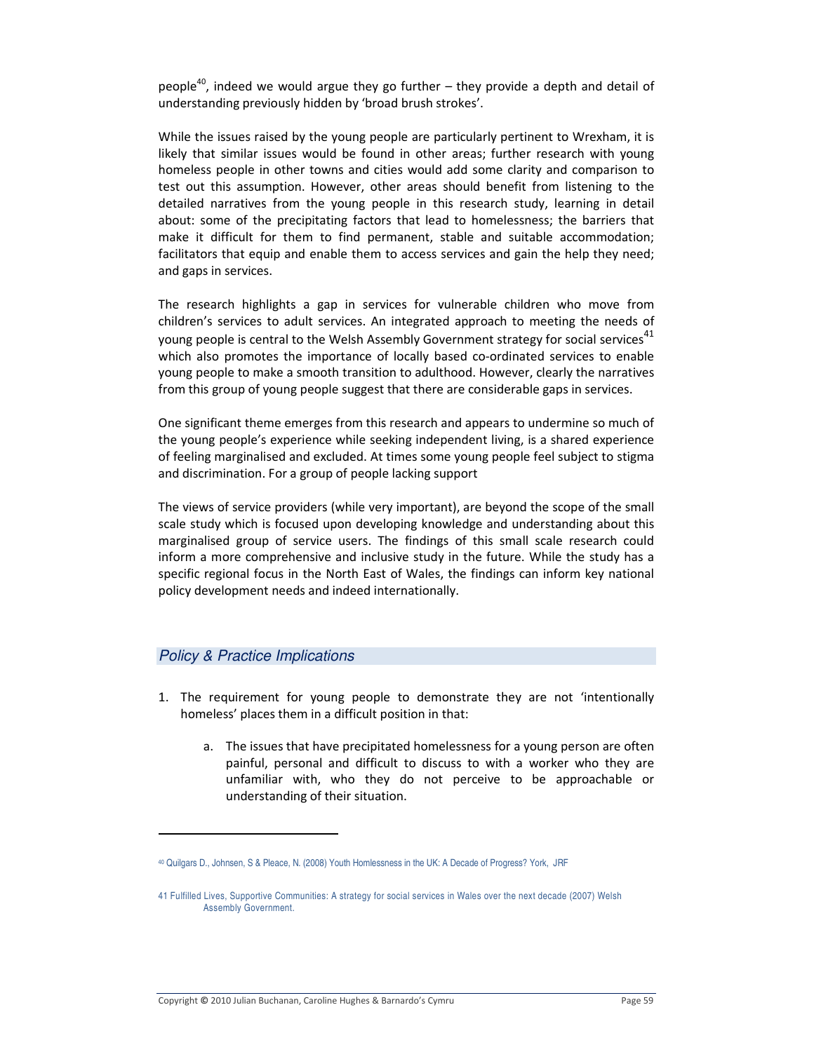people[40], indeed we would argue they go further – they provide a depth and detail of understanding previously hidden by 'broad brush strokes'.

While the issues raised by the young people are particularly pertinent to Wrexham, it is likely that similar issues would be found in other areas; further research with young homeless people in other towns and cities would add some clarity and comparison to test out this assumption. However, other areas should benefit from listening to the detailed narratives from the young people in this research study, learning in detail about: some of the precipitating factors that lead to homelessness; the barriers that make it difficult for them to find permanent, stable and suitable accommodation; facilitators that equip and enable them to access services and gain the help they need; and gaps in services.

The research highlights a gap in services for vulnerable children who move from children's services to adult services. An integrated approach to meeting the needs of young people is central to the Welsh Assembly Government strategy for social services[41] which also promotes the importance of locally based co-ordinated services to enable young people to make a smooth transition to adulthood. However, clearly the narratives from this group of young people suggest that there are considerable gaps in services.

One significant theme emerges from this research and appears to undermine so much of the young people's experience while seeking independent living, is a shared experience of feeling marginalised and excluded. At times some young people feel subject to stigma and discrimination. For a group of people lacking support

The views of service providers (while very important), are beyond the scope of the small scale study which is focused upon developing knowledge and understanding about this marginalised group of service users. The findings of this small scale research could inform a more comprehensive and inclusive study in the future. While the study has a specific regional focus in the North East of Wales, the findings can inform key national policy development needs and indeed internationally.

## *Policy & Practice Implications*

1. The requirement for young people to demonstrate they are not 'intentionally homeless' places them in a difficult position in that:

    a. The issues that have precipitated homelessness for a young person are often painful, personal and difficult to discuss to with a worker who they are unfamiliar with, who they do not perceive to be approachable or understanding of their situation.

---

[40] Quilgars D., Johnsen, S & Pleace, N. (2008) Youth Homlessness in the UK: A Decade of Progress? York, JRF

[41] Fulfilled Lives, Supportive Communities: A strategy for social services in Wales over the next decade (2007) Welsh Assembly Government.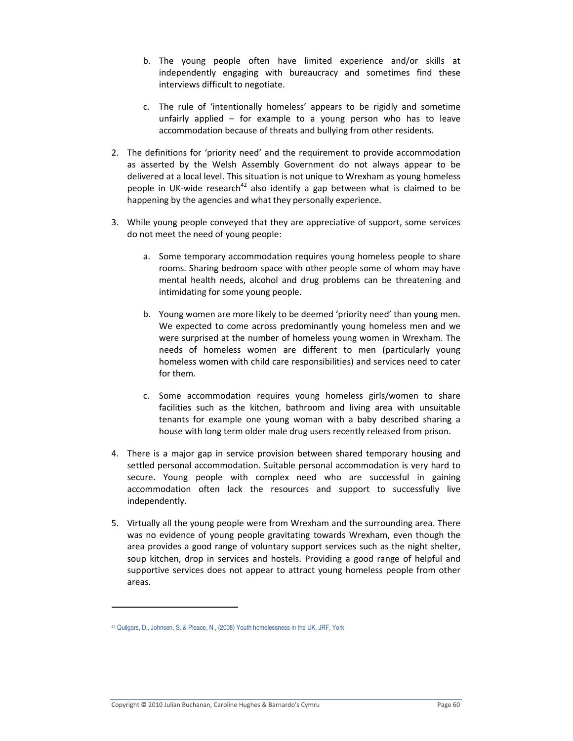b. The young people often have limited experience and/or skills at independently engaging with bureaucracy and sometimes find these interviews difficult to negotiate.

   c. The rule of 'intentionally homeless' appears to be rigidly and sometime unfairly applied – for example to a young person who has to leave accommodation because of threats and bullying from other residents.

2. The definitions for 'priority need' and the requirement to provide accommodation as asserted by the Welsh Assembly Government do not always appear to be delivered at a local level. This situation is not unique to Wrexham as young homeless people in UK-wide research[42] also identify a gap between what is claimed to be happening by the agencies and what they personally experience.

3. While young people conveyed that they are appreciative of support, some services do not meet the need of young people:

   a. Some temporary accommodation requires young homeless people to share rooms. Sharing bedroom space with other people some of whom may have mental health needs, alcohol and drug problems can be threatening and intimidating for some young people.

   b. Young women are more likely to be deemed 'priority need' than young men. We expected to come across predominantly young homeless men and we were surprised at the number of homeless young women in Wrexham. The needs of homeless women are different to men (particularly young homeless women with child care responsibilities) and services need to cater for them.

   c. Some accommodation requires young homeless girls/women to share facilities such as the kitchen, bathroom and living area with unsuitable tenants for example one young woman with a baby described sharing a house with long term older male drug users recently released from prison.

4. There is a major gap in service provision between shared temporary housing and settled personal accommodation. Suitable personal accommodation is very hard to secure. Young people with complex need who are successful in gaining accommodation often lack the resources and support to successfully live independently.

5. Virtually all the young people were from Wrexham and the surrounding area. There was no evidence of young people gravitating towards Wrexham, even though the area provides a good range of voluntary support services such as the night shelter, soup kitchen, drop in services and hostels. Providing a good range of helpful and supportive services does not appear to attract young homeless people from other areas.

---

[42] Quilgars, D., Johnsen, S. & Pleace, N., (2008) Youth homelessness in the UK, JRF, York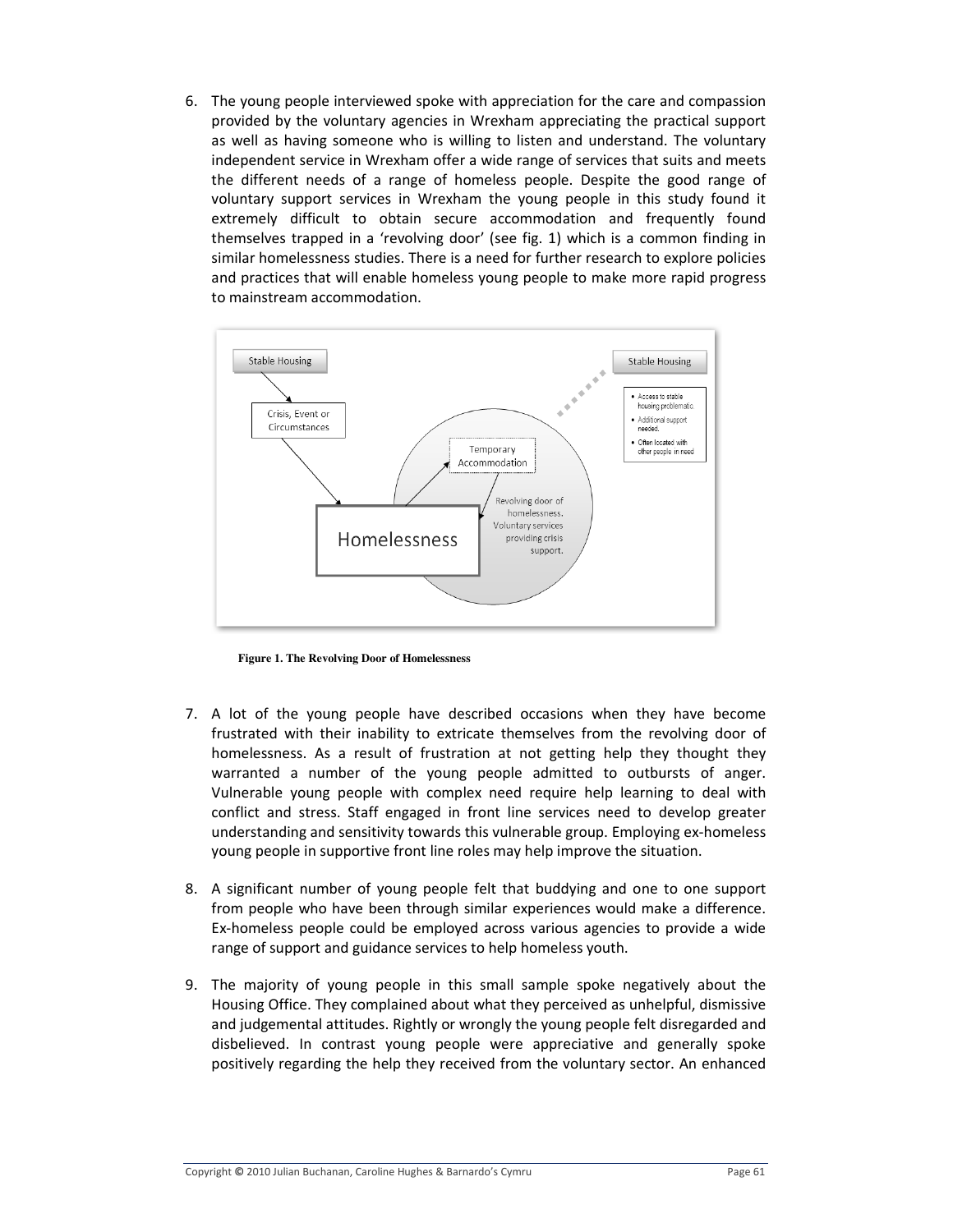6. The young people interviewed spoke with appreciation for the care and compassion provided by the voluntary agencies in Wrexham appreciating the practical support as well as having someone who is willing to listen and understand. The voluntary independent service in Wrexham offer a wide range of services that suits and meets the different needs of a range of homeless people. Despite the good range of voluntary support services in Wrexham the young people in this study found it extremely difficult to obtain secure accommodation and frequently found themselves trapped in a 'revolving door' (see fig. 1) which is a common finding in similar homelessness studies. There is a need for further research to explore policies and practices that will enable homeless young people to make more rapid progress to mainstream accommodation.

Stable Housing

Crisis, Event or Circumstances

Temporary Accommodation

Homelessness

Revolving door of homelessness. Voluntary services providing crisis support.

Stable Housing

- Access to stable housing problematic.
- Additional support needed.
- Often located with other people in need

**Figure 1. The Revolving Door of Homelessness**

7. A lot of the young people have described occasions when they have become frustrated with their inability to extricate themselves from the revolving door of homelessness. As a result of frustration at not getting help they thought they warranted a number of the young people admitted to outbursts of anger. Vulnerable young people with complex need require help learning to deal with conflict and stress. Staff engaged in front line services need to develop greater understanding and sensitivity towards this vulnerable group. Employing ex-homeless young people in supportive front line roles may help improve the situation.

8. A significant number of young people felt that buddying and one to one support from people who have been through similar experiences would make a difference. Ex-homeless people could be employed across various agencies to provide a wide range of support and guidance services to help homeless youth.

9. The majority of young people in this small sample spoke negatively about the Housing Office. They complained about what they perceived as unhelpful, dismissive and judgemental attitudes. Rightly or wrongly the young people felt disregarded and disbelieved. In contrast young people were appreciative and generally spoke positively regarding the help they received from the voluntary sector. An enhanced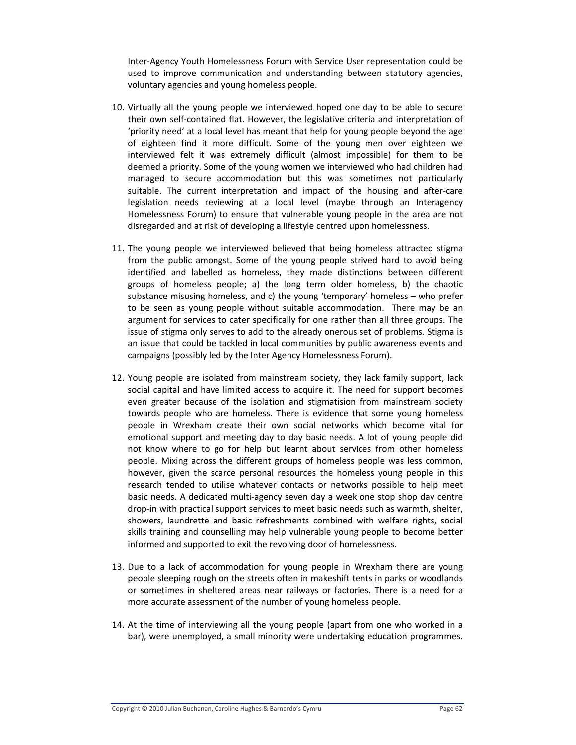Inter-Agency Youth Homelessness Forum with Service User representation could be used to improve communication and understanding between statutory agencies, voluntary agencies and young homeless people.

10. Virtually all the young people we interviewed hoped one day to be able to secure their own self-contained flat. However, the legislative criteria and interpretation of 'priority need' at a local level has meant that help for young people beyond the age of eighteen find it more difficult. Some of the young men over eighteen we interviewed felt it was extremely difficult (almost impossible) for them to be deemed a priority. Some of the young women we interviewed who had children had managed to secure accommodation but this was sometimes not particularly suitable. The current interpretation and impact of the housing and after-care legislation needs reviewing at a local level (maybe through an Interagency Homelessness Forum) to ensure that vulnerable young people in the area are not disregarded and at risk of developing a lifestyle centred upon homelessness.

11. The young people we interviewed believed that being homeless attracted stigma from the public amongst. Some of the young people strived hard to avoid being identified and labelled as homeless, they made distinctions between different groups of homeless people; a) the long term older homeless, b) the chaotic substance misusing homeless, and c) the young 'temporary' homeless – who prefer to be seen as young people without suitable accommodation. There may be an argument for services to cater specifically for one rather than all three groups. The issue of stigma only serves to add to the already onerous set of problems. Stigma is an issue that could be tackled in local communities by public awareness events and campaigns (possibly led by the Inter Agency Homelessness Forum).

12. Young people are isolated from mainstream society, they lack family support, lack social capital and have limited access to acquire it. The need for support becomes even greater because of the isolation and stigmatision from mainstream society towards people who are homeless. There is evidence that some young homeless people in Wrexham create their own social networks which become vital for emotional support and meeting day to day basic needs. A lot of young people did not know where to go for help but learnt about services from other homeless people. Mixing across the different groups of homeless people was less common, however, given the scarce personal resources the homeless young people in this research tended to utilise whatever contacts or networks possible to help meet basic needs. A dedicated multi-agency seven day a week one stop shop day centre drop-in with practical support services to meet basic needs such as warmth, shelter, showers, laundrette and basic refreshments combined with welfare rights, social skills training and counselling may help vulnerable young people to become better informed and supported to exit the revolving door of homelessness.

13. Due to a lack of accommodation for young people in Wrexham there are young people sleeping rough on the streets often in makeshift tents in parks or woodlands or sometimes in sheltered areas near railways or factories. There is a need for a more accurate assessment of the number of young homeless people.

14. At the time of interviewing all the young people (apart from one who worked in a bar), were unemployed, a small minority were undertaking education programmes.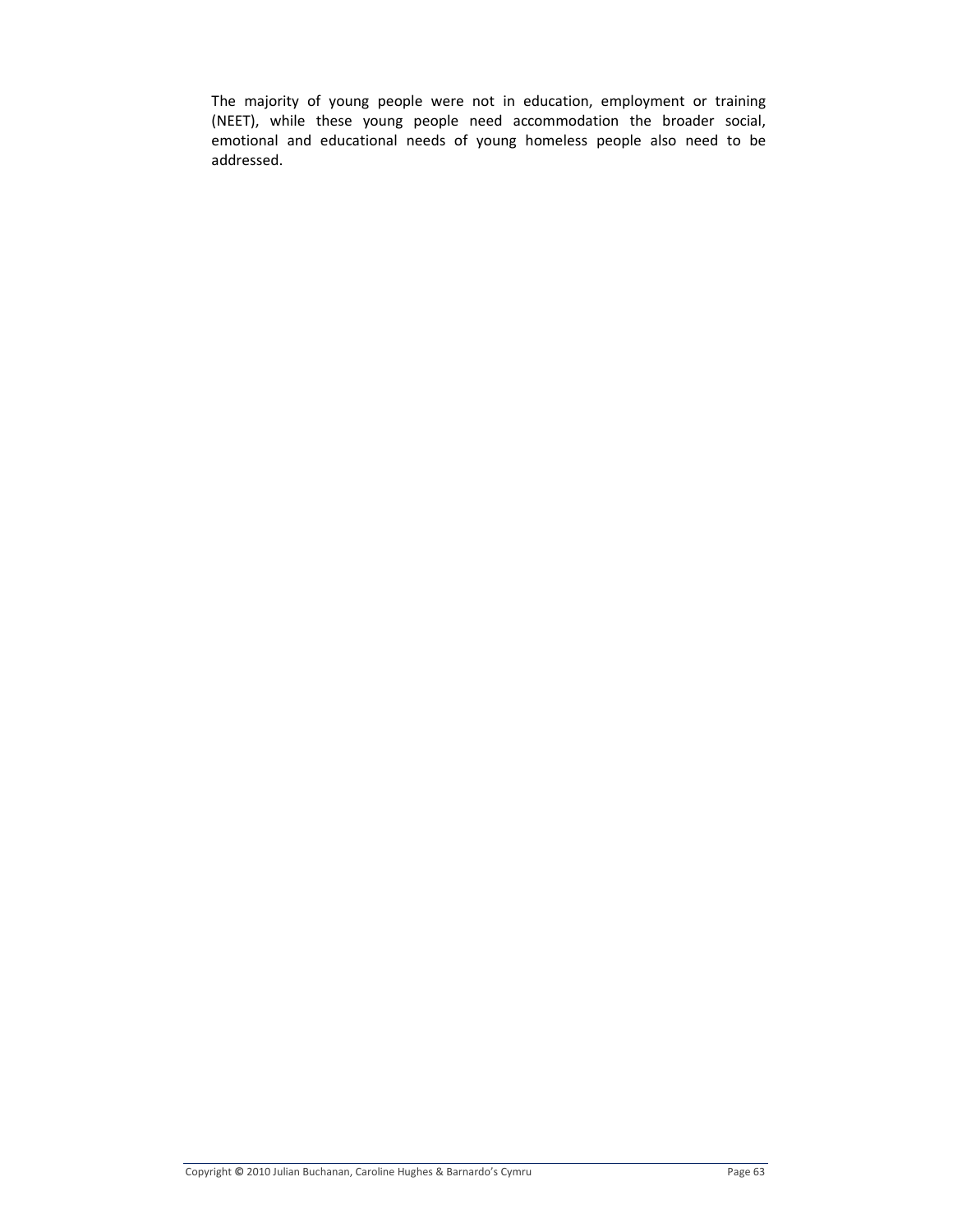The majority of young people were not in education, employment or training (NEET), while these young people need accommodation the broader social, emotional and educational needs of young homeless people also need to be addressed.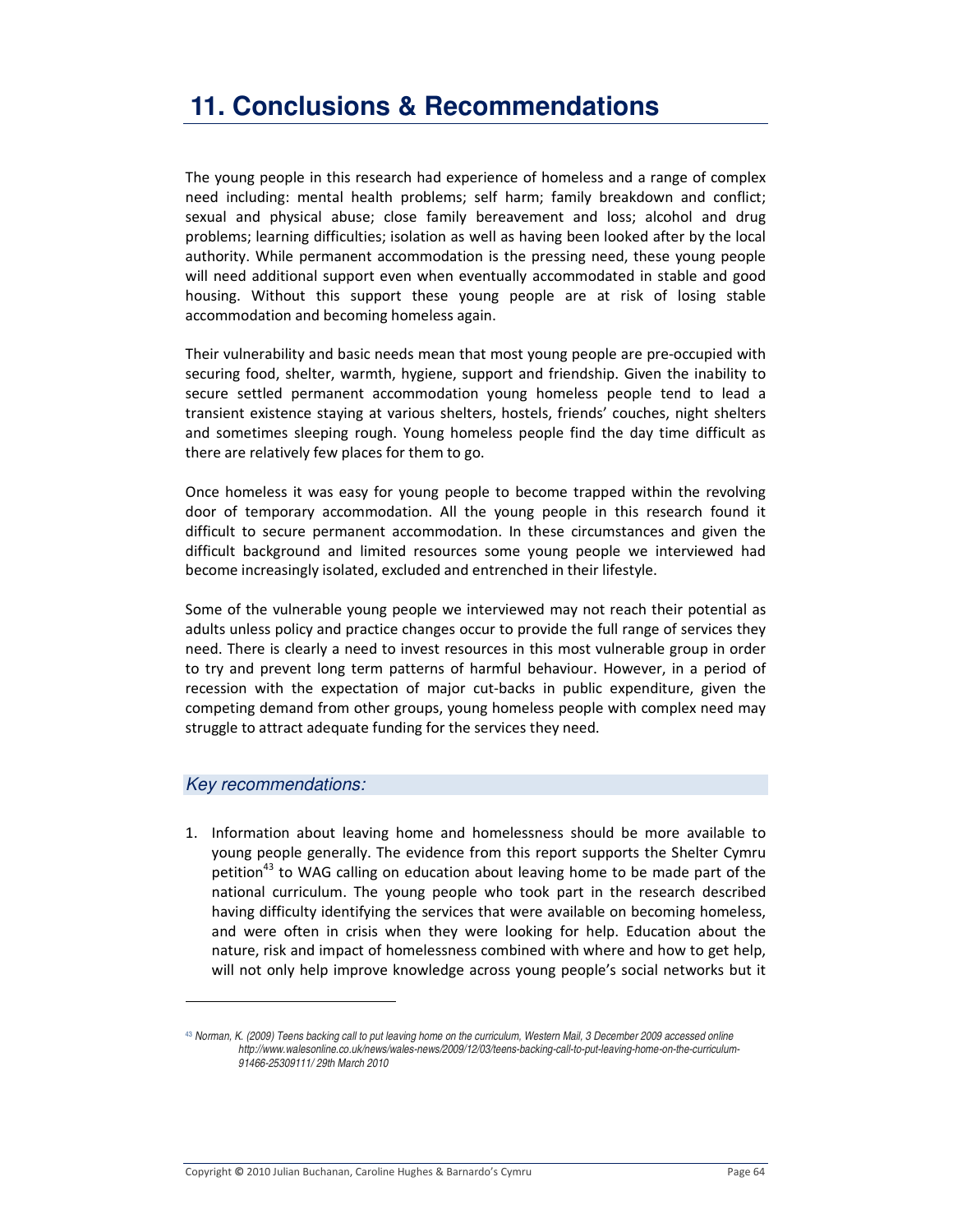# 11. Conclusions & Recommendations

The young people in this research had experience of homeless and a range of complex need including: mental health problems; self harm; family breakdown and conflict; sexual and physical abuse; close family bereavement and loss; alcohol and drug problems; learning difficulties; isolation as well as having been looked after by the local authority. While permanent accommodation is the pressing need, these young people will need additional support even when eventually accommodated in stable and good housing. Without this support these young people are at risk of losing stable accommodation and becoming homeless again.

Their vulnerability and basic needs mean that most young people are pre-occupied with securing food, shelter, warmth, hygiene, support and friendship. Given the inability to secure settled permanent accommodation young homeless people tend to lead a transient existence staying at various shelters, hostels, friends' couches, night shelters and sometimes sleeping rough. Young homeless people find the day time difficult as there are relatively few places for them to go.

Once homeless it was easy for young people to become trapped within the revolving door of temporary accommodation. All the young people in this research found it difficult to secure permanent accommodation. In these circumstances and given the difficult background and limited resources some young people we interviewed had become increasingly isolated, excluded and entrenched in their lifestyle.

Some of the vulnerable young people we interviewed may not reach their potential as adults unless policy and practice changes occur to provide the full range of services they need. There is clearly a need to invest resources in this most vulnerable group in order to try and prevent long term patterns of harmful behaviour. However, in a period of recession with the expectation of major cut-backs in public expenditure, given the competing demand from other groups, young homeless people with complex need may struggle to attract adequate funding for the services they need.

### *Key recommendations:*

1. Information about leaving home and homelessness should be more available to young people generally. The evidence from this report supports the Shelter Cymru petition[43] to WAG calling on education about leaving home to be made part of the national curriculum. The young people who took part in the research described having difficulty identifying the services that were available on becoming homeless, and were often in crisis when they were looking for help. Education about the nature, risk and impact of homelessness combined with where and how to get help, will not only help improve knowledge across young people's social networks but it

---

[43] *Norman, K. (2009) Teens backing call to put leaving home on the curriculum, Western Mail, 3 December 2009 accessed online http://www.walesonline.co.uk/news/wales-news/2009/12/03/teens-backing-call-to-put-leaving-home-on-the-curriculum-91466-25309111/ 29th March 2010*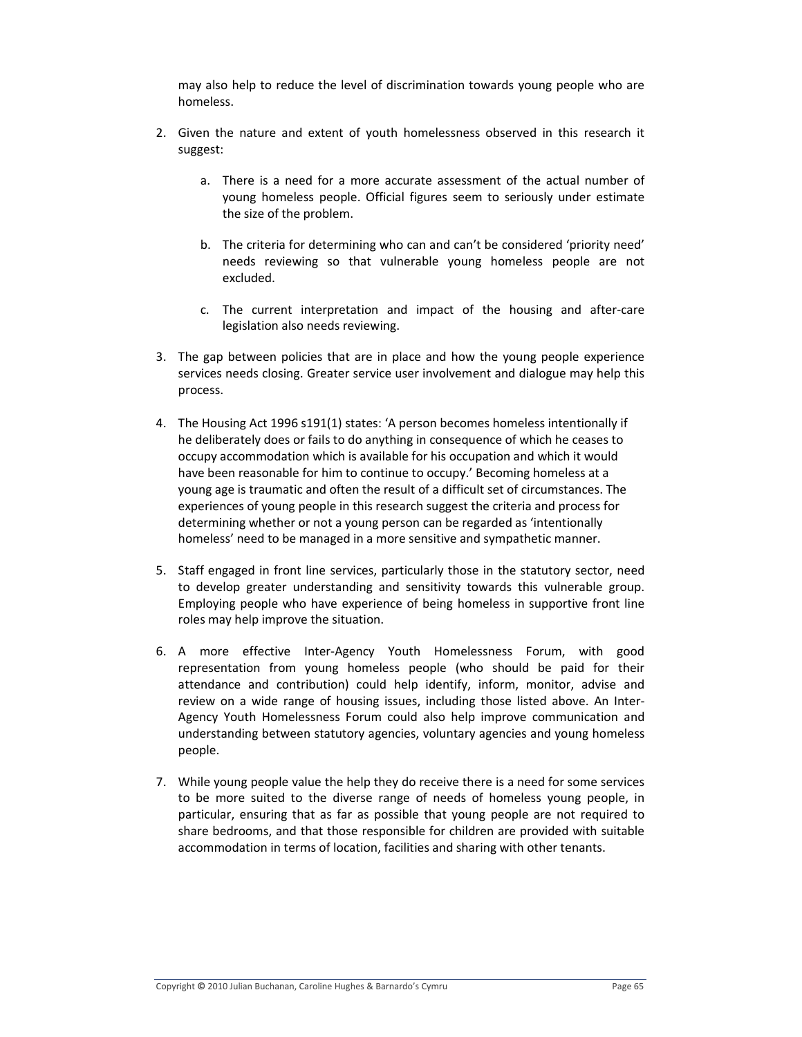may also help to reduce the level of discrimination towards young people who are homeless.

2. Given the nature and extent of youth homelessness observed in this research it suggest:

    a. There is a need for a more accurate assessment of the actual number of young homeless people. Official figures seem to seriously under estimate the size of the problem.

    b. The criteria for determining who can and can't be considered 'priority need' needs reviewing so that vulnerable young homeless people are not excluded.

    c. The current interpretation and impact of the housing and after-care legislation also needs reviewing.

3. The gap between policies that are in place and how the young people experience services needs closing. Greater service user involvement and dialogue may help this process.

4. The Housing Act 1996 s191(1) states: 'A person becomes homeless intentionally if he deliberately does or fails to do anything in consequence of which he ceases to occupy accommodation which is available for his occupation and which it would have been reasonable for him to continue to occupy.' Becoming homeless at a young age is traumatic and often the result of a difficult set of circumstances. The experiences of young people in this research suggest the criteria and process for determining whether or not a young person can be regarded as 'intentionally homeless' need to be managed in a more sensitive and sympathetic manner.

5. Staff engaged in front line services, particularly those in the statutory sector, need to develop greater understanding and sensitivity towards this vulnerable group. Employing people who have experience of being homeless in supportive front line roles may help improve the situation.

6. A more effective Inter-Agency Youth Homelessness Forum, with good representation from young homeless people (who should be paid for their attendance and contribution) could help identify, inform, monitor, advise and review on a wide range of housing issues, including those listed above. An Inter-Agency Youth Homelessness Forum could also help improve communication and understanding between statutory agencies, voluntary agencies and young homeless people.

7. While young people value the help they do receive there is a need for some services to be more suited to the diverse range of needs of homeless young people, in particular, ensuring that as far as possible that young people are not required to share bedrooms, and that those responsible for children are provided with suitable accommodation in terms of location, facilities and sharing with other tenants.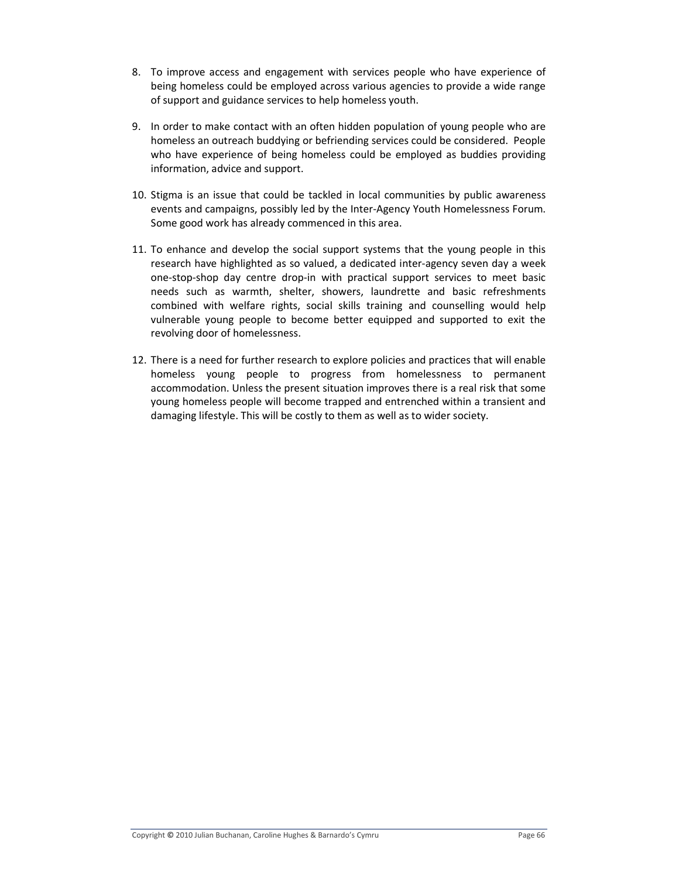8. To improve access and engagement with services people who have experience of being homeless could be employed across various agencies to provide a wide range of support and guidance services to help homeless youth.

9. In order to make contact with an often hidden population of young people who are homeless an outreach buddying or befriending services could be considered. People who have experience of being homeless could be employed as buddies providing information, advice and support.

10. Stigma is an issue that could be tackled in local communities by public awareness events and campaigns, possibly led by the Inter-Agency Youth Homelessness Forum. Some good work has already commenced in this area.

11. To enhance and develop the social support systems that the young people in this research have highlighted as so valued, a dedicated inter-agency seven day a week one-stop-shop day centre drop-in with practical support services to meet basic needs such as warmth, shelter, showers, laundrette and basic refreshments combined with welfare rights, social skills training and counselling would help vulnerable young people to become better equipped and supported to exit the revolving door of homelessness.

12. There is a need for further research to explore policies and practices that will enable homeless young people to progress from homelessness to permanent accommodation. Unless the present situation improves there is a real risk that some young homeless people will become trapped and entrenched within a transient and damaging lifestyle. This will be costly to them as well as to wider society.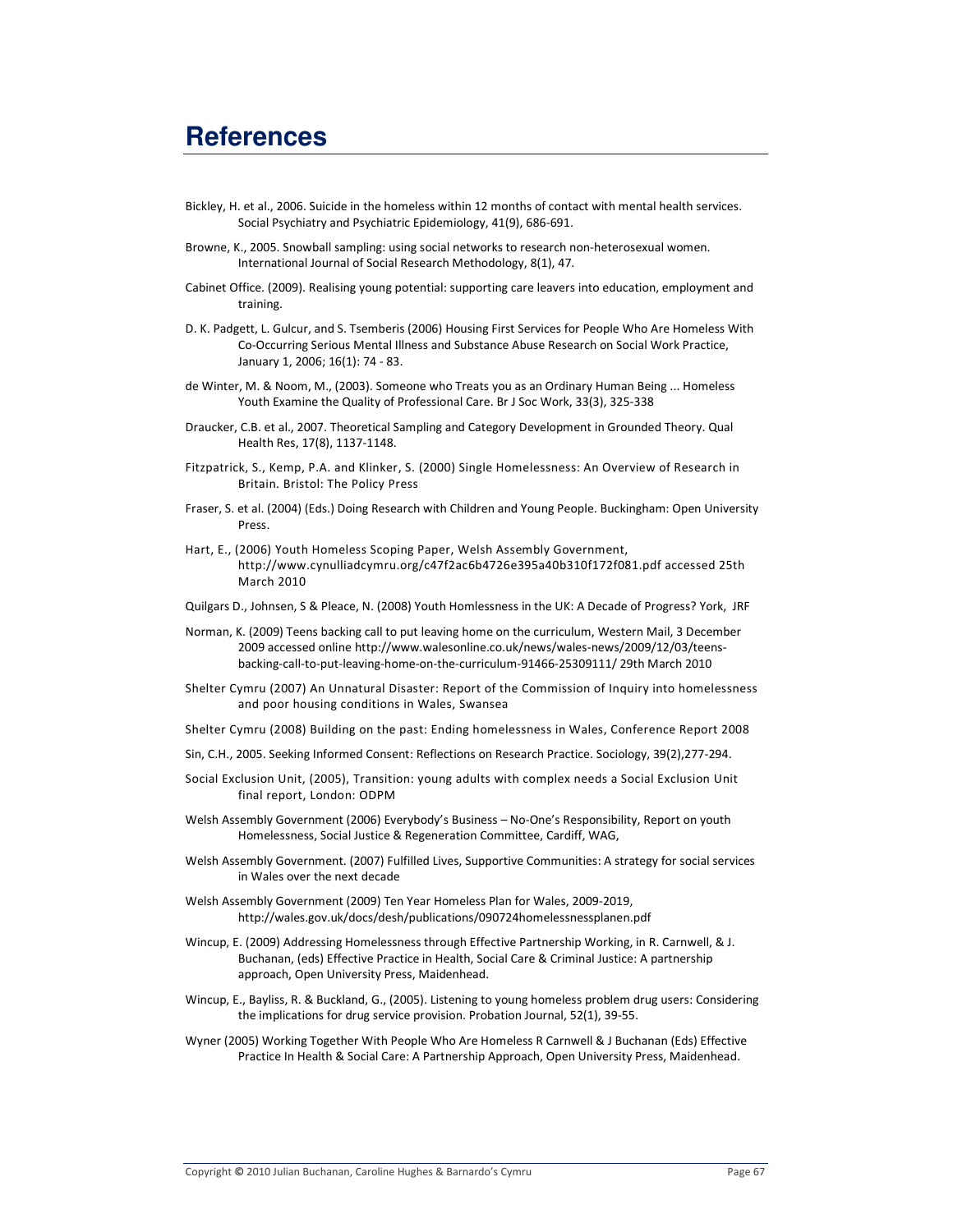# References

Bickley, H. et al., 2006. Suicide in the homeless within 12 months of contact with mental health services. Social Psychiatry and Psychiatric Epidemiology, 41(9), 686-691.

Browne, K., 2005. Snowball sampling: using social networks to research non-heterosexual women. International Journal of Social Research Methodology, 8(1), 47.

Cabinet Office. (2009). Realising young potential: supporting care leavers into education, employment and training.

D. K. Padgett, L. Gulcur, and S. Tsemberis (2006) Housing First Services for People Who Are Homeless With Co-Occurring Serious Mental Illness and Substance Abuse Research on Social Work Practice, January 1, 2006; 16(1): 74 - 83.

de Winter, M. & Noom, M., (2003). Someone who Treats you as an Ordinary Human Being ... Homeless Youth Examine the Quality of Professional Care. Br J Soc Work, 33(3), 325-338

Draucker, C.B. et al., 2007. Theoretical Sampling and Category Development in Grounded Theory. Qual Health Res, 17(8), 1137-1148.

Fitzpatrick, S., Kemp, P.A. and Klinker, S. (2000) Single Homelessness: An Overview of Research in Britain. Bristol: The Policy Press

Fraser, S. et al. (2004) (Eds.) Doing Research with Children and Young People. Buckingham: Open University Press.

Hart, E., (2006) Youth Homeless Scoping Paper, Welsh Assembly Government, http://www.cynulliadcymru.org/c47f2ac6b4726e395a40b310f172f081.pdf accessed 25th March 2010

Quilgars D., Johnsen, S & Pleace, N. (2008) Youth Homlessness in the UK: A Decade of Progress? York, JRF

Norman, K. (2009) Teens backing call to put leaving home on the curriculum, Western Mail, 3 December 2009 accessed online http://www.walesonline.co.uk/news/wales-news/2009/12/03/teens-backing-call-to-put-leaving-home-on-the-curriculum-91466-25309111/ 29th March 2010

Shelter Cymru (2007) An Unnatural Disaster: Report of the Commission of Inquiry into homelessness and poor housing conditions in Wales, Swansea

Shelter Cymru (2008) Building on the past: Ending homelessness in Wales, Conference Report 2008

Sin, C.H., 2005. Seeking Informed Consent: Reflections on Research Practice. Sociology, 39(2),277-294.

Social Exclusion Unit, (2005), Transition: young adults with complex needs a Social Exclusion Unit final report, London: ODPM

Welsh Assembly Government (2006) Everybody's Business – No-One's Responsibility, Report on youth Homelessness, Social Justice & Regeneration Committee, Cardiff, WAG,

Welsh Assembly Government. (2007) Fulfilled Lives, Supportive Communities: A strategy for social services in Wales over the next decade

Welsh Assembly Government (2009) Ten Year Homeless Plan for Wales, 2009-2019, http://wales.gov.uk/docs/desh/publications/090724homelessnessplanen.pdf

Wincup, E. (2009) Addressing Homelessness through Effective Partnership Working, in R. Carnwell, & J. Buchanan, (eds) Effective Practice in Health, Social Care & Criminal Justice: A partnership approach, Open University Press, Maidenhead.

Wincup, E., Bayliss, R. & Buckland, G., (2005). Listening to young homeless problem drug users: Considering the implications for drug service provision. Probation Journal, 52(1), 39-55.

Wyner (2005) Working Together With People Who Are Homeless R Carnwell & J Buchanan (Eds) Effective Practice In Health & Social Care: A Partnership Approach, Open University Press, Maidenhead.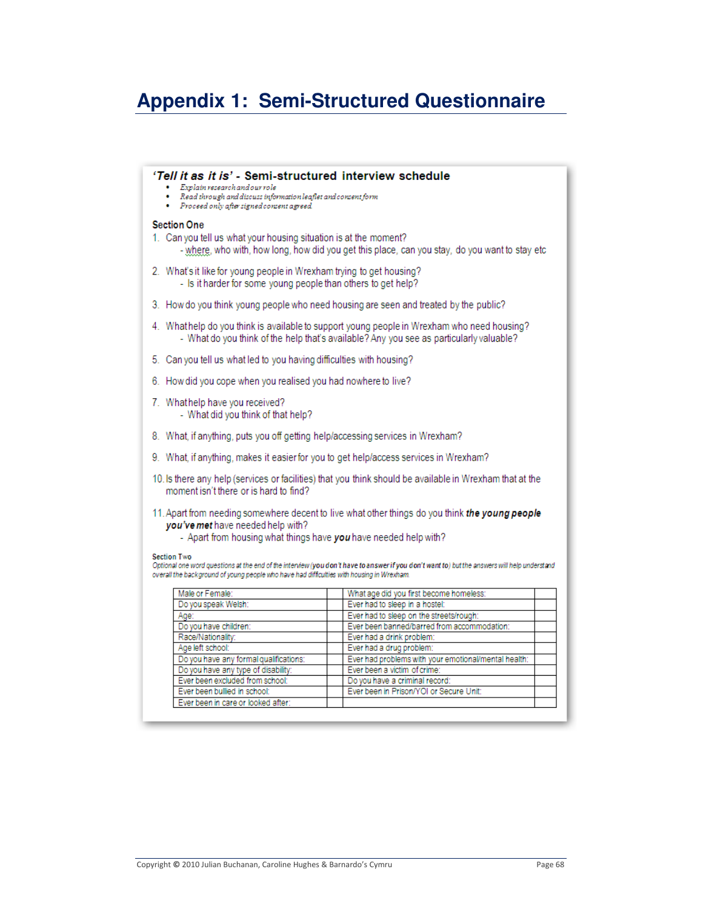# Appendix 1: Semi-Structured Questionnaire

## *'Tell it as it is'* - Semi-structured interview schedule

- *Explain research and our role*
- *Read through and discuss information leaflet and consent form*
- *Proceed only after signed consent agreed*

### Section One

1. Can you tell us what your housing situation is at the moment?
   - where, who with, how long, how did you get this place, can you stay, do you want to stay etc
2. What's it like for young people in Wrexham trying to get housing?
   - Is it harder for some young people than others to get help?
3. How do you think young people who need housing are seen and treated by the public?
4. What help do you think is available to support young people in Wrexham who need housing?
   - What do you think of the help that's available? Any you see as particularly valuable?
5. Can you tell us what led to you having difficulties with housing?
6. How did you cope when you realised you had nowhere to live?
7. What help have you received?
   - What did you think of that help?
8. What, if anything, puts you off getting help/accessing services in Wrexham?
9. What, if anything, makes it easier for you to get help/access services in Wrexham?
10. Is there any help (services or facilities) that you think should be available in Wrexham that at the moment isn't there or is hard to find?
11. Apart from needing somewhere decent to live what other things do you think ***the young people you've met*** have needed help with?
    - Apart from housing what things have ***you*** have needed help with?

### Section Two

*Optional one word questions at the end of the interview (**you don't have to answer if you don't want to**) but the answers will help understand overall the background of young people who have had difficulties with housing in Wrexham*

| | | | |
|---|---|---|---|
| Male or Female: | | What age did you first become homeless: | |
| Do you speak Welsh: | | Ever had to sleep in a hostel: | |
| Age: | | Ever had to sleep on the streets/rough: | |
| Do you have children: | | Ever been banned/barred from accommodation: | |
| Race/Nationality: | | Ever had a drink problem: | |
| Age left school: | | Ever had a drug problem: | |
| Do you have any formal qualifications: | | Ever had problems with your emotional/mental health: | |
| Do you have any type of disability: | | Ever been a victim of crime: | |
| Ever been excluded from school: | | Do you have a criminal record: | |
| Ever been bullied in school: | | Ever been in Prison/YOI or Secure Unit: | |
| Ever been in care or looked after: | | | |

Copyright © 2010 Julian Buchanan, Caroline Hughes & Barnardo's Cymru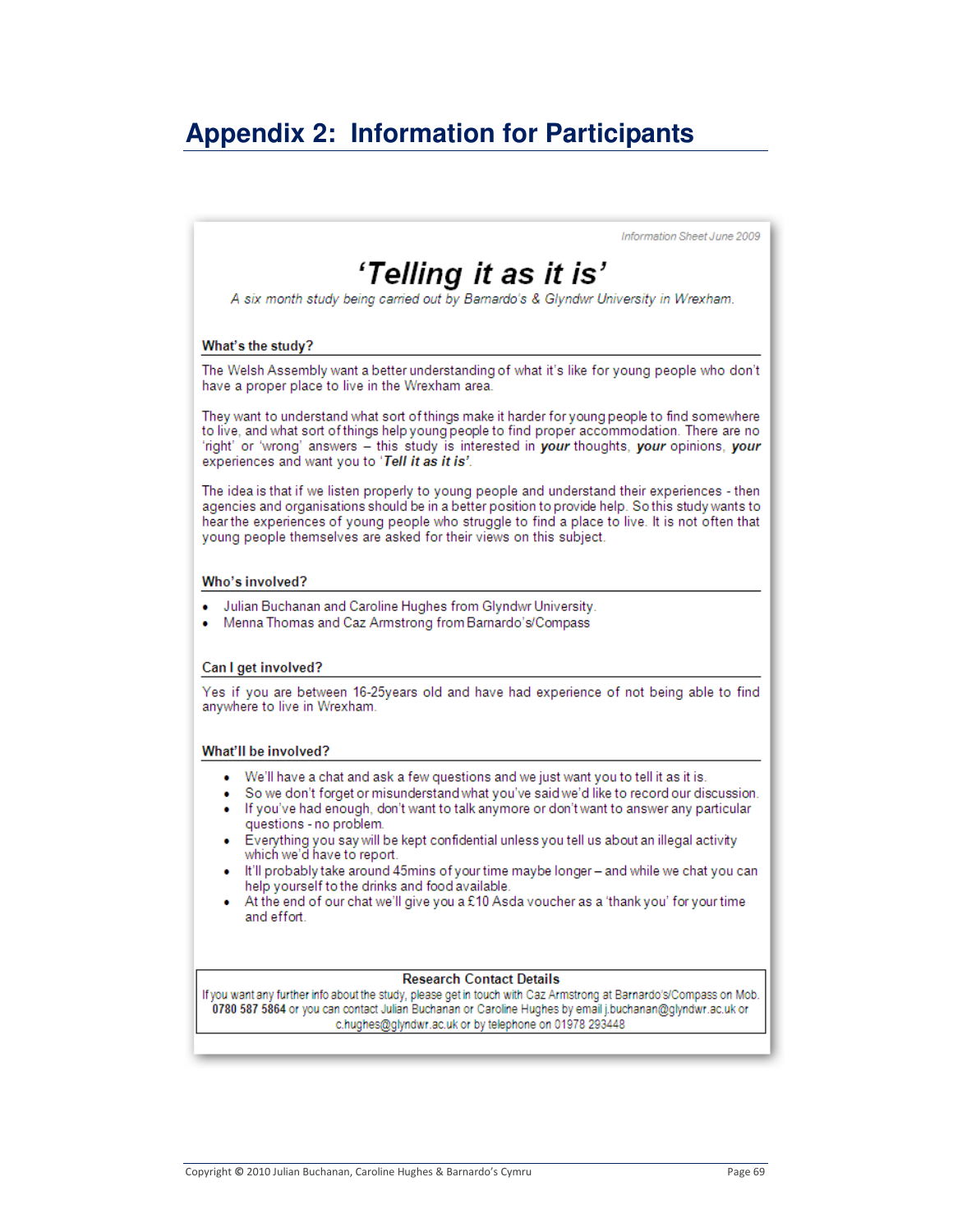# Appendix 2: Information for Participants

*Information Sheet June 2009*

## 'Telling it as it is'

*A six month study being carried out by Barnardo's & Glyndwr University in Wrexham.*

### What's the study?

The Welsh Assembly want a better understanding of what it's like for young people who don't have a proper place to live in the Wrexham area.

They want to understand what sort of things make it harder for young people to find somewhere to live, and what sort of things help young people to find proper accommodation. There are no 'right' or 'wrong' answers – this study is interested in ***your*** thoughts, ***your*** opinions, ***your*** experiences and want you to '***Tell it as it is'***.

The idea is that if we listen properly to young people and understand their experiences - then agencies and organisations should be in a better position to provide help. So this study wants to hear the experiences of young people who struggle to find a place to live. It is not often that young people themselves are asked for their views on this subject.

### Who's involved?

- Julian Buchanan and Caroline Hughes from Glyndwr University.
- Menna Thomas and Caz Armstrong from Barnardo's/Compass

### Can I get involved?

Yes if you are between 16-25years old and have had experience of not being able to find anywhere to live in Wrexham.

### What'll be involved?

- We'll have a chat and ask a few questions and we just want you to tell it as it is.
- So we don't forget or misunderstand what you've said we'd like to record our discussion.
- If you've had enough, don't want to talk anymore or don't want to answer any particular questions - no problem.
- Everything you say will be kept confidential unless you tell us about an illegal activity which we'd have to report.
- It'll probably take around 45mins of your time maybe longer – and while we chat you can help yourself to the drinks and food available.
- At the end of our chat we'll give you a £10 Asda voucher as a 'thank you' for your time and effort.

**Research Contact Details**

If you want any further info about the study, please get in touch with Caz Armstrong at Barnardo's/Compass on Mob. **0780 587 5864** or you can contact Julian Buchanan or Caroline Hughes by email j.buchanan@glyndwr.ac.uk or c.hughes@glyndwr.ac.uk or by telephone on 01978 293448

Copyright © 2010 Julian Buchanan, Caroline Hughes & Barnardo's Cymru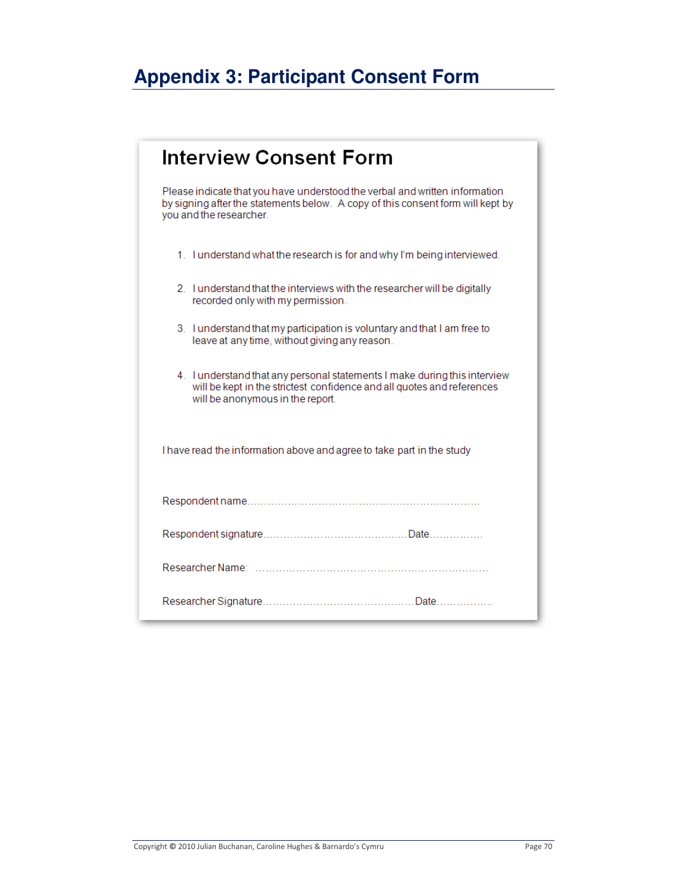# Appendix 3: Participant Consent Form

## Interview Consent Form

Please indicate that you have understood the verbal and written information by signing after the statements below. A copy of this consent form will kept by you and the researcher.

1. I understand what the research is for and why I'm being interviewed.
2. I understand that the interviews with the researcher will be digitally recorded only with my permission.
3. I understand that my participation is voluntary and that I am free to leave at any time, without giving any reason.
4. I understand that any personal statements I make during this interview will be kept in the strictest confidence and all quotes and references will be anonymous in the report.

I have read the information above and agree to take part in the study

Respondent name……………………………………………………………

Respondent signature……………………………………Date……………

Researcher Name: ……………………………………………………………

Researcher Signature……………………………………Date……………

Copyright © 2010 Julian Buchanan, Caroline Hughes & Barnardo's Cymru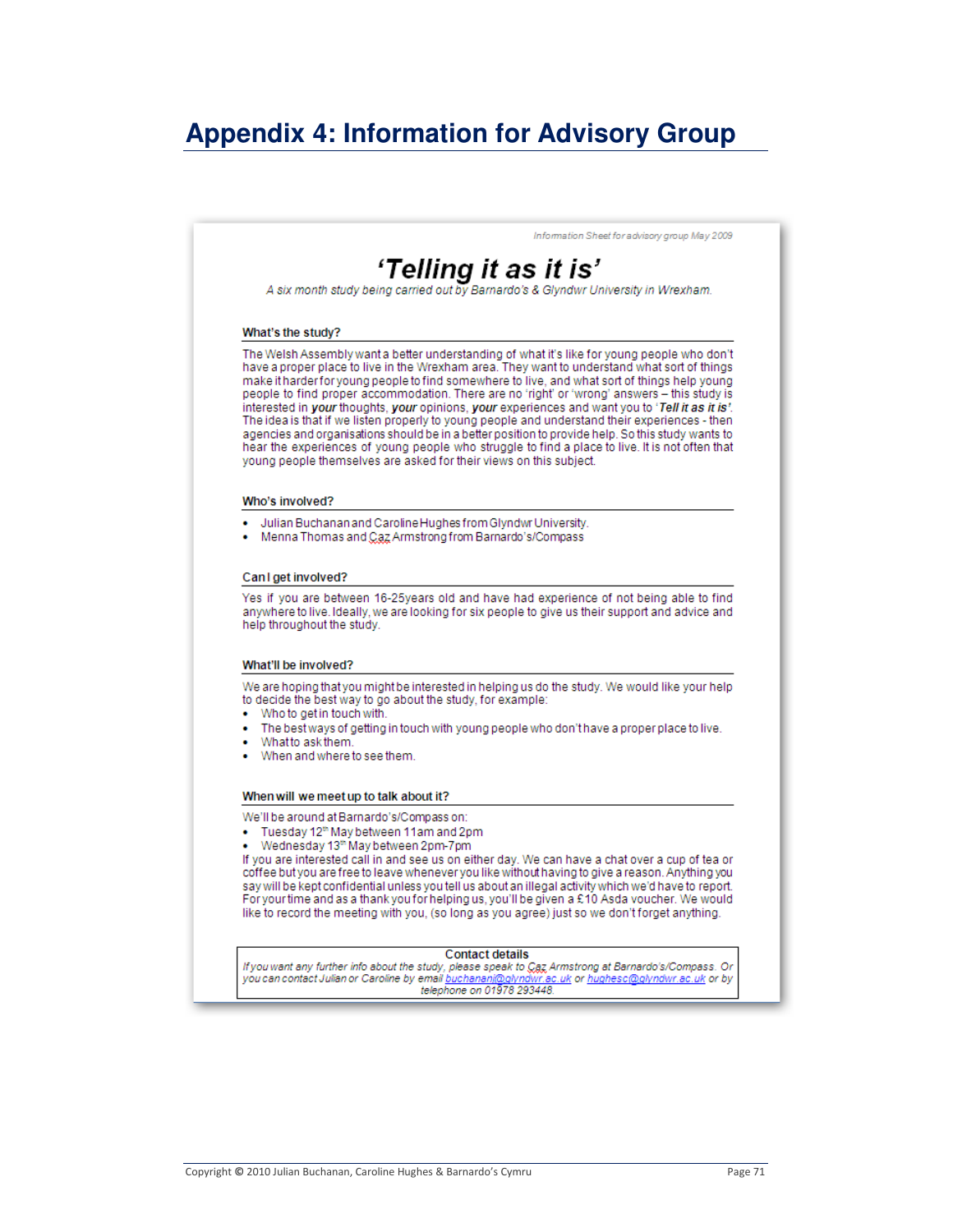# Appendix 4: Information for Advisory Group

*Information Sheet for advisory group May 2009*

## 'Telling it as it is'

*A six month study being carried out by Barnardo's & Glyndwr University in Wrexham.*

### What's the study?

The Welsh Assembly want a better understanding of what it's like for young people who don't have a proper place to live in the Wrexham area. They want to understand what sort of things make it harder for young people to find somewhere to live, and what sort of things help young people to find proper accommodation. There are no 'right' or 'wrong' answers – this study is interested in ***your*** thoughts, ***your*** opinions, ***your*** experiences and want you to '***Tell it as it is***'. The idea is that if we listen properly to young people and understand their experiences - then agencies and organisations should be in a better position to provide help. So this study wants to hear the experiences of young people who struggle to find a place to live. It is not often that young people themselves are asked for their views on this subject.

### Who's involved?

- Julian Buchanan and Caroline Hughes from Glyndwr University.
- Menna Thomas and Caz Armstrong from Barnardo's/Compass

### Can I get involved?

Yes if you are between 16-25years old and have had experience of not being able to find anywhere to live. Ideally, we are looking for six people to give us their support and advice and help throughout the study.

### What'll be involved?

We are hoping that you might be interested in helping us do the study. We would like your help to decide the best way to go about the study, for example:

- Who to get in touch with.
- The best ways of getting in touch with young people who don't have a proper place to live.
- What to ask them.
- When and where to see them.

### When will we meet up to talk about it?

We'll be around at Barnardo's/Compass on:

- Tuesday 12th May between 11am and 2pm
- Wednesday 13th May between 2pm-7pm

If you are interested call in and see us on either day. We can have a chat over a cup of tea or coffee but you are free to leave whenever you like without having to give a reason. Anything you say will be kept confidential unless you tell us about an illegal activity which we'd have to report. For your time and as a thank you for helping us, you'll be given a £10 Asda voucher. We would like to record the meeting with you, (so long as you agree) just so we don't forget anything.

**Contact details**

*If you want any further info about the study, please speak to Caz Armstrong at Barnardo's/Compass. Or you can contact Julian or Caroline by email buchananj@glyndwr.ac.uk or hughesc@glyndwr.ac.uk or by telephone on 01978 293448.*

Copyright © 2010 Julian Buchanan, Caroline Hughes & Barnardo's Cymru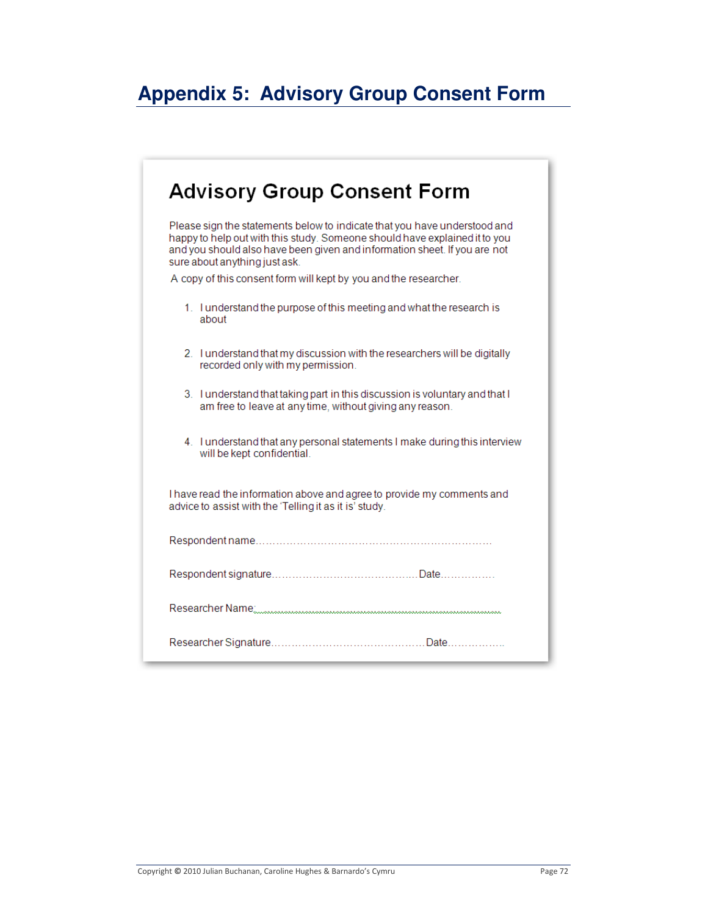# Appendix 5: Advisory Group Consent Form

## Advisory Group Consent Form

Please sign the statements below to indicate that you have understood and happy to help out with this study. Someone should have explained it to you and you should also have been given and information sheet. If you are not sure about anything just ask.

A copy of this consent form will kept by you and the researcher.

1. I understand the purpose of this meeting and what the research is about
2. I understand that my discussion with the researchers will be digitally recorded only with my permission.
3. I understand that taking part in this discussion is voluntary and that I am free to leave at any time, without giving any reason.
4. I understand that any personal statements I make during this interview will be kept confidential.

I have read the information above and agree to provide my comments and advice to assist with the 'Telling it as it is' study.

Respondent name………………………………………………………………

Respondent signature…………………………………………Date……………

Researcher Name:

Researcher Signature…………………………………………Date……………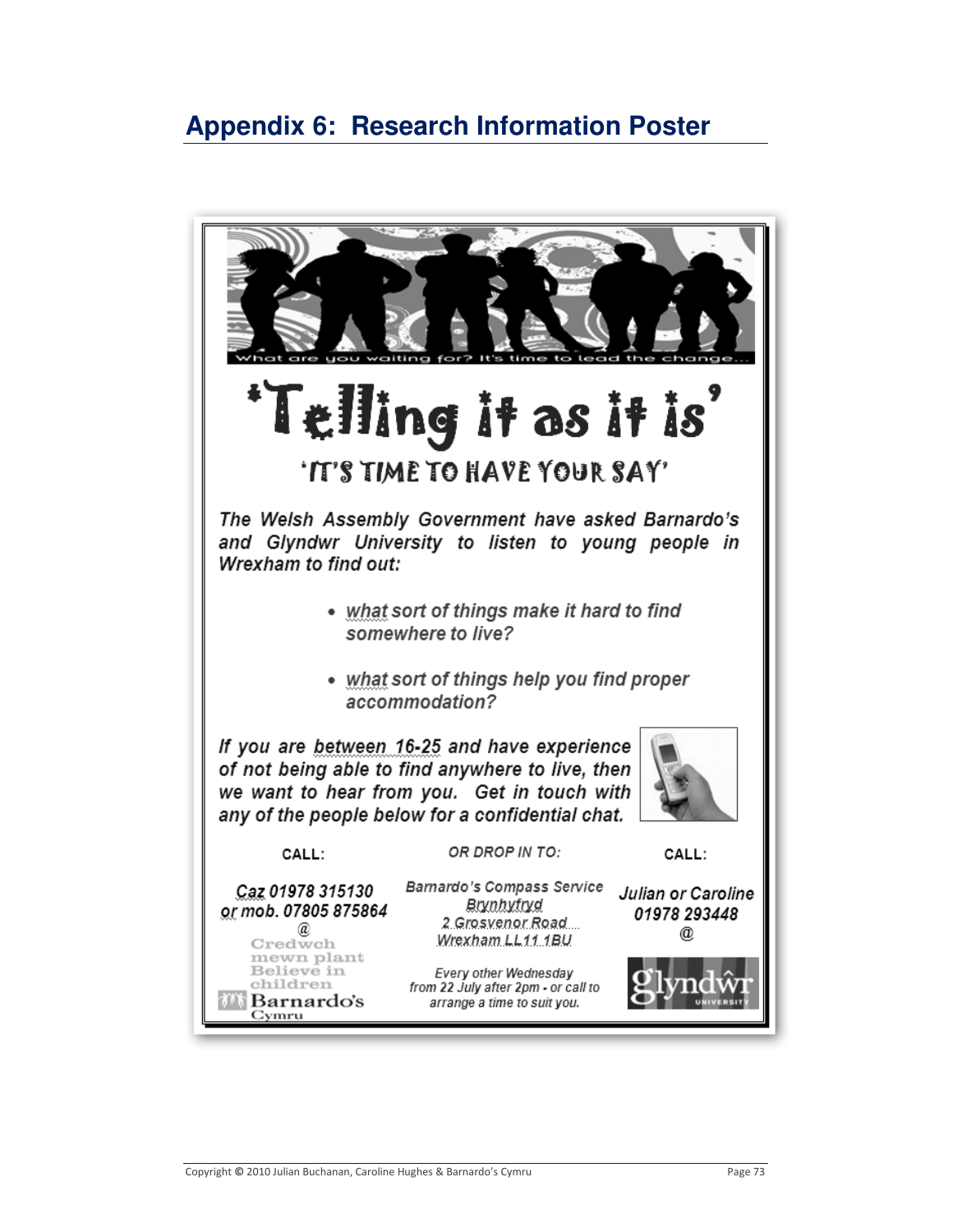## Appendix 6: Research Information Poster

What are you waiting for? It's time to lead the change...

# 'Telling it as it is'

## 'IT'S TIME TO HAVE YOUR SAY'

*The Welsh Assembly Government have asked Barnardo's and Glyndwr University to listen to young people in Wrexham to find out:*

- *what sort of things make it hard to find somewhere to live?*
- *what sort of things help you find proper accommodation?*

*If you are between 16-25 and have experience of not being able to find anywhere to live, then we want to hear from you. Get in touch with any of the people below for a confidential chat.*

CALL:

*Caz 01978 315130 or mob. 07805 875864*
@
Credwch mewn plant
Believe in children
Barnardo's Cymru

*OR DROP IN TO:*

*Barnardo's Compass Service*
*Brynhyfryd*
*2 Grosvenor Road*
*Wrexham LL11 1BU*

*Every other Wednesday from 22 July after 2pm - or call to arrange a time to suit you.*

CALL:

*Julian or Caroline 01978 293448*
@
glyndŵr UNIVERSITY